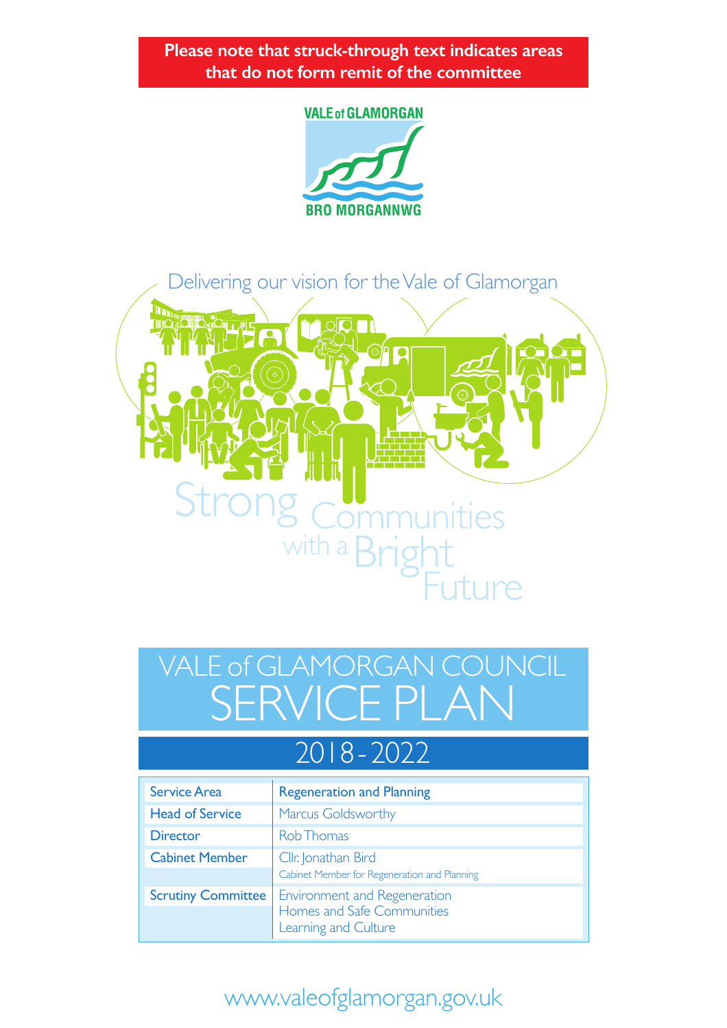**Please note that struck-through text indicates areas that do not form remit of the committee**

VALE of GLAMORGAN

BRO MORGANNWG

Delivering our vision for the Vale of Glamorgan

Strong Communities with a Bright Future

# VALE of GLAMORGAN COUNCIL SERVICE PLAN

## 2018 - 2022

| | |
|---|---|
| Service Area | **Regeneration and Planning** |
| Head of Service | Marcus Goldsworthy |
| Director | Rob Thomas |
| Cabinet Member | Cllr. Jonathan Bird<br>Cabinet Member for Regeneration and Planning |
| Scrutiny Committee | Environment and Regeneration<br>Homes and Safe Communities<br>Learning and Culture |

www.valeofglamorgan.gov.uk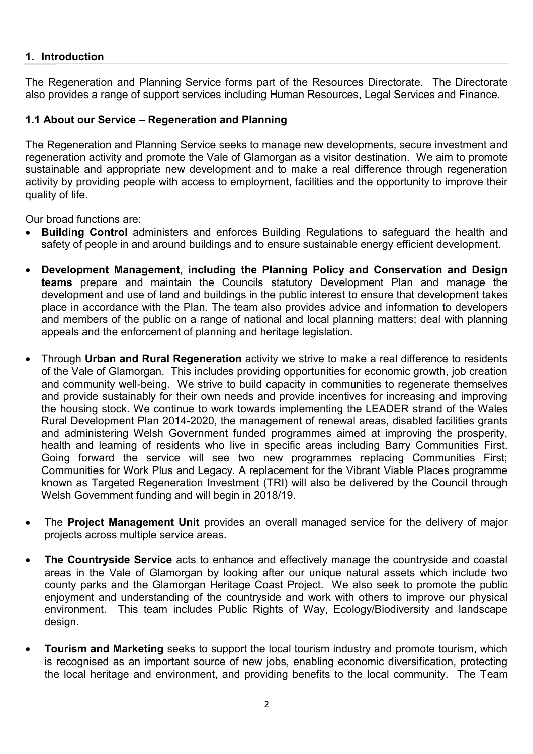## 1. Introduction

The Regeneration and Planning Service forms part of the Resources Directorate. The Directorate also provides a range of support services including Human Resources, Legal Services and Finance.

### 1.1 About our Service – Regeneration and Planning

The Regeneration and Planning Service seeks to manage new developments, secure investment and regeneration activity and promote the Vale of Glamorgan as a visitor destination. We aim to promote sustainable and appropriate new development and to make a real difference through regeneration activity by providing people with access to employment, facilities and the opportunity to improve their quality of life.

Our broad functions are:

- **Building Control** administers and enforces Building Regulations to safeguard the health and safety of people in and around buildings and to ensure sustainable energy efficient development.
- **Development Management, including the Planning Policy and Conservation and Design teams** prepare and maintain the Councils statutory Development Plan and manage the development and use of land and buildings in the public interest to ensure that development takes place in accordance with the Plan. The team also provides advice and information to developers and members of the public on a range of national and local planning matters; deal with planning appeals and the enforcement of planning and heritage legislation.
- Through **Urban and Rural Regeneration** activity we strive to make a real difference to residents of the Vale of Glamorgan. This includes providing opportunities for economic growth, job creation and community well-being. We strive to build capacity in communities to regenerate themselves and provide sustainably for their own needs and provide incentives for increasing and improving the housing stock. We continue to work towards implementing the LEADER strand of the Wales Rural Development Plan 2014-2020, the management of renewal areas, disabled facilities grants and administering Welsh Government funded programmes aimed at improving the prosperity, health and learning of residents who live in specific areas including Barry Communities First. Going forward the service will see two new programmes replacing Communities First; Communities for Work Plus and Legacy. A replacement for the Vibrant Viable Places programme known as Targeted Regeneration Investment (TRI) will also be delivered by the Council through Welsh Government funding and will begin in 2018/19.
- The **Project Management Unit** provides an overall managed service for the delivery of major projects across multiple service areas.
- **The Countryside Service** acts to enhance and effectively manage the countryside and coastal areas in the Vale of Glamorgan by looking after our unique natural assets which include two county parks and the Glamorgan Heritage Coast Project. We also seek to promote the public enjoyment and understanding of the countryside and work with others to improve our physical environment. This team includes Public Rights of Way, Ecology/Biodiversity and landscape design.
- **Tourism and Marketing** seeks to support the local tourism industry and promote tourism, which is recognised as an important source of new jobs, enabling economic diversification, protecting the local heritage and environment, and providing benefits to the local community. The Team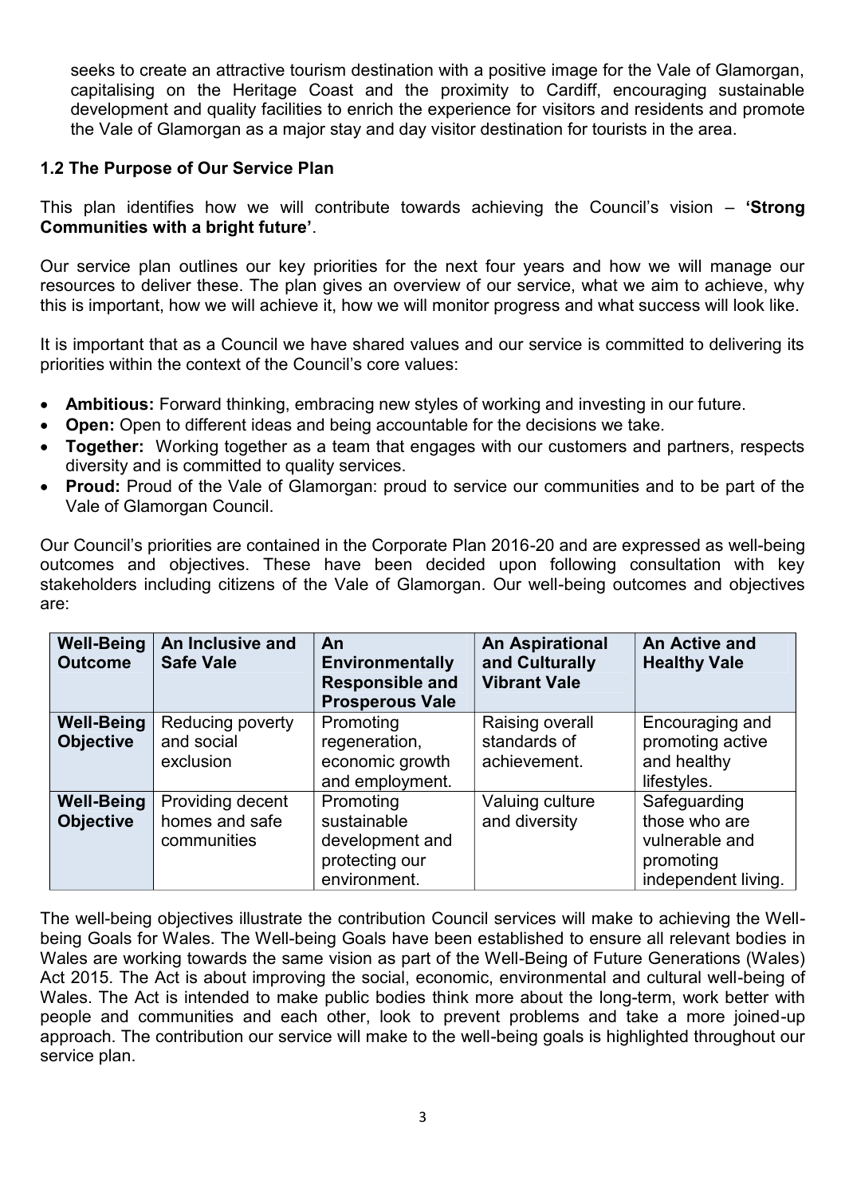seeks to create an attractive tourism destination with a positive image for the Vale of Glamorgan, capitalising on the Heritage Coast and the proximity to Cardiff, encouraging sustainable development and quality facilities to enrich the experience for visitors and residents and promote the Vale of Glamorgan as a major stay and day visitor destination for tourists in the area.

### 1.2 The Purpose of Our Service Plan

This plan identifies how we will contribute towards achieving the Council's vision – **'Strong Communities with a bright future'**.

Our service plan outlines our key priorities for the next four years and how we will manage our resources to deliver these. The plan gives an overview of our service, what we aim to achieve, why this is important, how we will achieve it, how we will monitor progress and what success will look like.

It is important that as a Council we have shared values and our service is committed to delivering its priorities within the context of the Council's core values:

- **Ambitious:** Forward thinking, embracing new styles of working and investing in our future.
- **Open:** Open to different ideas and being accountable for the decisions we take.
- **Together:** Working together as a team that engages with our customers and partners, respects diversity and is committed to quality services.
- **Proud:** Proud of the Vale of Glamorgan: proud to service our communities and to be part of the Vale of Glamorgan Council.

Our Council's priorities are contained in the Corporate Plan 2016-20 and are expressed as well-being outcomes and objectives. These have been decided upon following consultation with key stakeholders including citizens of the Vale of Glamorgan. Our well-being outcomes and objectives are:

| **Well-Being Outcome** | **An Inclusive and Safe Vale** | **An Environmentally Responsible and Prosperous Vale** | **An Aspirational and Culturally Vibrant Vale** | **An Active and Healthy Vale** |
|---|---|---|---|---|
| **Well-Being Objective** | Reducing poverty and social exclusion | Promoting regeneration, economic growth and employment. | Raising overall standards of achievement. | Encouraging and promoting active and healthy lifestyles. |
| **Well-Being Objective** | Providing decent homes and safe communities | Promoting sustainable development and protecting our environment. | Valuing culture and diversity | Safeguarding those who are vulnerable and promoting independent living. |

The well-being objectives illustrate the contribution Council services will make to achieving the Well-being Goals for Wales. The Well-being Goals have been established to ensure all relevant bodies in Wales are working towards the same vision as part of the Well-Being of Future Generations (Wales) Act 2015. The Act is about improving the social, economic, environmental and cultural well-being of Wales. The Act is intended to make public bodies think more about the long-term, work better with people and communities and each other, look to prevent problems and take a more joined-up approach. The contribution our service will make to the well-being goals is highlighted throughout our service plan.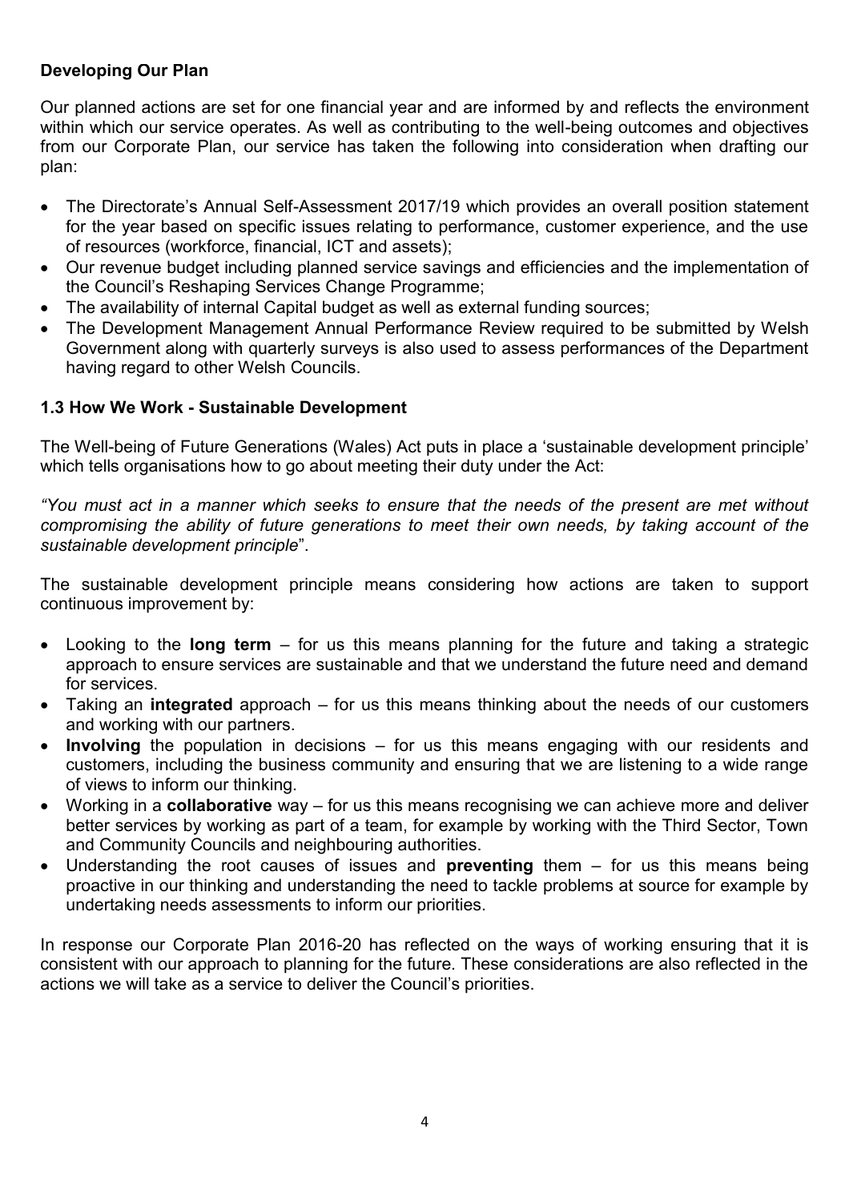## Developing Our Plan

Our planned actions are set for one financial year and are informed by and reflects the environment within which our service operates. As well as contributing to the well-being outcomes and objectives from our Corporate Plan, our service has taken the following into consideration when drafting our plan:

- The Directorate's Annual Self-Assessment 2017/19 which provides an overall position statement for the year based on specific issues relating to performance, customer experience, and the use of resources (workforce, financial, ICT and assets);
- Our revenue budget including planned service savings and efficiencies and the implementation of the Council's Reshaping Services Change Programme;
- The availability of internal Capital budget as well as external funding sources;
- The Development Management Annual Performance Review required to be submitted by Welsh Government along with quarterly surveys is also used to assess performances of the Department having regard to other Welsh Councils.

## 1.3 How We Work - Sustainable Development

The Well-being of Future Generations (Wales) Act puts in place a 'sustainable development principle' which tells organisations how to go about meeting their duty under the Act:

*"You must act in a manner which seeks to ensure that the needs of the present are met without compromising the ability of future generations to meet their own needs, by taking account of the sustainable development principle*".

The sustainable development principle means considering how actions are taken to support continuous improvement by:

- Looking to the **long term** – for us this means planning for the future and taking a strategic approach to ensure services are sustainable and that we understand the future need and demand for services.
- Taking an **integrated** approach – for us this means thinking about the needs of our customers and working with our partners.
- **Involving** the population in decisions – for us this means engaging with our residents and customers, including the business community and ensuring that we are listening to a wide range of views to inform our thinking.
- Working in a **collaborative** way – for us this means recognising we can achieve more and deliver better services by working as part of a team, for example by working with the Third Sector, Town and Community Councils and neighbouring authorities.
- Understanding the root causes of issues and **preventing** them – for us this means being proactive in our thinking and understanding the need to tackle problems at source for example by undertaking needs assessments to inform our priorities.

In response our Corporate Plan 2016-20 has reflected on the ways of working ensuring that it is consistent with our approach to planning for the future. These considerations are also reflected in the actions we will take as a service to deliver the Council's priorities.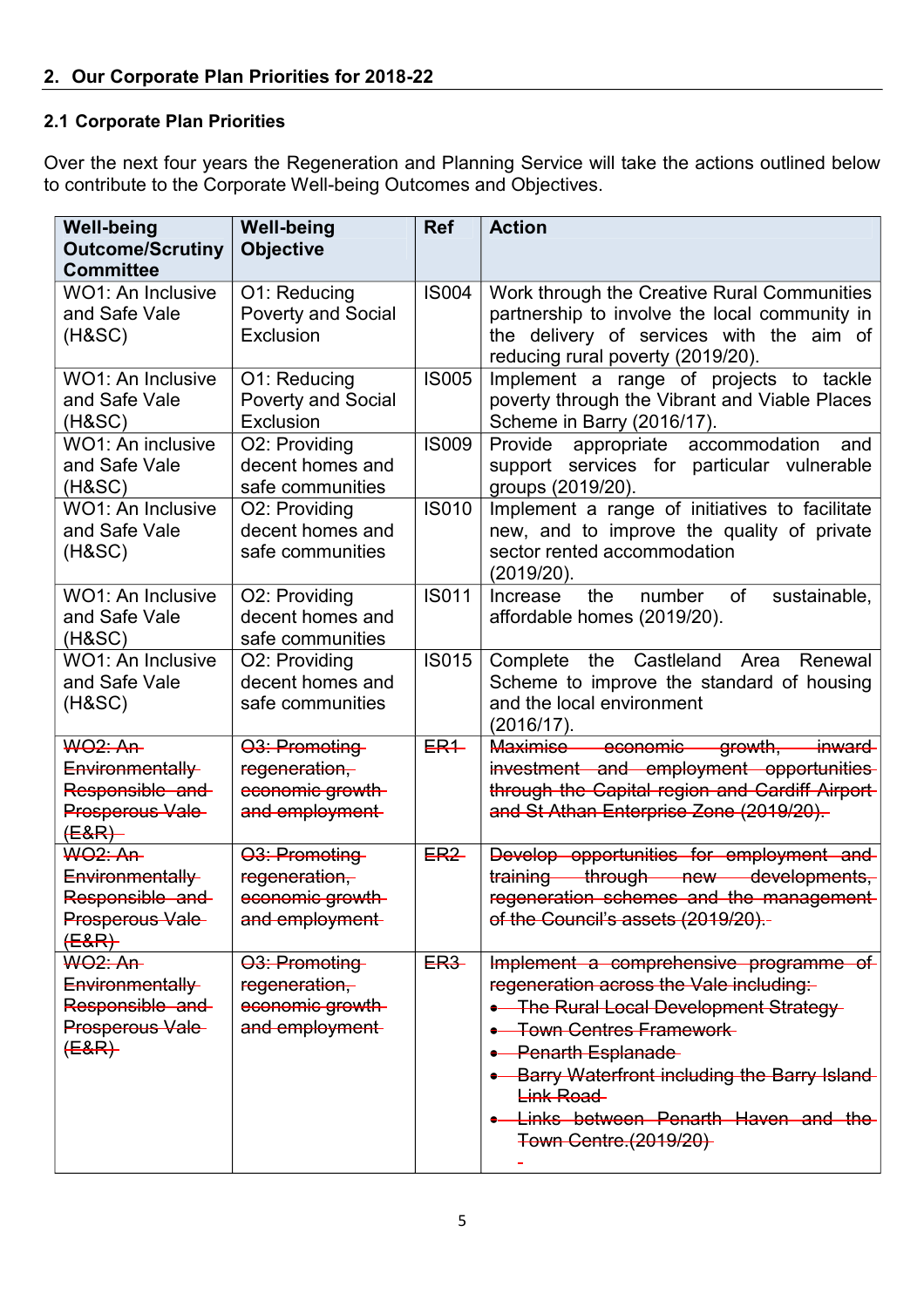## 2. Our Corporate Plan Priorities for 2018-22

### 2.1 Corporate Plan Priorities

Over the next four years the Regeneration and Planning Service will take the actions outlined below to contribute to the Corporate Well-being Outcomes and Objectives.

| Well-being Outcome/Scrutiny Committee | Well-being Objective | Ref | Action |
|---|---|---|---|
| WO1: An Inclusive and Safe Vale (H&SC) | O1: Reducing Poverty and Social Exclusion | IS004 | Work through the Creative Rural Communities partnership to involve the local community in the delivery of services with the aim of reducing rural poverty (2019/20). |
| WO1: An Inclusive and Safe Vale (H&SC) | O1: Reducing Poverty and Social Exclusion | IS005 | Implement a range of projects to tackle poverty through the Vibrant and Viable Places Scheme in Barry (2016/17). |
| WO1: An inclusive and Safe Vale (H&SC) | O2: Providing decent homes and safe communities | IS009 | Provide appropriate accommodation and support services for particular vulnerable groups (2019/20). |
| WO1: An Inclusive and Safe Vale (H&SC) | O2: Providing decent homes and safe communities | IS010 | Implement a range of initiatives to facilitate new, and to improve the quality of private sector rented accommodation (2019/20). |
| WO1: An Inclusive and Safe Vale (H&SC) | O2: Providing decent homes and safe communities | IS011 | Increase the number of sustainable, affordable homes (2019/20). |
| WO1: An Inclusive and Safe Vale (H&SC) | O2: Providing decent homes and safe communities | IS015 | Complete the Castleland Area Renewal Scheme to improve the standard of housing and the local environment (2016/17). |
| ~~WO2: An Environmentally Responsible and Prosperous Vale (E&R)~~ | ~~O3: Promoting regeneration, economic growth and employment~~ | ~~ER1~~ | ~~Maximise economic growth, inward investment and employment opportunities through the Capital region and Cardiff Airport and St Athan Enterprise Zone (2019/20).~~ |
| ~~WO2: An Environmentally Responsible and Prosperous Vale (E&R)~~ | ~~O3: Promoting regeneration, economic growth and employment~~ | ~~ER2~~ | ~~Develop opportunities for employment and training through new developments, regeneration schemes and the management of the Council's assets (2019/20).~~ |
| ~~WO2: An Environmentally Responsible and Prosperous Vale (E&R)~~ | ~~O3: Promoting regeneration, economic growth and employment~~ | ~~ER3~~ | ~~Implement a comprehensive programme of regeneration across the Vale including:~~<br>• ~~The Rural Local Development Strategy~~<br>• ~~Town Centres Framework~~<br>• ~~Penarth Esplanade~~<br>• ~~Barry Waterfront including the Barry Island Link Road~~<br>• ~~Links between Penarth Haven and the Town Centre.(2019/20)~~ |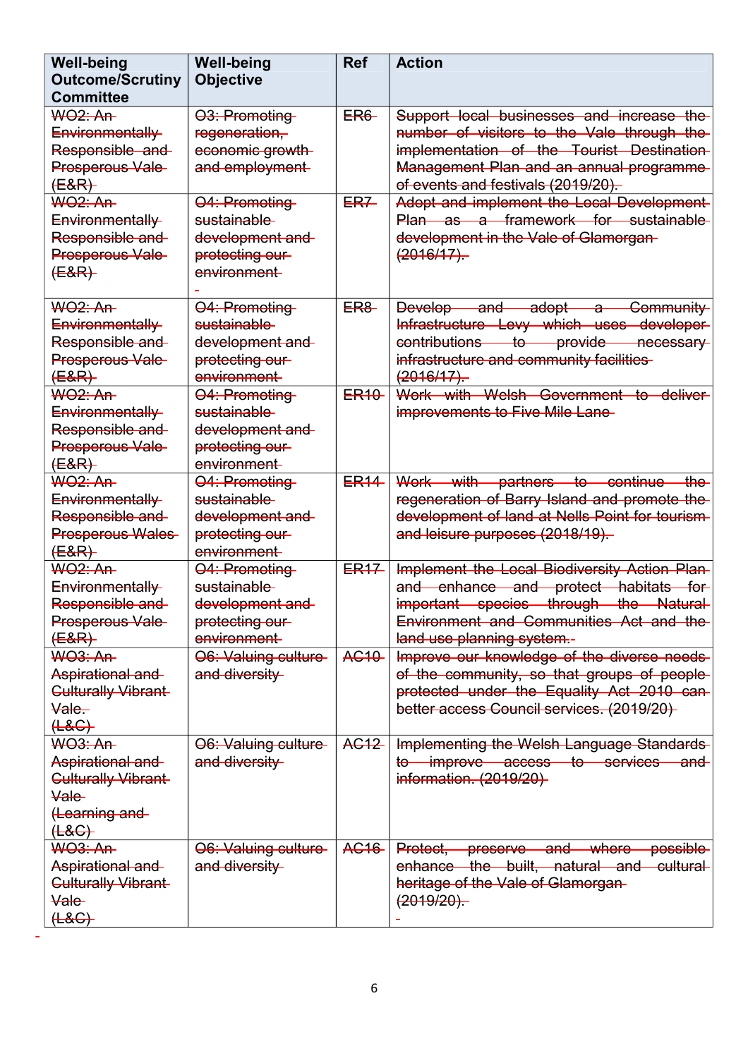| Well-being Outcome/Scrutiny Committee | Well-being Objective | Ref | Action |
|---|---|---|---|
| ~~WO2: An Environmentally Responsible and Prosperous Vale (E&R)~~ | ~~O3: Promoting regeneration, economic growth and employment~~ | ~~ER6~~ | ~~Support local businesses and increase the number of visitors to the Vale through the implementation of the Tourist Destination Management Plan and an annual programme of events and festivals (2019/20).~~ |
| ~~WO2: An Environmentally Responsible and Prosperous Vale (E&R)~~ | ~~O4: Promoting sustainable development and protecting our environment~~ | ~~ER7~~ | ~~Adopt and implement the Local Development Plan as a framework for sustainable development in the Vale of Glamorgan (2016/17).~~ |
| ~~WO2: An Environmentally Responsible and Prosperous Vale (E&R)~~ | ~~O4: Promoting sustainable development and protecting our environment~~ | ~~ER8~~ | ~~Develop and adopt a Community Infrastructure Levy which uses developer contributions to provide necessary infrastructure and community facilities (2016/17).~~ |
| ~~WO2: An Environmentally Responsible and Prosperous Vale (E&R)~~ | ~~O4: Promoting sustainable development and protecting our environment~~ | ~~ER10~~ | ~~Work with Welsh Government to deliver improvements to Five Mile Lane~~ |
| ~~WO2: An Environmentally Responsible and Prosperous Wales (E&R)~~ | ~~O4: Promoting sustainable development and protecting our environment~~ | ~~ER14~~ | ~~Work with partners to continue the regeneration of Barry Island and promote the development of land at Nells Point for tourism and leisure purposes (2018/19).~~ |
| ~~WO2: An Environmentally Responsible and Prosperous Vale (E&R)~~ | ~~O4: Promoting sustainable development and protecting our environment~~ | ~~ER17~~ | ~~Implement the Local Biodiversity Action Plan and enhance and protect habitats for important species through the Natural Environment and Communities Act and the land use planning system.~~ |
| ~~WO3: An Aspirational and Culturally Vibrant Vale. (L&C)~~ | ~~O6: Valuing culture and diversity~~ | ~~AC10~~ | ~~Improve our knowledge of the diverse needs of the community, so that groups of people protected under the Equality Act 2010 can better access Council services. (2019/20)~~ |
| ~~WO3: An Aspirational and Culturally Vibrant Vale (Learning and (L&C)~~ | ~~O6: Valuing culture and diversity~~ | ~~AC12~~ | ~~Implementing the Welsh Language Standards to improve access to services and information. (2019/20)~~ |
| ~~WO3: An Aspirational and Culturally Vibrant Vale (L&C)~~ | ~~O6: Valuing culture and diversity~~ | ~~AC16~~ | ~~Protect, preserve and where possible enhance the built, natural and cultural heritage of the Vale of Glamorgan (2019/20).~~ |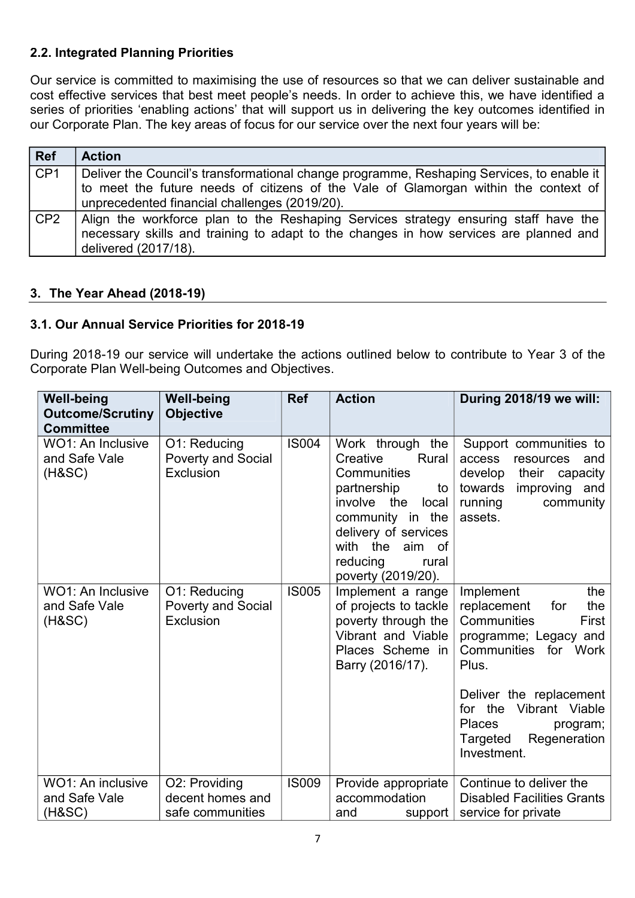### 2.2. Integrated Planning Priorities

Our service is committed to maximising the use of resources so that we can deliver sustainable and cost effective services that best meet people's needs. In order to achieve this, we have identified a series of priorities 'enabling actions' that will support us in delivering the key outcomes identified in our Corporate Plan. The key areas of focus for our service over the next four years will be:

| Ref | Action |
|---|---|
| CP1 | Deliver the Council's transformational change programme, Reshaping Services, to enable it to meet the future needs of citizens of the Vale of Glamorgan within the context of unprecedented financial challenges (2019/20). |
| CP2 | Align the workforce plan to the Reshaping Services strategy ensuring staff have the necessary skills and training to adapt to the changes in how services are planned and delivered (2017/18). |

## 3. The Year Ahead (2018-19)

### 3.1. Our Annual Service Priorities for 2018-19

During 2018-19 our service will undertake the actions outlined below to contribute to Year 3 of the Corporate Plan Well-being Outcomes and Objectives.

| Well-being Outcome/Scrutiny Committee | Well-being Objective | Ref | Action | During 2018/19 we will: |
|---|---|---|---|---|
| WO1: An Inclusive and Safe Vale (H&SC) | O1: Reducing Poverty and Social Exclusion | IS004 | Work through the Creative Rural Communities partnership to involve the local community in the delivery of services with the aim of reducing rural poverty (2019/20). | Support communities to access resources and develop their capacity towards improving and running community assets. |
| WO1: An Inclusive and Safe Vale (H&SC) | O1: Reducing Poverty and Social Exclusion | IS005 | Implement a range of projects to tackle poverty through the Vibrant and Viable Places Scheme in Barry (2016/17). | Implement the replacement for the Communities First programme; Legacy and Communities for Work Plus.<br><br>Deliver the replacement for the Vibrant Viable Places program; Targeted Regeneration Investment. |
| WO1: An inclusive and Safe Vale (H&SC) | O2: Providing decent homes and safe communities | IS009 | Provide appropriate accommodation and support | Continue to deliver the Disabled Facilities Grants service for private |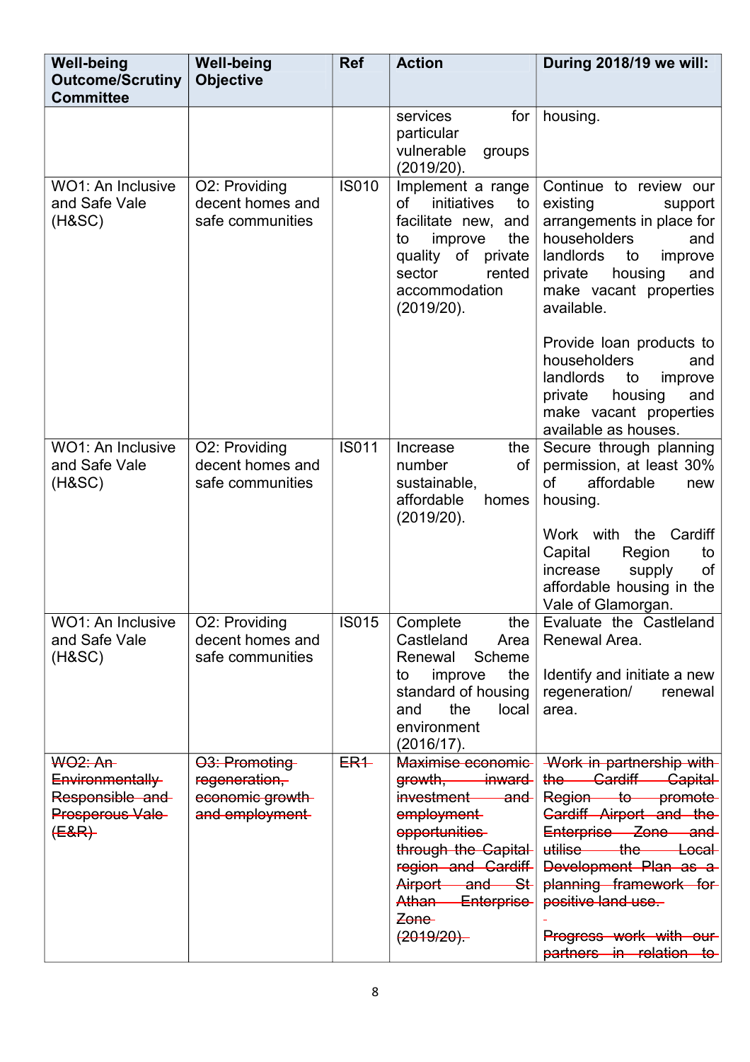| Well-being Outcome/Scrutiny Committee | Well-being Objective | Ref | Action | During 2018/19 we will: |
|---|---|---|---|---|
| | | | services for particular vulnerable groups (2019/20). | housing. |
| WO1: An Inclusive and Safe Vale (H&SC) | O2: Providing decent homes and safe communities | IS010 | Implement a range of initiatives to facilitate new, and to improve the quality of private sector rented accommodation (2019/20). | Continue to review our existing support arrangements in place for householders and landlords to improve private housing and make vacant properties available.<br><br>Provide loan products to householders and landlords to improve private housing and make vacant properties available as houses. |
| WO1: An Inclusive and Safe Vale (H&SC) | O2: Providing decent homes and safe communities | IS011 | Increase the number of sustainable, affordable homes (2019/20). | Secure through planning permission, at least 30% of affordable new housing.<br><br>Work with the Cardiff Capital Region to increase supply of affordable housing in the Vale of Glamorgan. |
| WO1: An Inclusive and Safe Vale (H&SC) | O2: Providing decent homes and safe communities | IS015 | Complete the Castleland Area Renewal Scheme to improve the standard of housing and the local environment (2016/17). | Evaluate the Castleland Renewal Area.<br><br>Identify and initiate a new regeneration/ renewal area. |
| ~~WO2: An Environmentally Responsible and Prosperous Vale (E&R)~~ | ~~O3: Promoting regeneration, economic growth and employment~~ | ~~ER1~~ | ~~Maximise economic growth, inward investment and employment opportunities through the Capital region and Cardiff Airport and St Athan Enterprise Zone (2019/20).~~ | ~~Work in partnership with the Cardiff Capital Region to promote Cardiff Airport and the Enterprise Zone and utilise the Local Development Plan as a planning framework for positive land use.~~<br><br>~~Progress work with our partners in relation to~~ |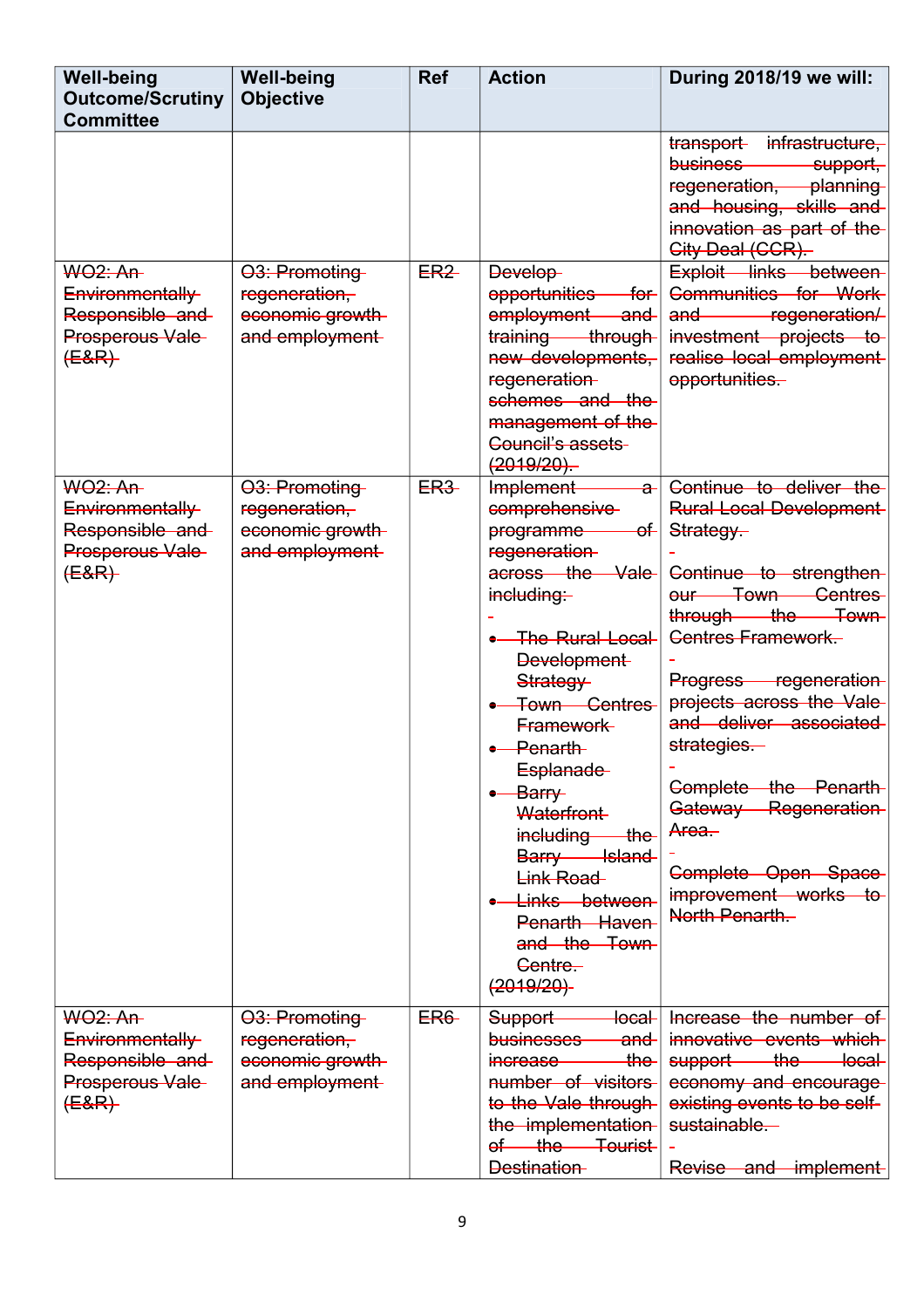| Well-being Outcome/Scrutiny Committee | Well-being Objective | Ref | Action | During 2018/19 we will: |
|---|---|---|---|---|
| | | | | ~~transport infrastructure, business support, regeneration, planning and housing, skills and innovation as part of the City Deal (CCR).~~ |
| ~~WO2: An Environmentally Responsible and Prosperous Vale (E&R)~~ | ~~O3: Promoting regeneration, economic growth and employment~~ | ~~ER2~~ | ~~Develop opportunities for employment and training through new developments, regeneration schemes and the management of the Council's assets (2019/20).~~ | ~~Exploit links between Communities for Work and regeneration/ investment projects to realise local employment opportunities.~~ |
| ~~WO2: An Environmentally Responsible and Prosperous Vale (E&R)~~ | ~~O3: Promoting regeneration, economic growth and employment~~ | ~~ER3~~ | ~~Implement a comprehensive programme of regeneration across the Vale including:~~<br>- ~~The Rural Local Development Strategy~~<br>- ~~Town Centres Framework~~<br>- ~~Penarth Esplanade~~<br>- ~~Barry Waterfront including the Barry Island Link Road~~<br>- ~~Links between Penarth Haven and the Town Centre.~~<br>~~(2019/20)~~ | ~~Continue to deliver the Rural Local Development Strategy.~~<br><br>~~Continue to strengthen our Town Centres through the Town Centres Framework.~~<br><br>~~Progress regeneration projects across the Vale and deliver associated strategies.~~<br><br>~~Complete the Penarth Gateway Regeneration Area.~~<br><br>~~Complete Open Space improvement works to North Penarth.~~ |
| ~~WO2: An Environmentally Responsible and Prosperous Vale (E&R)~~ | ~~O3: Promoting regeneration, economic growth and employment~~ | ~~ER6~~ | ~~Support local businesses and increase the number of visitors to the Vale through the implementation of the Tourist Destination~~ | ~~Increase the number of innovative events which support the local economy and encourage existing events to be self-sustainable.~~<br><br>~~Revise and implement~~ |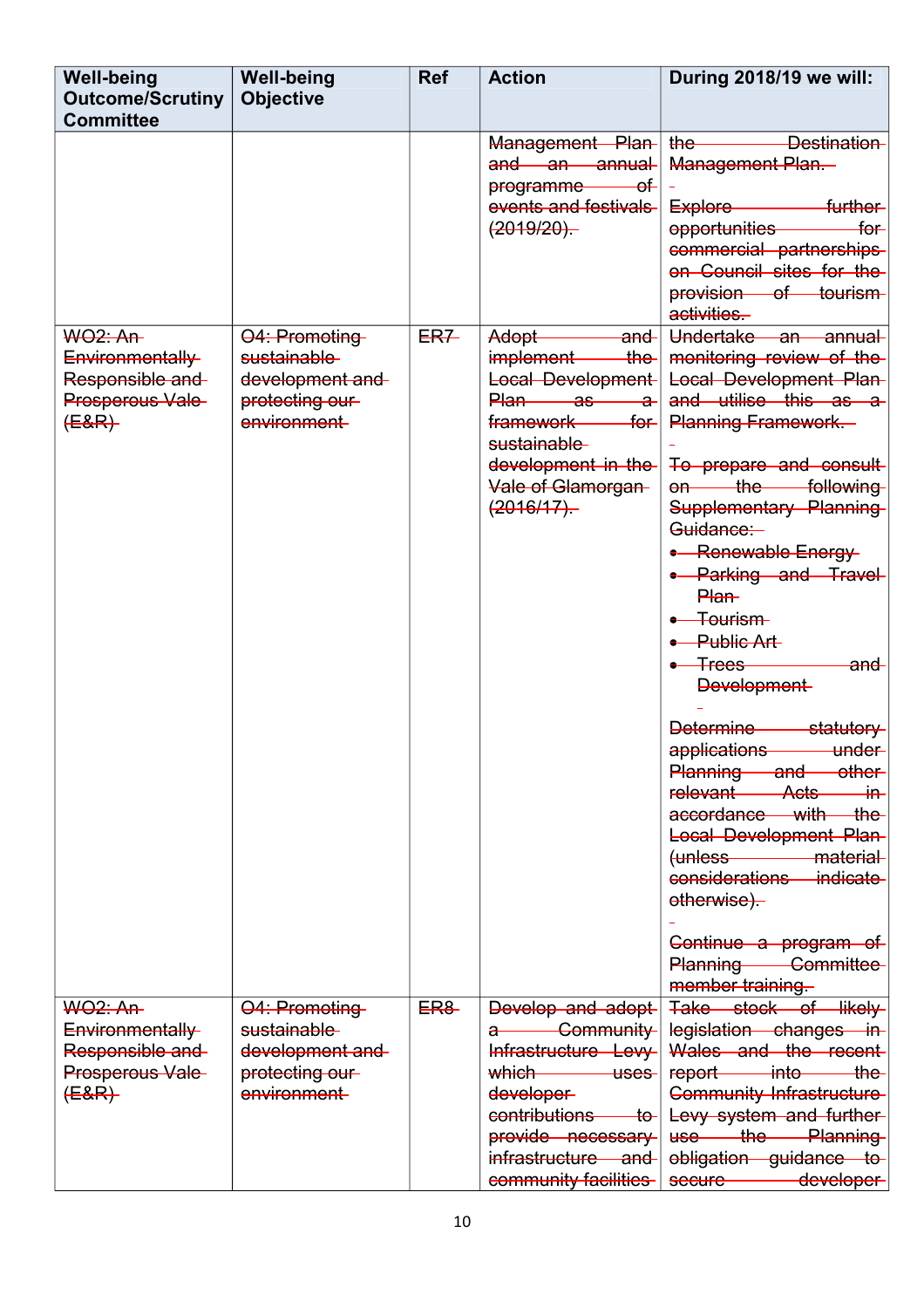| Well-being Outcome/Scrutiny Committee | Well-being Objective | Ref | Action | During 2018/19 we will: |
|---|---|---|---|---|
| | | | ~~Management Plan and an annual programme of events and festivals (2019/20).~~ | ~~the Destination Management Plan.~~<br><br>~~Explore further opportunities for commercial partnerships on Council sites for the provision of tourism activities.~~ |
| ~~WO2: An Environmentally Responsible and Prosperous Vale (E&R)~~ | ~~O4: Promoting sustainable development and protecting our environment~~ | ~~ER7~~ | ~~Adopt and implement the Local Development Plan as a framework for sustainable development in the Vale of Glamorgan (2016/17).~~ | ~~Undertake an annual monitoring review of the Local Development Plan and utilise this as a Planning Framework.~~<br><br>~~To prepare and consult on the following Supplementary Planning Guidance:~~<br>• ~~Renewable Energy~~<br>• ~~Parking and Travel Plan~~<br>• ~~Tourism~~<br>• ~~Public Art~~<br>• ~~Trees and Development~~<br><br>~~Determine statutory applications under Planning and other relevant Acts in accordance with the Local Development Plan (unless material considerations indicate otherwise).~~<br><br>~~Continue a program of Planning Committee member training.~~ |
| ~~WO2: An Environmentally Responsible and Prosperous Vale (E&R)~~ | ~~O4: Promoting sustainable development and protecting our environment~~ | ~~ER8~~ | ~~Develop and adopt a Community Infrastructure Levy which uses developer contributions to provide necessary infrastructure and community facilities~~ | ~~Take stock of likely legislation changes in Wales and the recent report into the Community Infrastructure Levy system and further use the Planning obligation guidance to secure developer~~ |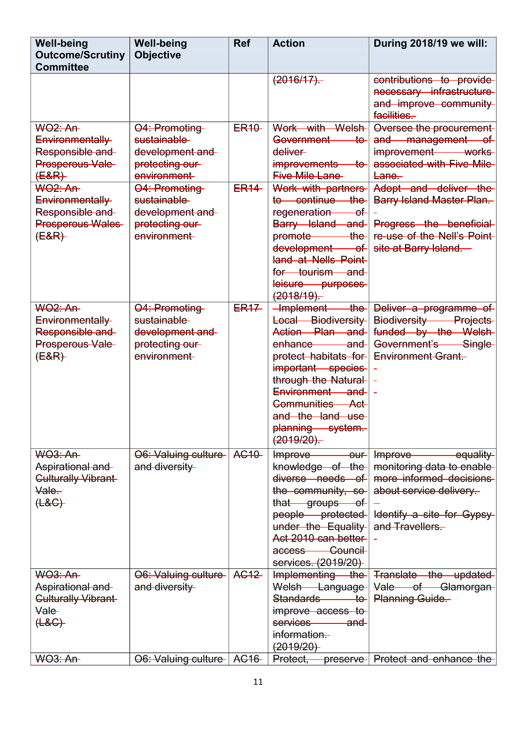| Well-being Outcome/Scrutiny Committee | Well-being Objective | Ref | Action | During 2018/19 we will: |
|---|---|---|---|---|
| | | | ~~(2016/17).~~ | ~~contributions to provide necessary infrastructure and improve community facilities.~~ |
| ~~WO2: An Environmentally Responsible and Prosperous Vale (E&R)~~ | ~~O4: Promoting sustainable development and protecting our environment~~ | ~~ER10~~ | ~~Work with Welsh Government to deliver improvements to Five Mile Lane~~ | ~~Oversee the procurement and management of improvement works associated with Five Mile Lane.~~ |
| ~~WO2: An Environmentally Responsible and Prosperous Wales (E&R)~~ | ~~O4: Promoting sustainable development and protecting our environment~~ | ~~ER14~~ | ~~Work with partners to continue the regeneration of Barry Island and promote the development of land at Nells Point for tourism and leisure purposes (2018/19).~~ | ~~Adopt and deliver the Barry Island Master Plan.~~ ~~Progress the beneficial re-use of the Nell's Point site at Barry Island.~~ |
| ~~WO2: An Environmentally Responsible and Prosperous Vale (E&R)~~ | ~~O4: Promoting sustainable development and protecting our environment~~ | ~~ER17~~ | ~~Implement the Local Biodiversity Action Plan and enhance and protect habitats for important species through the Natural Environment and Communities Act and the land use planning system. (2019/20).~~ | ~~Deliver a programme of Biodiversity Projects funded by the Welsh Government's Single Environment Grant.~~ |
| ~~WO3: An Aspirational and Culturally Vibrant Vale. (L&C)~~ | ~~O6: Valuing culture and diversity~~ | ~~AC10~~ | ~~Improve our knowledge of the diverse needs of the community, so that groups of people protected under the Equality Act 2010 can better access Council services. (2019/20)~~ | ~~Improve equality monitoring data to enable more informed decisions about service delivery.~~ ~~Identify a site for Gypsy and Travellers.~~ |
| ~~WO3: An Aspirational and Culturally Vibrant Vale (L&C)~~ | ~~O6: Valuing culture and diversity~~ | ~~AC12~~ | ~~Implementing the Welsh Language Standards to improve access to services and information. (2019/20)~~ | ~~Translate the updated Vale of Glamorgan Planning Guide.~~ |
| ~~WO3: An~~ | ~~O6: Valuing culture~~ | ~~AC16~~ | ~~Protect, preserve~~ | ~~Protect and enhance the~~ |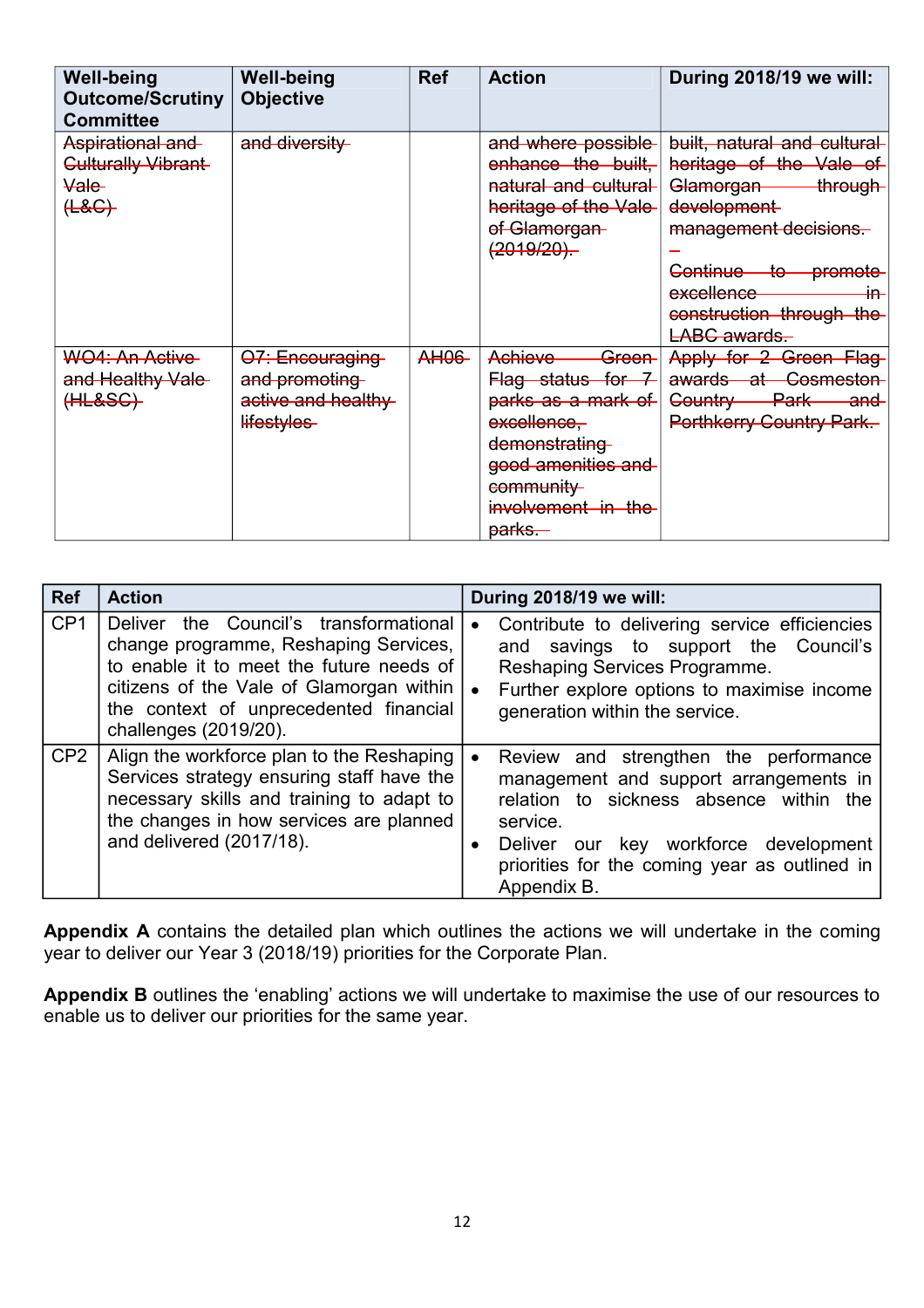| Well-being Outcome/Scrutiny Committee | Well-being Objective | Ref | Action | During 2018/19 we will: |
| --- | --- | --- | --- | --- |
| ~~Aspirational and Culturally Vibrant Vale (L&C)~~ | ~~and diversity~~ | | ~~and where possible enhance the built, natural and cultural heritage of the Vale of Glamorgan (2019/20).~~ | ~~built, natural and cultural heritage of the Vale of Glamorgan through development management decisions.~~ ~~–~~ ~~Continue to promote excellence in construction through the LABC awards.~~ |
| ~~WO4: An Active and Healthy Vale (HL&SC)~~ | ~~O7: Encouraging and promoting active and healthy lifestyles~~ | ~~AH06~~ | ~~Achieve Green Flag status for 7 parks as a mark of excellence, demonstrating good amenities and community involvement in the parks.~~ | ~~Apply for 2 Green Flag awards at Cosmeston Country Park and Porthkerry Country Park.~~ |

| Ref | Action | During 2018/19 we will: |
| --- | --- | --- |
| CP1 | Deliver the Council's transformational change programme, Reshaping Services, to enable it to meet the future needs of citizens of the Vale of Glamorgan within the context of unprecedented financial challenges (2019/20). | • Contribute to delivering service efficiencies and savings to support the Council's Reshaping Services Programme.<br>• Further explore options to maximise income generation within the service. |
| CP2 | Align the workforce plan to the Reshaping Services strategy ensuring staff have the necessary skills and training to adapt to the changes in how services are planned and delivered (2017/18). | • Review and strengthen the performance management and support arrangements in relation to sickness absence within the service.<br>• Deliver our key workforce development priorities for the coming year as outlined in Appendix B. |

**Appendix A** contains the detailed plan which outlines the actions we will undertake in the coming year to deliver our Year 3 (2018/19) priorities for the Corporate Plan.

**Appendix B** outlines the 'enabling' actions we will undertake to maximise the use of our resources to enable us to deliver our priorities for the same year.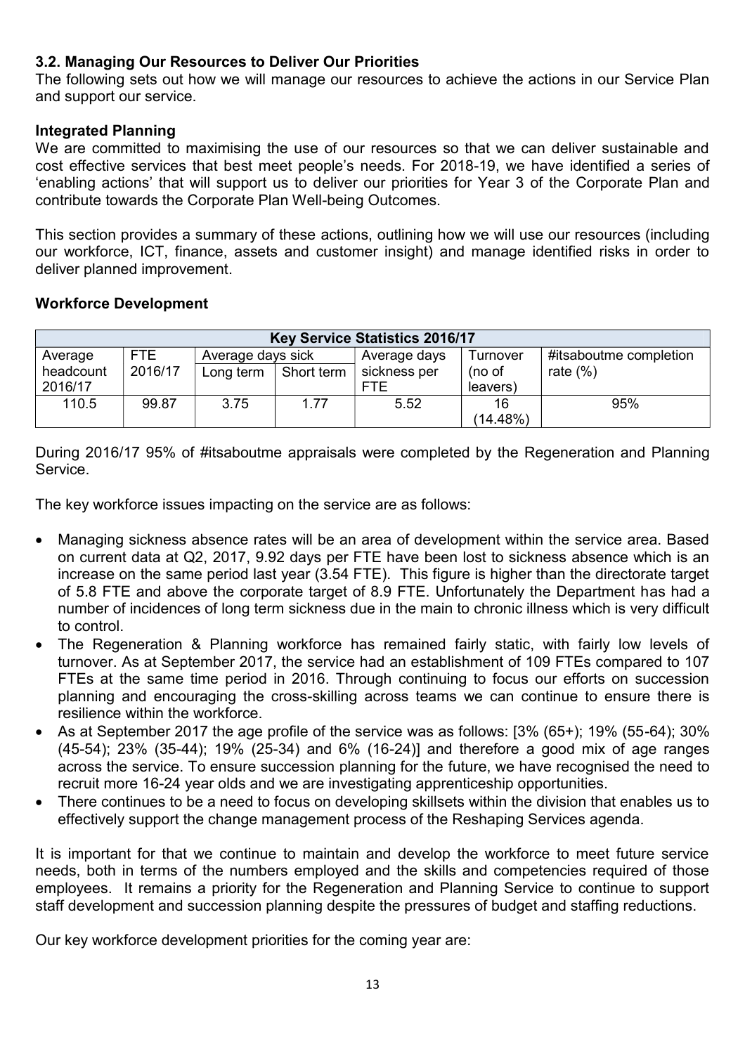### 3.2. Managing Our Resources to Deliver Our Priorities

The following sets out how we will manage our resources to achieve the actions in our Service Plan and support our service.

**Integrated Planning**

We are committed to maximising the use of our resources so that we can deliver sustainable and cost effective services that best meet people's needs. For 2018-19, we have identified a series of 'enabling actions' that will support us to deliver our priorities for Year 3 of the Corporate Plan and contribute towards the Corporate Plan Well-being Outcomes.

This section provides a summary of these actions, outlining how we will use our resources (including our workforce, ICT, finance, assets and customer insight) and manage identified risks in order to deliver planned improvement.

**Workforce Development**

| Key Service Statistics 2016/17 | | | | | | |
|---|---|---|---|---|---|---|
| Average headcount 2016/17 | FTE 2016/17 | Average days sick | | Average days sickness per FTE | Turnover (no of leavers) | #itsaboutme completion rate (%) |
| | | Long term | Short term | | | |
| 110.5 | 99.87 | 3.75 | 1.77 | 5.52 | 16 (14.48%) | 95% |

During 2016/17 95% of #itsaboutme appraisals were completed by the Regeneration and Planning Service.

The key workforce issues impacting on the service are as follows:

- Managing sickness absence rates will be an area of development within the service area. Based on current data at Q2, 2017, 9.92 days per FTE have been lost to sickness absence which is an increase on the same period last year (3.54 FTE). This figure is higher than the directorate target of 5.8 FTE and above the corporate target of 8.9 FTE. Unfortunately the Department has had a number of incidences of long term sickness due in the main to chronic illness which is very difficult to control.
- The Regeneration & Planning workforce has remained fairly static, with fairly low levels of turnover. As at September 2017, the service had an establishment of 109 FTEs compared to 107 FTEs at the same time period in 2016. Through continuing to focus our efforts on succession planning and encouraging the cross-skilling across teams we can continue to ensure there is resilience within the workforce.
- As at September 2017 the age profile of the service was as follows: [3% (65+); 19% (55-64); 30% (45-54); 23% (35-44); 19% (25-34) and 6% (16-24)] and therefore a good mix of age ranges across the service. To ensure succession planning for the future, we have recognised the need to recruit more 16-24 year olds and we are investigating apprenticeship opportunities.
- There continues to be a need to focus on developing skillsets within the division that enables us to effectively support the change management process of the Reshaping Services agenda.

It is important for that we continue to maintain and develop the workforce to meet future service needs, both in terms of the numbers employed and the skills and competencies required of those employees. It remains a priority for the Regeneration and Planning Service to continue to support staff development and succession planning despite the pressures of budget and staffing reductions.

Our key workforce development priorities for the coming year are: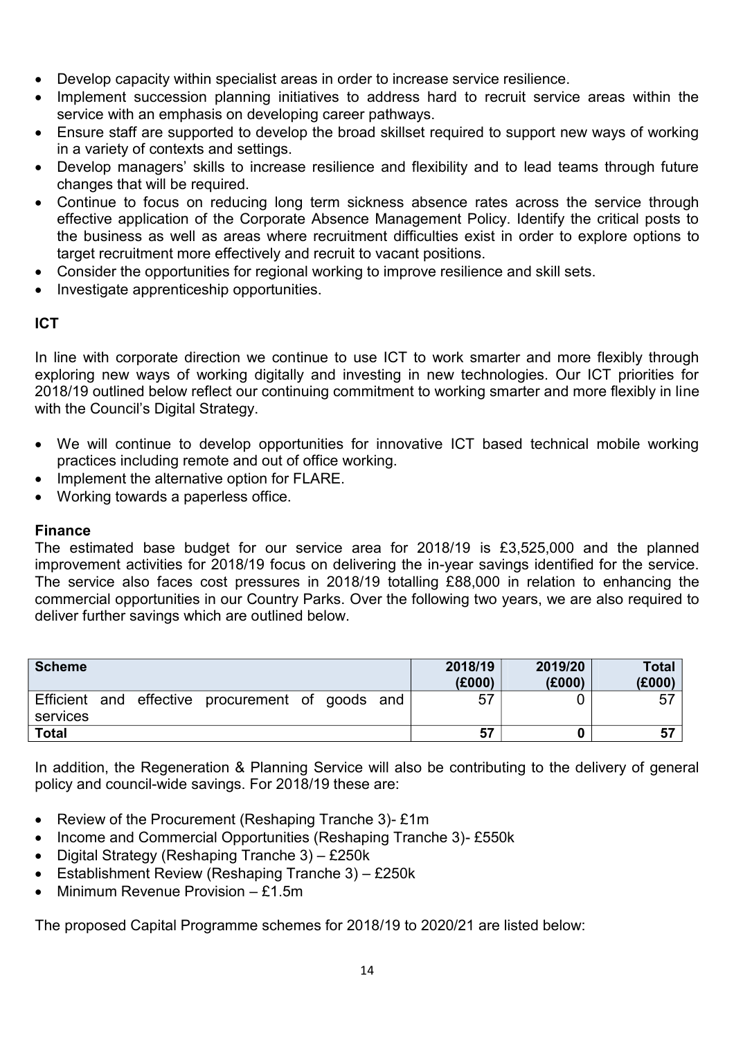- Develop capacity within specialist areas in order to increase service resilience.
- Implement succession planning initiatives to address hard to recruit service areas within the service with an emphasis on developing career pathways.
- Ensure staff are supported to develop the broad skillset required to support new ways of working in a variety of contexts and settings.
- Develop managers' skills to increase resilience and flexibility and to lead teams through future changes that will be required.
- Continue to focus on reducing long term sickness absence rates across the service through effective application of the Corporate Absence Management Policy. Identify the critical posts to the business as well as areas where recruitment difficulties exist in order to explore options to target recruitment more effectively and recruit to vacant positions.
- Consider the opportunities for regional working to improve resilience and skill sets.
- Investigate apprenticeship opportunities.

**ICT**

In line with corporate direction we continue to use ICT to work smarter and more flexibly through exploring new ways of working digitally and investing in new technologies. Our ICT priorities for 2018/19 outlined below reflect our continuing commitment to working smarter and more flexibly in line with the Council's Digital Strategy.

- We will continue to develop opportunities for innovative ICT based technical mobile working practices including remote and out of office working.
- Implement the alternative option for FLARE.
- Working towards a paperless office.

**Finance**

The estimated base budget for our service area for 2018/19 is £3,525,000 and the planned improvement activities for 2018/19 focus on delivering the in-year savings identified for the service. The service also faces cost pressures in 2018/19 totalling £88,000 in relation to enhancing the commercial opportunities in our Country Parks. Over the following two years, we are also required to deliver further savings which are outlined below.

| Scheme | 2018/19 (£000) | 2019/20 (£000) | Total (£000) |
|---|---|---|---|
| Efficient and effective procurement of goods and services | 57 | 0 | 57 |
| **Total** | **57** | **0** | **57** |

In addition, the Regeneration & Planning Service will also be contributing to the delivery of general policy and council-wide savings. For 2018/19 these are:

- Review of the Procurement (Reshaping Tranche 3)- £1m
- Income and Commercial Opportunities (Reshaping Tranche 3)- £550k
- Digital Strategy (Reshaping Tranche 3) – £250k
- Establishment Review (Reshaping Tranche 3) – £250k
- Minimum Revenue Provision – £1.5m

The proposed Capital Programme schemes for 2018/19 to 2020/21 are listed below: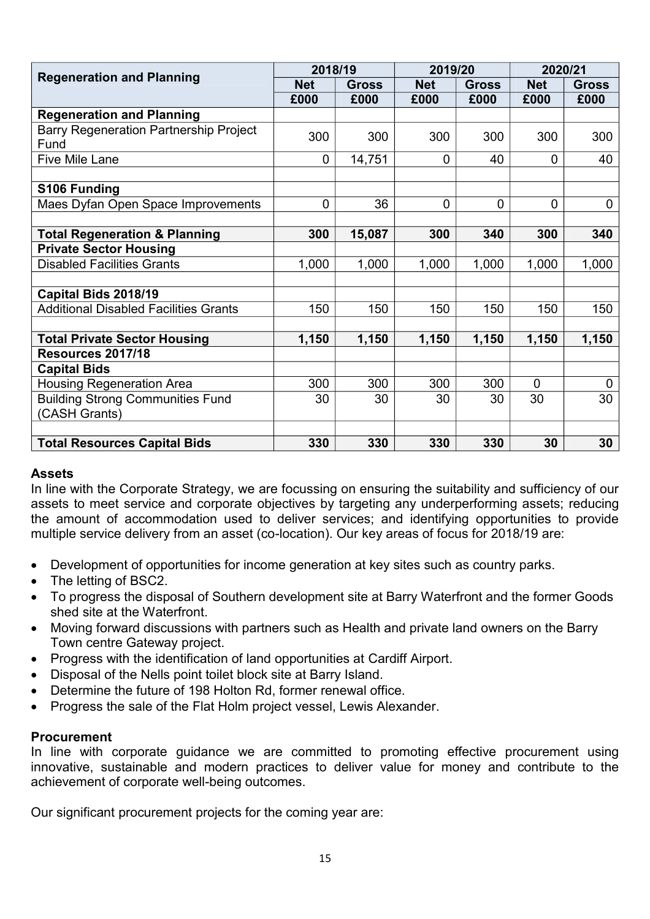| Regeneration and Planning | 2018/19 | | 2019/20 | | 2020/21 | |
|---|---|---|---|---|---|---|
| | Net | Gross | Net | Gross | Net | Gross |
| | £000 | £000 | £000 | £000 | £000 | £000 |
| **Regeneration and Planning** | | | | | | |
| Barry Regeneration Partnership Project Fund | 300 | 300 | 300 | 300 | 300 | 300 |
| Five Mile Lane | 0 | 14,751 | 0 | 40 | 0 | 40 |
| | | | | | | |
| **S106 Funding** | | | | | | |
| Maes Dyfan Open Space Improvements | 0 | 36 | 0 | 0 | 0 | 0 |
| | | | | | | |
| **Total Regeneration & Planning** | **300** | **15,087** | **300** | **340** | **300** | **340** |
| **Private Sector Housing** | | | | | | |
| Disabled Facilities Grants | 1,000 | 1,000 | 1,000 | 1,000 | 1,000 | 1,000 |
| | | | | | | |
| **Capital Bids 2018/19** | | | | | | |
| Additional Disabled Facilities Grants | 150 | 150 | 150 | 150 | 150 | 150 |
| | | | | | | |
| **Total Private Sector Housing** | **1,150** | **1,150** | **1,150** | **1,150** | **1,150** | **1,150** |
| **Resources 2017/18** | | | | | | |
| **Capital Bids** | | | | | | |
| Housing Regeneration Area | 300 | 300 | 300 | 300 | 0 | 0 |
| Building Strong Communities Fund (CASH Grants) | 30 | 30 | 30 | 30 | 30 | 30 |
| | | | | | | |
| **Total Resources Capital Bids** | **330** | **330** | **330** | **330** | **30** | **30** |

**Assets**

In line with the Corporate Strategy, we are focussing on ensuring the suitability and sufficiency of our assets to meet service and corporate objectives by targeting any underperforming assets; reducing the amount of accommodation used to deliver services; and identifying opportunities to provide multiple service delivery from an asset (co-location). Our key areas of focus for 2018/19 are:

- Development of opportunities for income generation at key sites such as country parks.
- The letting of BSC2.
- To progress the disposal of Southern development site at Barry Waterfront and the former Goods shed site at the Waterfront.
- Moving forward discussions with partners such as Health and private land owners on the Barry Town centre Gateway project.
- Progress with the identification of land opportunities at Cardiff Airport.
- Disposal of the Nells point toilet block site at Barry Island.
- Determine the future of 198 Holton Rd, former renewal office.
- Progress the sale of the Flat Holm project vessel, Lewis Alexander.

**Procurement**

In line with corporate guidance we are committed to promoting effective procurement using innovative, sustainable and modern practices to deliver value for money and contribute to the achievement of corporate well-being outcomes.

Our significant procurement projects for the coming year are: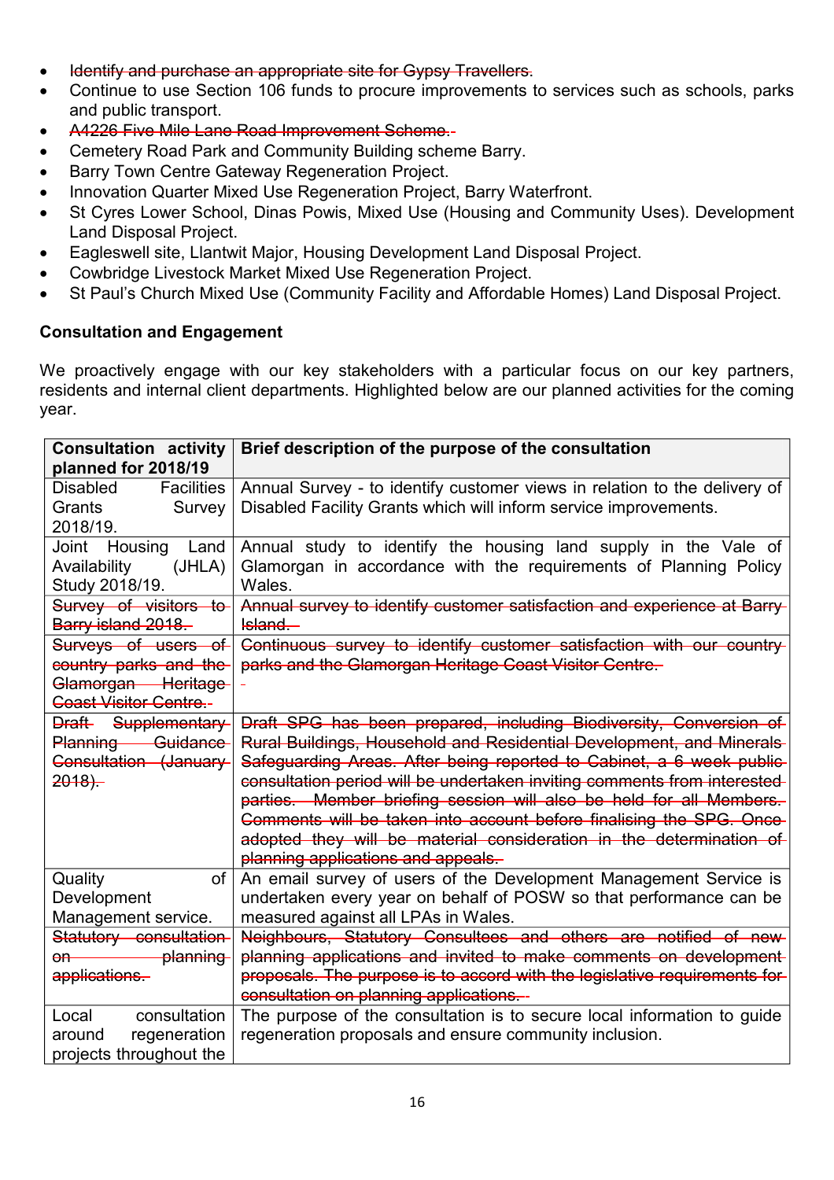- ~~Identify and purchase an appropriate site for Gypsy Travellers.~~
- Continue to use Section 106 funds to procure improvements to services such as schools, parks and public transport.
- ~~A4226 Five Mile Lane Road Improvement Scheme.~~
- Cemetery Road Park and Community Building scheme Barry.
- Barry Town Centre Gateway Regeneration Project.
- Innovation Quarter Mixed Use Regeneration Project, Barry Waterfront.
- St Cyres Lower School, Dinas Powis, Mixed Use (Housing and Community Uses). Development Land Disposal Project.
- Eagleswell site, Llantwit Major, Housing Development Land Disposal Project.
- Cowbridge Livestock Market Mixed Use Regeneration Project.
- St Paul's Church Mixed Use (Community Facility and Affordable Homes) Land Disposal Project.

**Consultation and Engagement**

We proactively engage with our key stakeholders with a particular focus on our key partners, residents and internal client departments. Highlighted below are our planned activities for the coming year.

| Consultation activity planned for 2018/19 | Brief description of the purpose of the consultation |
|---|---|
| Disabled Facilities Grants Survey 2018/19. | Annual Survey - to identify customer views in relation to the delivery of Disabled Facility Grants which will inform service improvements. |
| Joint Housing Land Availability (JHLA) Study 2018/19. | Annual study to identify the housing land supply in the Vale of Glamorgan in accordance with the requirements of Planning Policy Wales. |
| ~~Survey of visitors to Barry island 2018.~~ | ~~Annual survey to identify customer satisfaction and experience at Barry Island.~~ |
| ~~Surveys of users of country parks and the Glamorgan Heritage Coast Visitor Centre.~~ | ~~Continuous survey to identify customer satisfaction with our country parks and the Glamorgan Heritage Coast Visitor Centre.~~ |
| ~~Draft Supplementary Planning Guidance Consultation (January 2018).~~ | ~~Draft SPG has been prepared, including Biodiversity, Conversion of Rural Buildings, Household and Residential Development, and Minerals Safeguarding Areas. After being reported to Cabinet, a 6 week public consultation period will be undertaken inviting comments from interested parties. Member briefing session will also be held for all Members. Comments will be taken into account before finalising the SPG. Once adopted they will be material consideration in the determination of planning applications and appeals.~~ |
| Quality of Development Management service. | An email survey of users of the Development Management Service is undertaken every year on behalf of POSW so that performance can be measured against all LPAs in Wales. |
| ~~Statutory consultation on planning applications.~~ | ~~Neighbours, Statutory Consultees and others are notified of new planning applications and invited to make comments on development proposals. The purpose is to accord with the legislative requirements for consultation on planning applications.~~ |
| Local consultation around regeneration projects throughout the | The purpose of the consultation is to secure local information to guide regeneration proposals and ensure community inclusion. |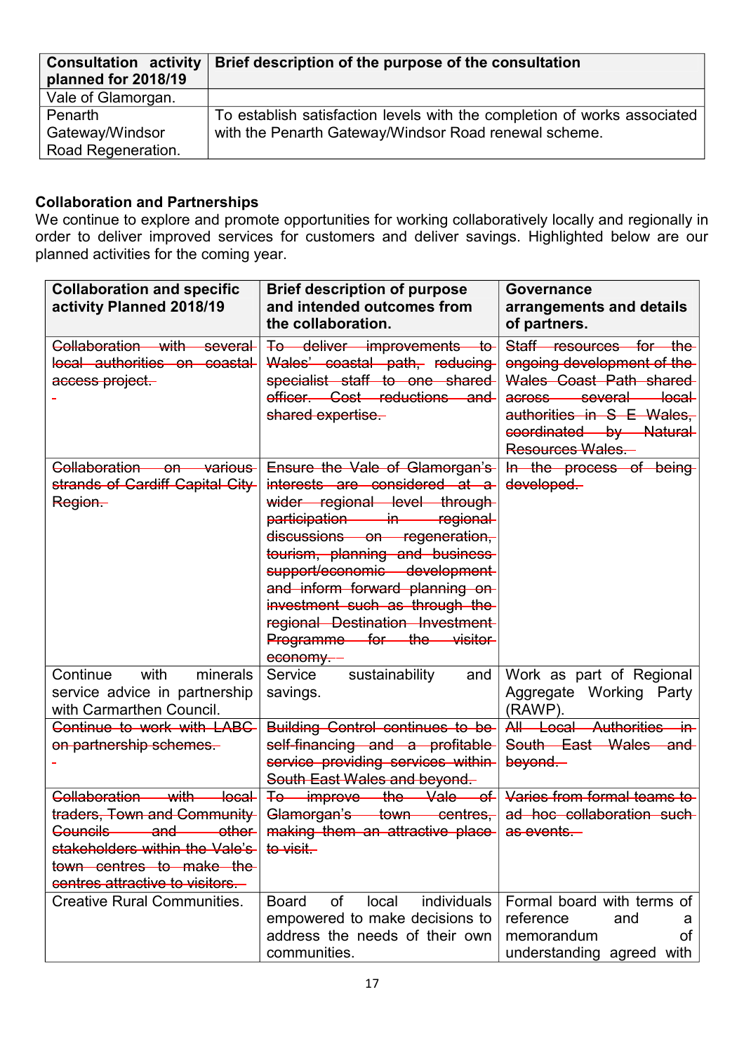| Consultation activity planned for 2018/19 | Brief description of the purpose of the consultation |
|---|---|
| Vale of Glamorgan. | |
| Penarth Gateway/Windsor Road Regeneration. | To establish satisfaction levels with the completion of works associated with the Penarth Gateway/Windsor Road renewal scheme. |

### Collaboration and Partnerships

We continue to explore and promote opportunities for working collaboratively locally and regionally in order to deliver improved services for customers and deliver savings. Highlighted below are our planned activities for the coming year.

| Collaboration and specific activity Planned 2018/19 | Brief description of purpose and intended outcomes from the collaboration. | Governance arrangements and details of partners. |
|---|---|---|
| ~~Collaboration with several local authorities on coastal access project.~~ ~~-~~ | ~~To deliver improvements to Wales' coastal path, reducing specialist staff to one shared officer. Cost reductions and shared expertise.~~ | ~~Staff resources for the ongoing development of the Wales Coast Path shared across several local authorities in S E Wales, coordinated by Natural Resources Wales.~~ |
| ~~Collaboration on various strands of Cardiff Capital City Region.~~ | ~~Ensure the Vale of Glamorgan's interests are considered at a wider regional level through participation in regional discussions on regeneration, tourism, planning and business support/economic development and inform forward planning on investment such as through the regional Destination Investment Programme for the visitor economy.~~ | ~~In the process of being developed.~~ |
| Continue with minerals service advice in partnership with Carmarthen Council. | Service sustainability and savings. | Work as part of Regional Aggregate Working Party (RAWP). |
| ~~Continue to work with LABC on partnership schemes.~~ ~~-~~ | ~~Building Control continues to be self-financing and a profitable service providing services within South East Wales and beyond.~~ | ~~All Local Authorities in South East Wales and beyond.~~ |
| ~~Collaboration with local traders, Town and Community Councils and other stakeholders within the Vale's town centres to make the centres attractive to visitors.~~ | ~~To improve the Vale of Glamorgan's town centres, making them an attractive place to visit.~~ | ~~Varies from formal teams to ad hoc collaboration such as events.~~ |
| Creative Rural Communities. | Board of local individuals empowered to make decisions to address the needs of their own communities. | Formal board with terms of reference and a memorandum of understanding agreed with |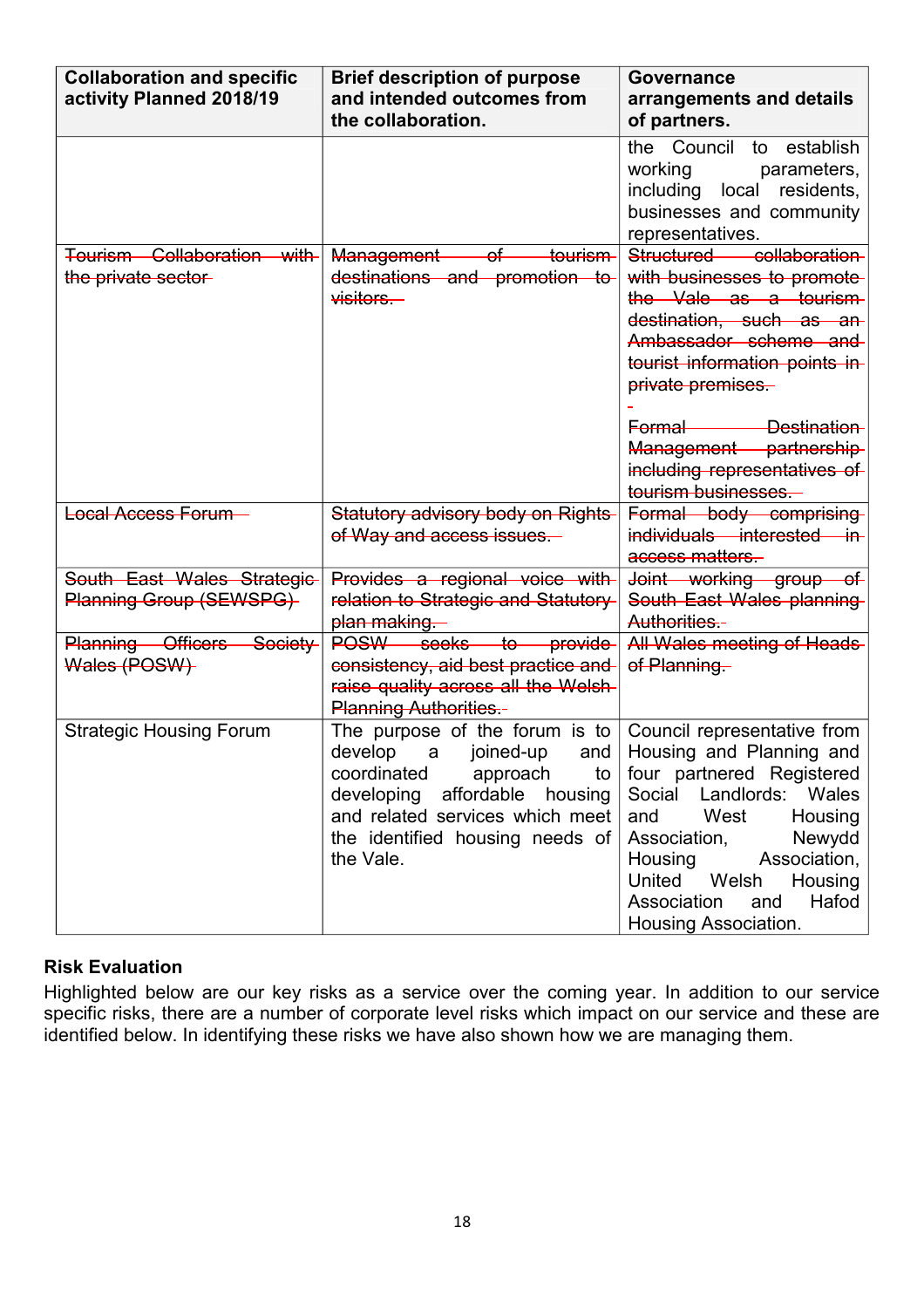| Collaboration and specific activity Planned 2018/19 | Brief description of purpose and intended outcomes from the collaboration. | Governance arrangements and details of partners. |
|---|---|---|
| | | the Council to establish working parameters, including local residents, businesses and community representatives. |
| ~~Tourism Collaboration with the private sector~~ | ~~Management of tourism destinations and promotion to visitors.~~ | ~~Structured collaboration with businesses to promote the Vale as a tourism destination, such as an Ambassador scheme and tourist information points in private premises.~~ ~~Formal Destination Management partnership including representatives of tourism businesses.~~ |
| ~~Local Access Forum~~ | ~~Statutory advisory body on Rights of Way and access issues.~~ | ~~Formal body comprising individuals interested in access matters.~~ |
| ~~South East Wales Strategic Planning Group (SEWSPG)~~ | ~~Provides a regional voice with relation to Strategic and Statutory plan making.~~ | ~~Joint working group of South East Wales planning Authorities.~~ |
| ~~Planning Officers Society Wales (POSW)~~ | ~~POSW seeks to provide consistency, aid best practice and raise quality across all the Welsh Planning Authorities.~~ | ~~All Wales meeting of Heads of Planning.~~ |
| Strategic Housing Forum | The purpose of the forum is to develop a joined-up and coordinated approach to developing affordable housing and related services which meet the identified housing needs of the Vale. | Council representative from Housing and Planning and four partnered Registered Social Landlords: Wales and West Housing Association, Newydd Housing Association, United Welsh Housing Association and Hafod Housing Association. |

**Risk Evaluation**

Highlighted below are our key risks as a service over the coming year. In addition to our service specific risks, there are a number of corporate level risks which impact on our service and these are identified below. In identifying these risks we have also shown how we are managing them.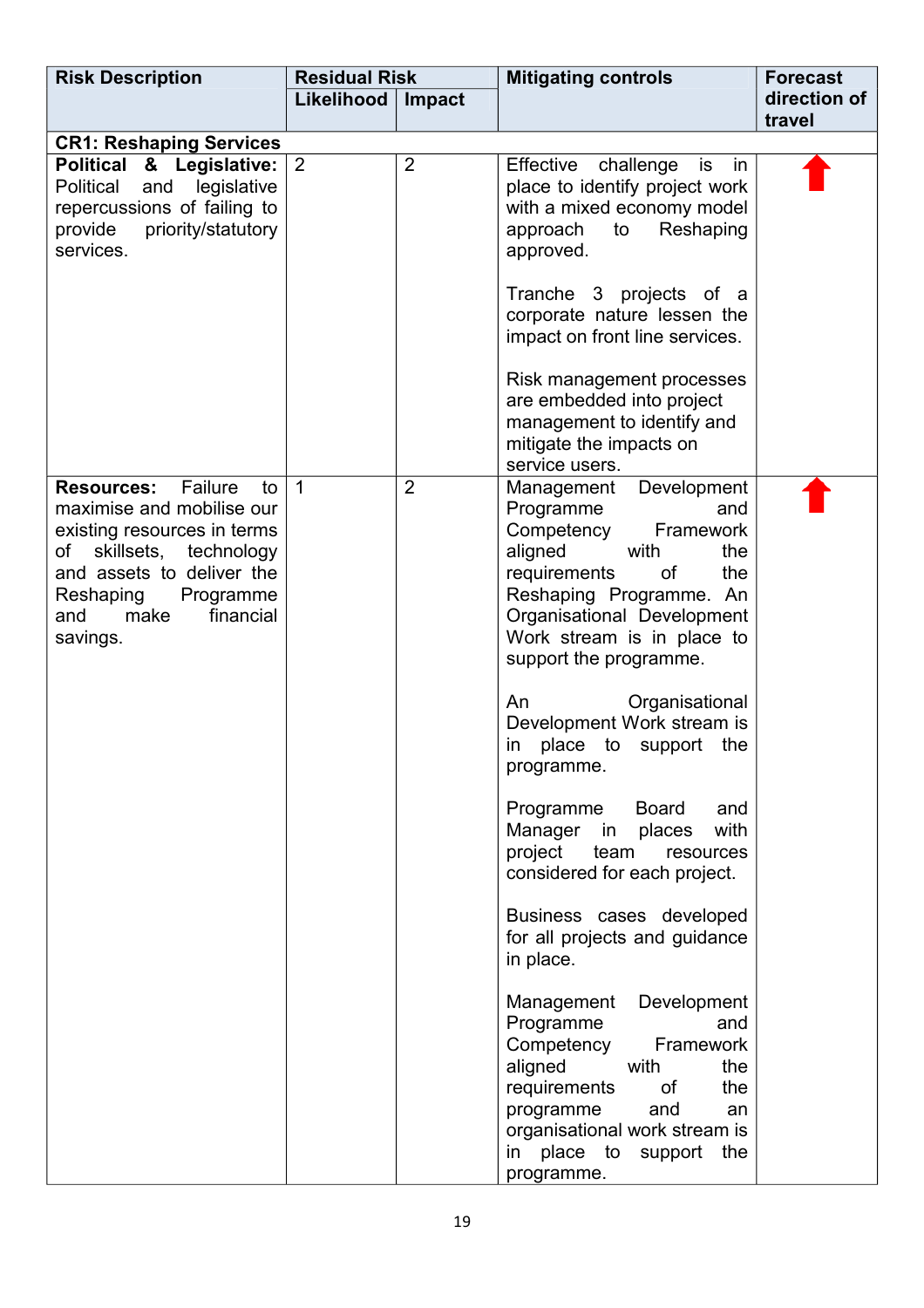| Risk Description | Residual Risk | | Mitigating controls | Forecast direction of travel |
|---|---|---|---|---|
| | Likelihood | Impact | | |
| **CR1: Reshaping Services** | | | | |
| **Political & Legislative:** Political and legislative repercussions of failing to provide priority/statutory services. | 2 | 2 | Effective challenge is in place to identify project work with a mixed economy model approach to Reshaping approved.<br><br>Tranche 3 projects of a corporate nature lessen the impact on front line services.<br><br>Risk management processes are embedded into project management to identify and mitigate the impacts on service users. | ⬆ |
| **Resources:** Failure to maximise and mobilise our existing resources in terms of skillsets, technology and assets to deliver the Reshaping Programme and make financial savings. | 1 | 2 | Management Development Programme and Competency Framework aligned with the requirements of the Reshaping Programme. An Organisational Development Work stream is in place to support the programme.<br><br>An Organisational Development Work stream is in place to support the programme.<br><br>Programme Board and Manager in places with project team resources considered for each project.<br><br>Business cases developed for all projects and guidance in place.<br><br>Management Development Programme and Competency Framework aligned with the requirements of the programme and an organisational work stream is in place to support the programme. | ⬆ |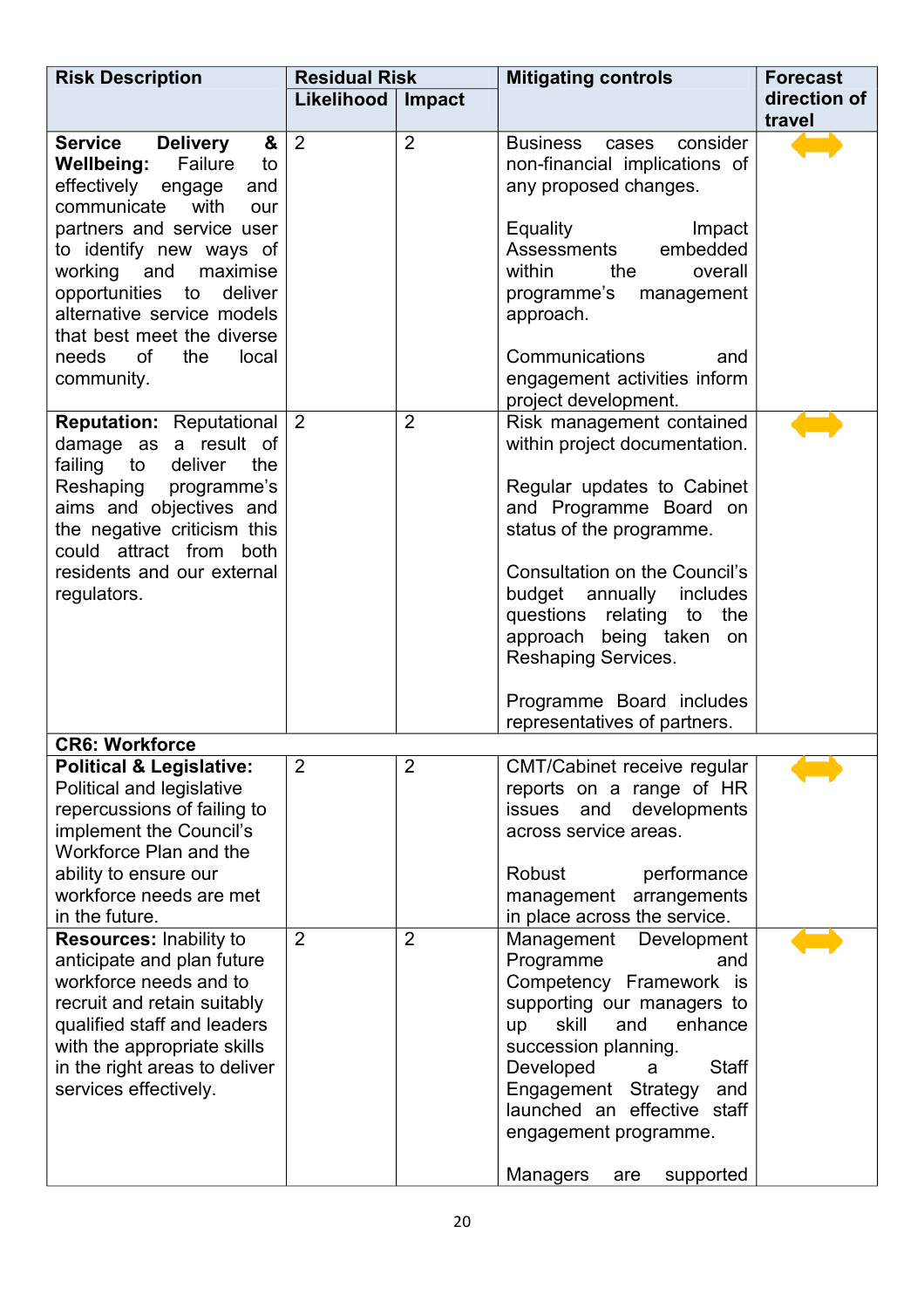| Risk Description | Residual Risk | | Mitigating controls | Forecast direction of travel |
|---|---|---|---|---|
| | Likelihood | Impact | | |
| **Service Delivery & Wellbeing:** Failure to effectively engage and communicate with our partners and service user to identify new ways of working and maximise opportunities to deliver alternative service models that best meet the diverse needs of the local community. | 2 | 2 | Business cases consider non-financial implications of any proposed changes.<br><br>Equality Impact Assessments embedded within the overall programme's management approach.<br><br>Communications and engagement activities inform project development. | ⟷ |
| **Reputation:** Reputational damage as a result of failing to deliver the Reshaping programme's aims and objectives and the negative criticism this could attract from both residents and our external regulators. | 2 | 2 | Risk management contained within project documentation.<br><br>Regular updates to Cabinet and Programme Board on status of the programme.<br><br>Consultation on the Council's budget annually includes questions relating to the approach being taken on Reshaping Services.<br><br>Programme Board includes representatives of partners. | ⟷ |
| **CR6: Workforce** | | | | |
| **Political & Legislative:** Political and legislative repercussions of failing to implement the Council's Workforce Plan and the ability to ensure our workforce needs are met in the future. | 2 | 2 | CMT/Cabinet receive regular reports on a range of HR issues and developments across service areas.<br><br>Robust performance management arrangements in place across the service. | ⟷ |
| **Resources:** Inability to anticipate and plan future workforce needs and to recruit and retain suitably qualified staff and leaders with the appropriate skills in the right areas to deliver services effectively. | 2 | 2 | Management Development Programme and Competency Framework is supporting our managers to up skill and enhance succession planning.<br>Developed a Staff Engagement Strategy and launched an effective staff engagement programme.<br><br>Managers are supported | ⟷ |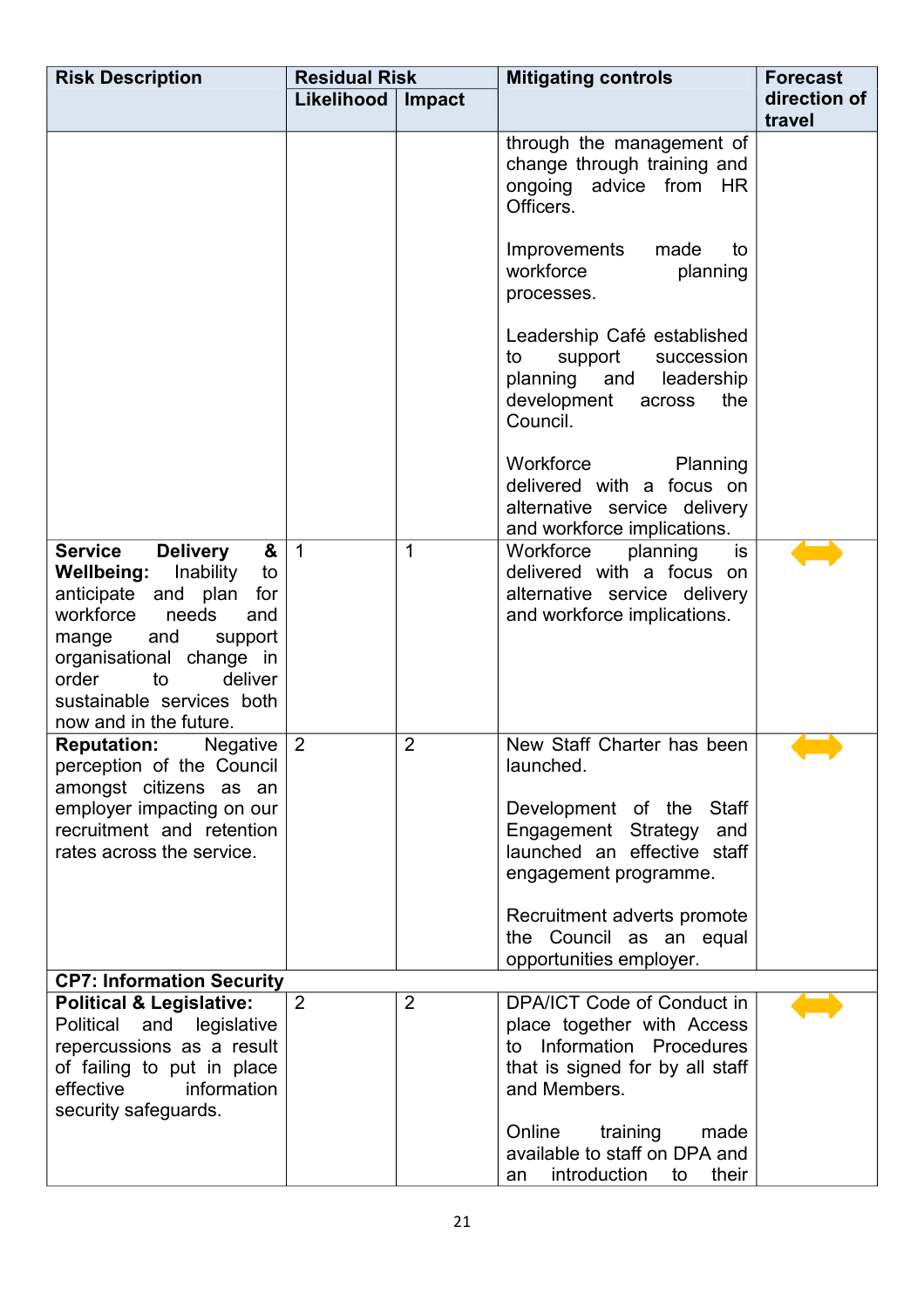| Risk Description | Residual Risk | | Mitigating controls | Forecast direction of travel |
|---|---|---|---|---|
| | Likelihood | Impact | | |
| | | | through the management of change through training and ongoing advice from HR Officers.<br><br>Improvements made to workforce planning processes.<br><br>Leadership Café established to support succession planning and leadership development across the Council.<br><br>Workforce Planning delivered with a focus on alternative service delivery and workforce implications. | |
| **Service Delivery & Wellbeing:** Inability to anticipate and plan for workforce needs and mange and support organisational change in order to deliver sustainable services both now and in the future. | 1 | 1 | Workforce planning is delivered with a focus on alternative service delivery and workforce implications. | ⟷ |
| **Reputation:** Negative perception of the Council amongst citizens as an employer impacting on our recruitment and retention rates across the service. | 2 | 2 | New Staff Charter has been launched.<br><br>Development of the Staff Engagement Strategy and launched an effective staff engagement programme.<br><br>Recruitment adverts promote the Council as an equal opportunities employer. | ⟷ |
| **CP7: Information Security** | | | | |
| **Political & Legislative:** Political and legislative repercussions as a result of failing to put in place effective information security safeguards. | 2 | 2 | DPA/ICT Code of Conduct in place together with Access to Information Procedures that is signed for by all staff and Members.<br><br>Online training made available to staff on DPA and an introduction to their | ⟷ |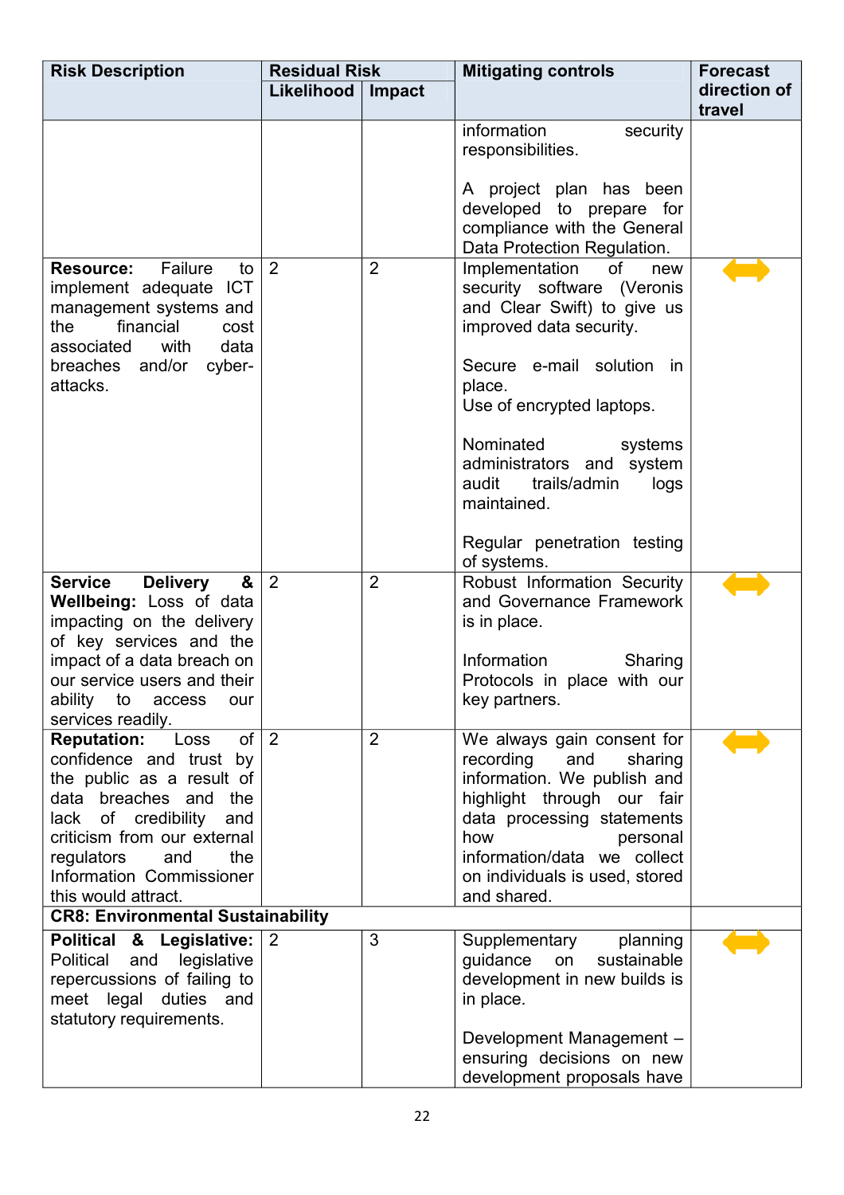| Risk Description | Residual Risk | | Mitigating controls | Forecast direction of travel |
|---|---|---|---|---|
| | Likelihood | Impact | | |
| | | | information security responsibilities.<br><br>A project plan has been developed to prepare for compliance with the General Data Protection Regulation. | |
| **Resource:** Failure to implement adequate ICT management systems and the financial cost associated with data breaches and/or cyber-attacks. | 2 | 2 | Implementation of new security software (Veronis and Clear Swift) to give us improved data security.<br><br>Secure e-mail solution in place.<br>Use of encrypted laptops.<br><br>Nominated systems administrators and system audit trails/admin logs maintained.<br><br>Regular penetration testing of systems. | ⟷ |
| **Service Delivery & Wellbeing:** Loss of data impacting on the delivery of key services and the impact of a data breach on our service users and their ability to access our services readily. | 2 | 2 | Robust Information Security and Governance Framework is in place.<br><br>Information Sharing Protocols in place with our key partners. | ⟷ |
| **Reputation:** Loss of confidence and trust by the public as a result of data breaches and the lack of credibility and criticism from our external regulators and the Information Commissioner this would attract. | 2 | 2 | We always gain consent for recording and sharing information. We publish and highlight through our fair data processing statements how personal information/data we collect on individuals is used, stored and shared. | ⟷ |
| **CR8: Environmental Sustainability** | | | | |
| **Political & Legislative:** Political and legislative repercussions of failing to meet legal duties and statutory requirements. | 2 | 3 | Supplementary planning guidance on sustainable development in new builds is in place.<br><br>Development Management – ensuring decisions on new development proposals have | ⟷ |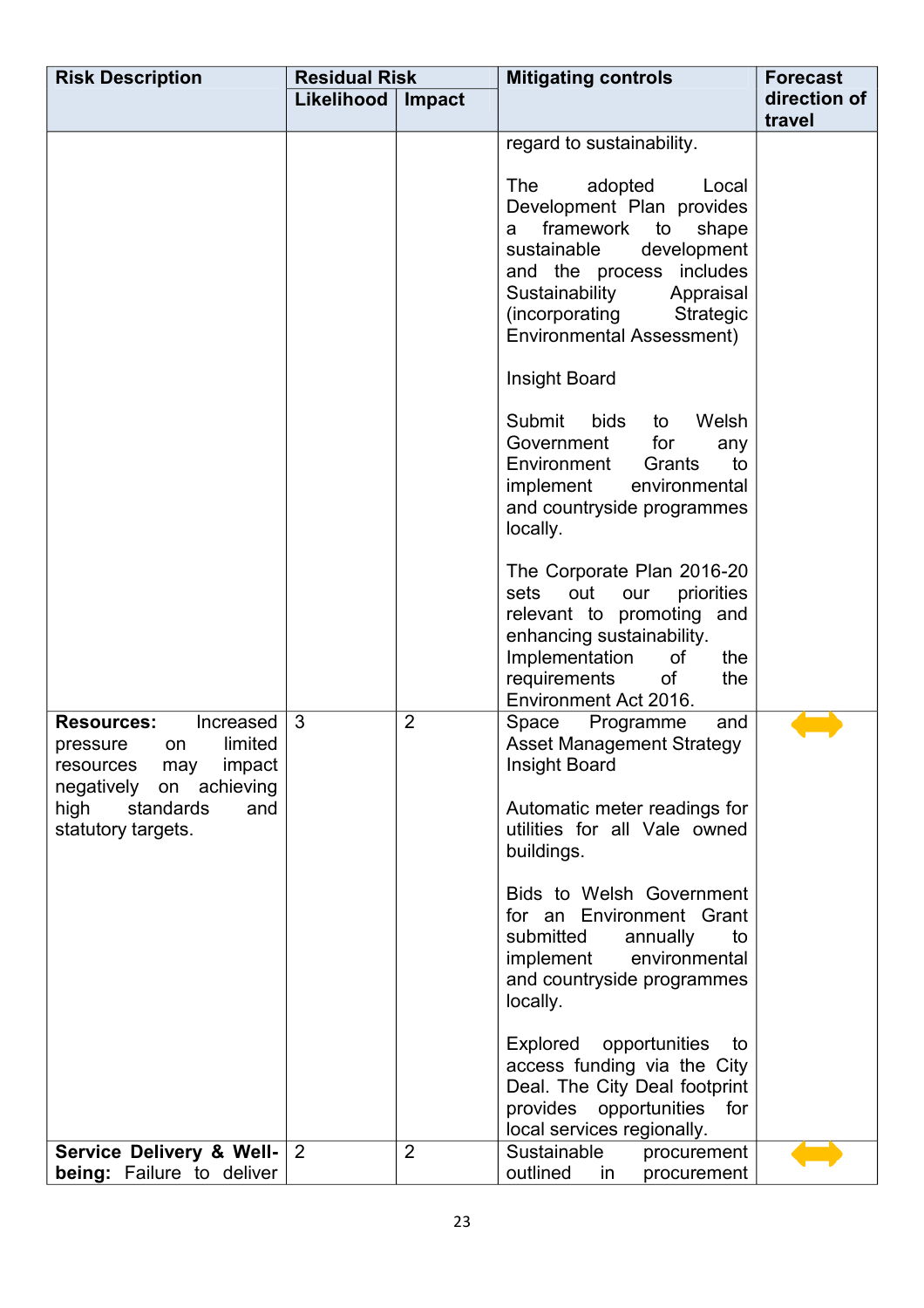| Risk Description | Residual Risk | | Mitigating controls | Forecast direction of travel |
|---|---|---|---|---|
| | Likelihood | Impact | | |
| | | | regard to sustainability.<br><br>The adopted Local Development Plan provides a framework to shape sustainable development and the process includes Sustainability Appraisal (incorporating Strategic Environmental Assessment)<br><br>Insight Board<br><br>Submit bids to Welsh Government for any Environment Grants to implement environmental and countryside programmes locally.<br><br>The Corporate Plan 2016-20 sets out our priorities relevant to promoting and enhancing sustainability.<br>Implementation of the requirements of the Environment Act 2016. | |
| **Resources:** Increased pressure on limited resources may impact negatively on achieving high standards and statutory targets. | 3 | 2 | Space Programme and Asset Management Strategy<br>Insight Board<br><br>Automatic meter readings for utilities for all Vale owned buildings.<br><br>Bids to Welsh Government for an Environment Grant submitted annually to implement environmental and countryside programmes locally.<br><br>Explored opportunities to access funding via the City Deal. The City Deal footprint provides opportunities for local services regionally. | ↔ |
| **Service Delivery & Well-being:** Failure to deliver | 2 | 2 | Sustainable procurement outlined in procurement | ↔ |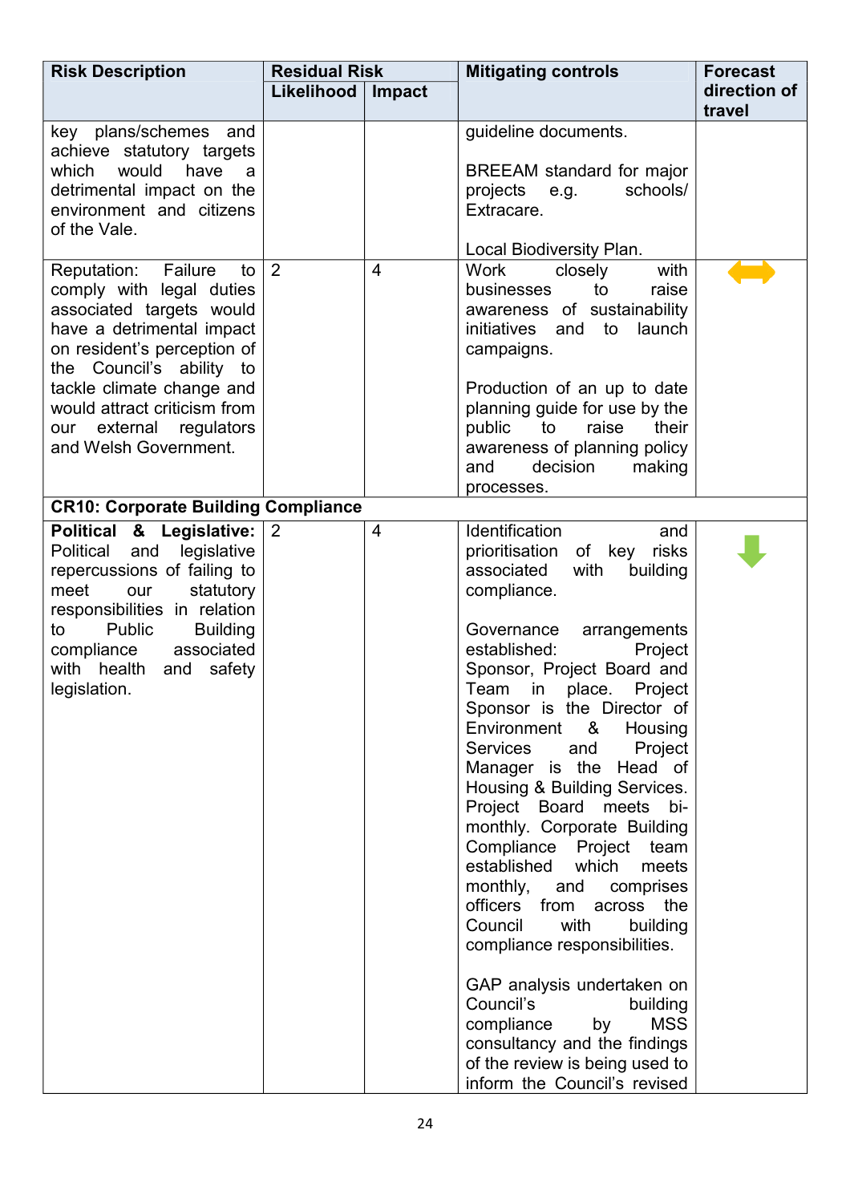| Risk Description | Residual Risk | | Mitigating controls | Forecast direction of travel |
|---|---|---|---|---|
| | Likelihood | Impact | | |
| key plans/schemes and achieve statutory targets which would have a detrimental impact on the environment and citizens of the Vale. | | | guideline documents.<br><br>BREEAM standard for major projects e.g. schools/ Extracare.<br><br>Local Biodiversity Plan. | |
| Reputation: Failure to comply with legal duties associated targets would have a detrimental impact on resident's perception of the Council's ability to tackle climate change and would attract criticism from our external regulators and Welsh Government. | 2 | 4 | Work closely with businesses to raise awareness of sustainability initiatives and to launch campaigns.<br><br>Production of an up to date planning guide for use by the public to raise their awareness of planning policy and decision making processes. | ⟷ |
| **CR10: Corporate Building Compliance** | | | | |
| **Political & Legislative:** Political and legislative repercussions of failing to meet our statutory responsibilities in relation to Public Building compliance associated with health and safety legislation. | 2 | 4 | Identification and prioritisation of key risks associated with building compliance.<br><br>Governance arrangements established: Project Sponsor, Project Board and Team in place. Project Sponsor is the Director of Environment & Housing Services and Project Manager is the Head of Housing & Building Services. Project Board meets bi-monthly. Corporate Building Compliance Project team established which meets monthly, and comprises officers from across the Council with building compliance responsibilities.<br><br>GAP analysis undertaken on Council's building compliance by MSS consultancy and the findings of the review is being used to inform the Council's revised | ↓ |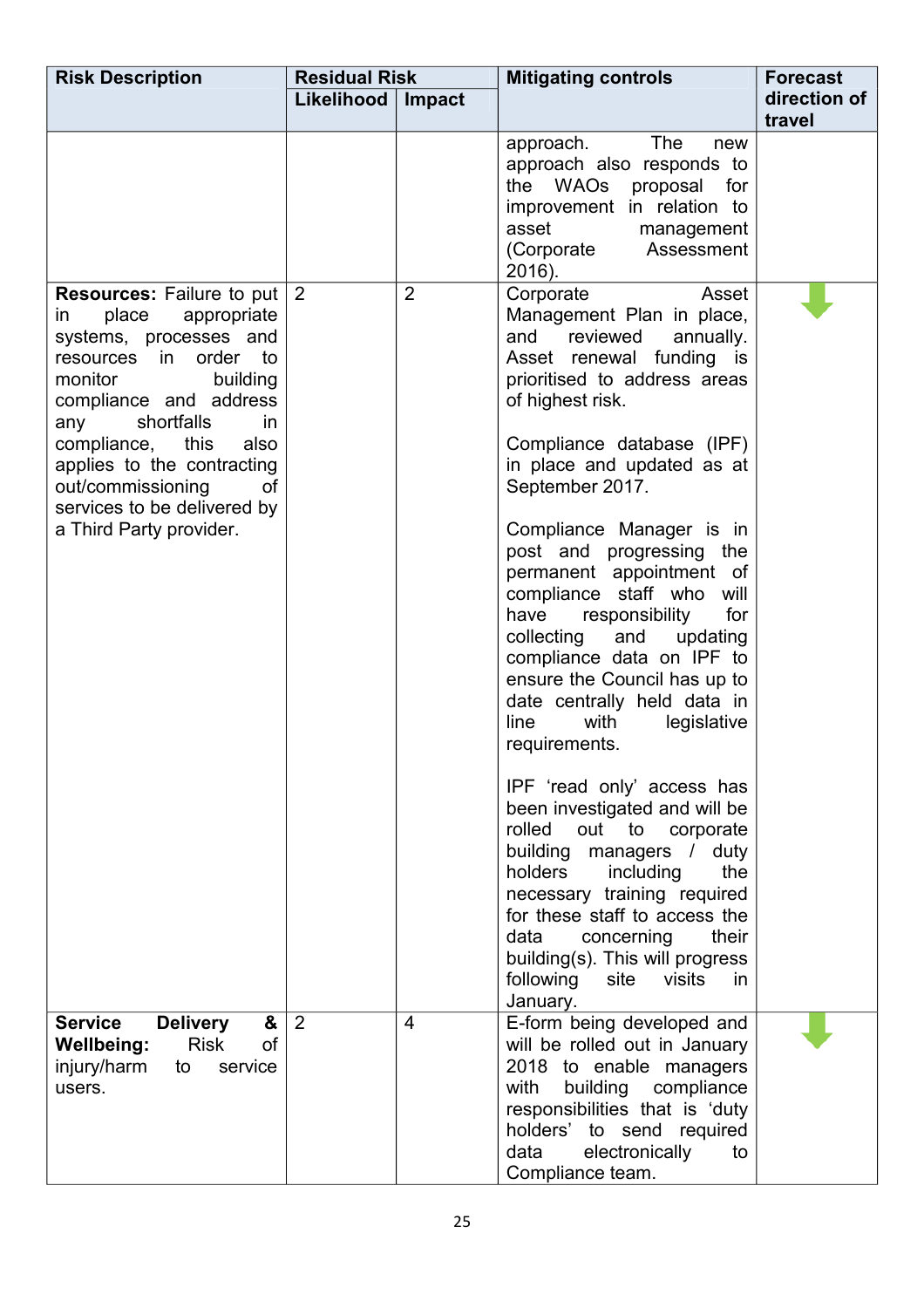| Risk Description | Residual Risk | | Mitigating controls | Forecast direction of travel |
|---|---|---|---|---|
| | Likelihood | Impact | | |
| | | | approach. The new approach also responds to the WAOs proposal for improvement in relation to asset management (Corporate Assessment 2016). | |
| **Resources:** Failure to put in place appropriate systems, processes and resources in order to monitor building compliance and address any shortfalls in compliance, this also applies to the contracting out/commissioning of services to be delivered by a Third Party provider. | 2 | 2 | Corporate Asset Management Plan in place, and reviewed annually. Asset renewal funding is prioritised to address areas of highest risk.<br><br>Compliance database (IPF) in place and updated as at September 2017.<br><br>Compliance Manager is in post and progressing the permanent appointment of compliance staff who will have responsibility for collecting and updating compliance data on IPF to ensure the Council has up to date centrally held data in line with legislative requirements.<br><br>IPF 'read only' access has been investigated and will be rolled out to corporate building managers / duty holders including the necessary training required for these staff to access the data concerning their building(s). This will progress following site visits in January. | ↓ |
| **Service Delivery & Wellbeing:** Risk of injury/harm to service users. | 2 | 4 | E-form being developed and will be rolled out in January 2018 to enable managers with building compliance responsibilities that is 'duty holders' to send required data electronically to Compliance team. | ↓ |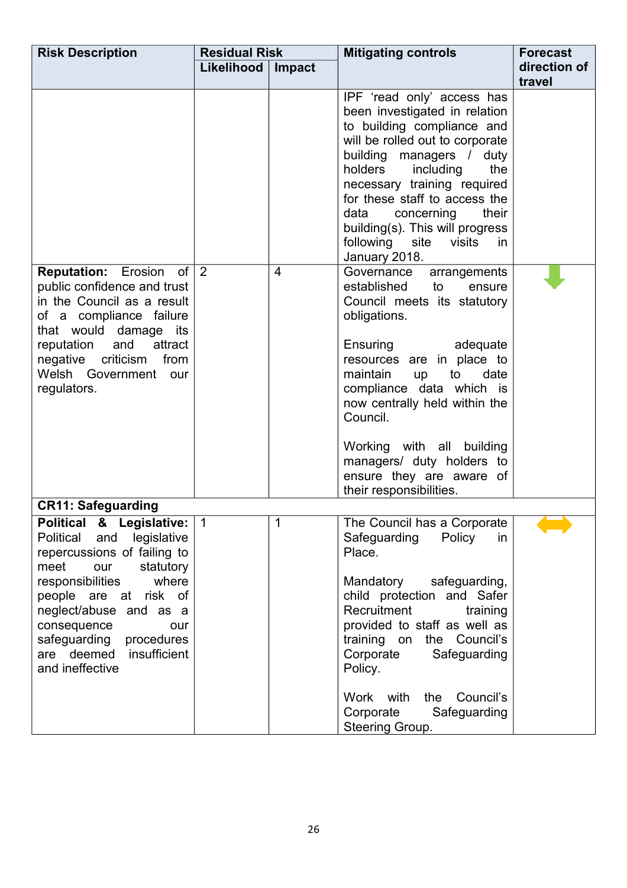| Risk Description | Residual Risk | | Mitigating controls | Forecast direction of travel |
|---|---|---|---|---|
| | Likelihood | Impact | | |
| | | | IPF 'read only' access has been investigated in relation to building compliance and will be rolled out to corporate building managers / duty holders including the necessary training required for these staff to access the data concerning their building(s). This will progress following site visits in January 2018. | |
| **Reputation:** Erosion of public confidence and trust in the Council as a result of a compliance failure that would damage its reputation and attract negative criticism from Welsh Government our regulators. | 2 | 4 | Governance arrangements established to ensure Council meets its statutory obligations.<br><br>Ensuring adequate resources are in place to maintain up to date compliance data which is now centrally held within the Council.<br><br>Working with all building managers/ duty holders to ensure they are aware of their responsibilities. | ⬇ |
| **CR11: Safeguarding** | | | | |
| **Political & Legislative:** Political and legislative repercussions of failing to meet our statutory responsibilities where people are at risk of neglect/abuse and as a consequence our safeguarding procedures are deemed insufficient and ineffective | 1 | 1 | The Council has a Corporate Safeguarding Policy in Place.<br><br>Mandatory safeguarding, child protection and Safer Recruitment training provided to staff as well as training on the Council's Corporate Safeguarding Policy.<br><br>Work with the Council's Corporate Safeguarding Steering Group. | ⬌ |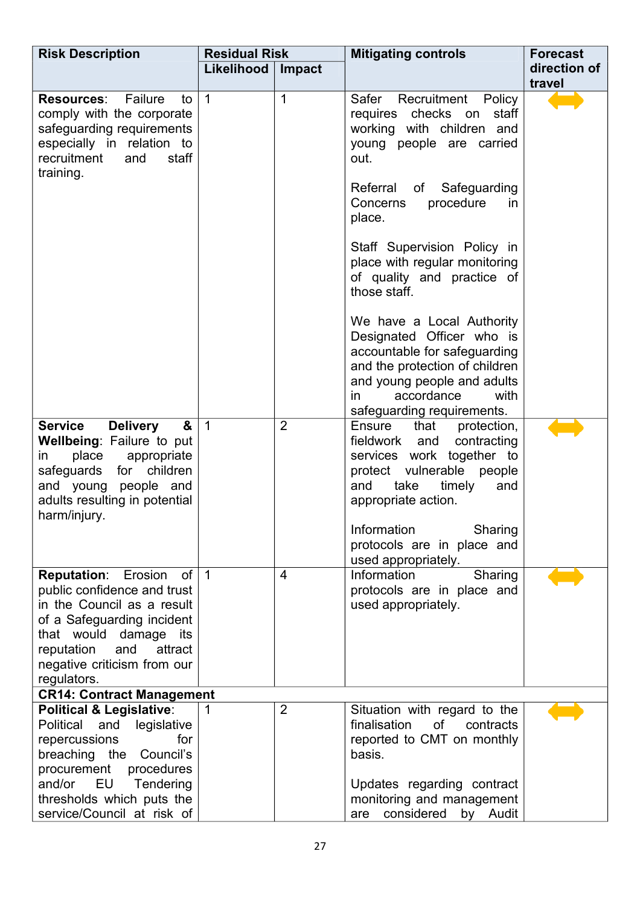| Risk Description | Residual Risk | | Mitigating controls | Forecast direction of travel |
|---|---|---|---|---|
| | Likelihood | Impact | | |
| **Resources**: Failure to comply with the corporate safeguarding requirements especially in relation to recruitment and staff training. | 1 | 1 | Safer Recruitment Policy requires checks on staff working with children and young people are carried out.<br><br>Referral of Safeguarding Concerns procedure in place.<br><br>Staff Supervision Policy in place with regular monitoring of quality and practice of those staff.<br><br>We have a Local Authority Designated Officer who is accountable for safeguarding and the protection of children and young people and adults in accordance with safeguarding requirements. | ⟷ |
| **Service Delivery & Wellbeing**: Failure to put in place appropriate safeguards for children and young people and adults resulting in potential harm/injury. | 1 | 2 | Ensure that protection, fieldwork and contracting services work together to protect vulnerable people and take timely and appropriate action.<br><br>Information Sharing protocols are in place and used appropriately. | ⟷ |
| **Reputation**: Erosion of public confidence and trust in the Council as a result of a Safeguarding incident that would damage its reputation and attract negative criticism from our regulators. | 1 | 4 | Information Sharing protocols are in place and used appropriately. | ⟷ |
| **CR14: Contract Management** | | | | |
| **Political & Legislative**: Political and legislative repercussions for breaching the Council's procurement procedures and/or EU Tendering thresholds which puts the service/Council at risk of | 1 | 2 | Situation with regard to the finalisation of contracts reported to CMT on monthly basis.<br><br>Updates regarding contract monitoring and management are considered by Audit | ⟷ |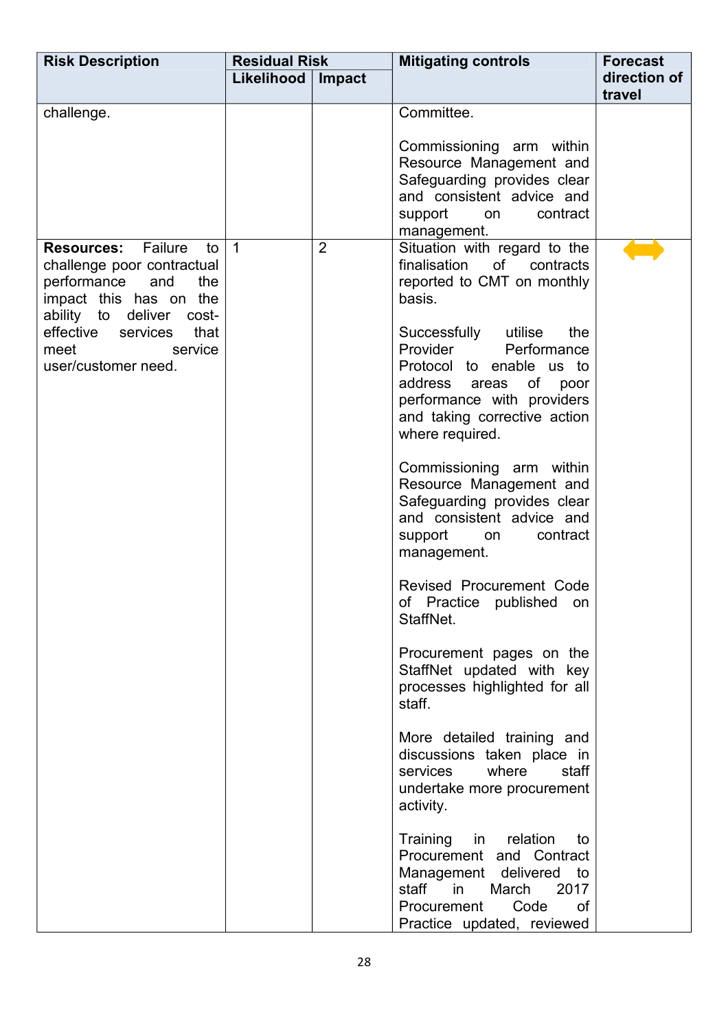| Risk Description | Residual Risk | | Mitigating controls | Forecast direction of travel |
|---|---|---|---|---|
| | Likelihood | Impact | | |
| challenge. | | | Committee.<br><br>Commissioning arm within Resource Management and Safeguarding provides clear and consistent advice and support on contract management. | |
| **Resources:** Failure to challenge poor contractual performance and the impact this has on the ability to deliver cost-effective services that meet service user/customer need. | 1 | 2 | Situation with regard to the finalisation of contracts reported to CMT on monthly basis.<br><br>Successfully utilise the Provider Performance Protocol to enable us to address areas of poor performance with providers and taking corrective action where required.<br><br>Commissioning arm within Resource Management and Safeguarding provides clear and consistent advice and support on contract management.<br><br>Revised Procurement Code of Practice published on StaffNet.<br><br>Procurement pages on the StaffNet updated with key processes highlighted for all staff.<br><br>More detailed training and discussions taken place in services where staff undertake more procurement activity.<br><br>Training in relation to Procurement and Contract Management delivered to staff in March 2017 Procurement Code of Practice updated, reviewed | ↔ |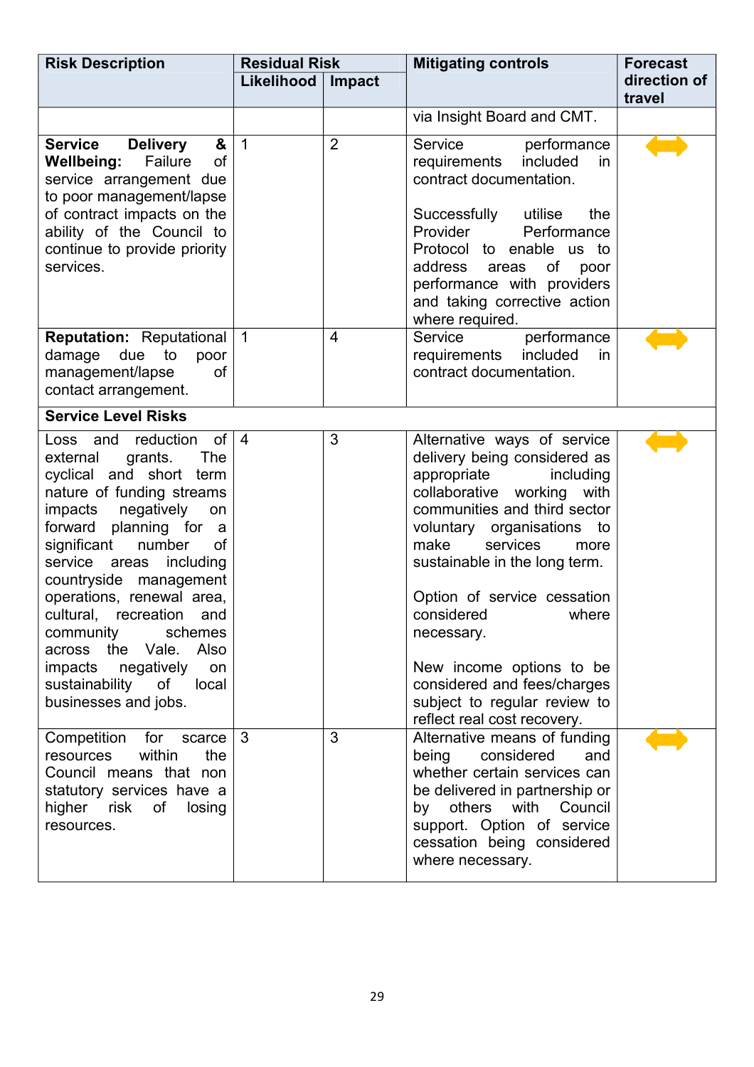| Risk Description | Residual Risk | | Mitigating controls | Forecast direction of travel |
|---|---|---|---|---|
| | Likelihood | Impact | | |
| | | | via Insight Board and CMT. | |
| **Service Delivery & Wellbeing:** Failure of service arrangement due to poor management/lapse of contract impacts on the ability of the Council to continue to provide priority services. | 1 | 2 | Service performance requirements included in contract documentation.<br><br>Successfully utilise the Provider Performance Protocol to enable us to address areas of poor performance with providers and taking corrective action where required. | ⟺ |
| **Reputation:** Reputational damage due to poor management/lapse of contact arrangement. | 1 | 4 | Service performance requirements included in contract documentation. | ⟺ |
| **Service Level Risks** | | | | |
| Loss and reduction of external grants. The cyclical and short term nature of funding streams impacts negatively on forward planning for a significant number of service areas including countryside management operations, renewal area, cultural, recreation and community schemes across the Vale. Also impacts negatively on sustainability of local businesses and jobs. | 4 | 3 | Alternative ways of service delivery being considered as appropriate including collaborative working with communities and third sector voluntary organisations to make services more sustainable in the long term.<br><br>Option of service cessation considered where necessary.<br><br>New income options to be considered and fees/charges subject to regular review to reflect real cost recovery. | ⟺ |
| Competition for scarce resources within the Council means that non statutory services have a higher risk of losing resources. | 3 | 3 | Alternative means of funding being considered and whether certain services can be delivered in partnership or by others with Council support. Option of service cessation being considered where necessary. | ⟺ |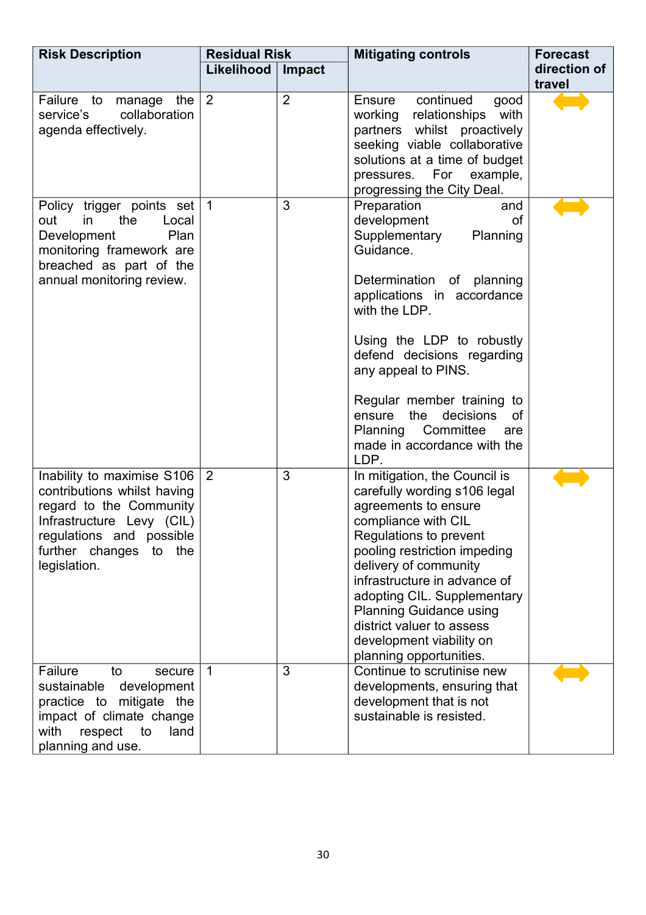| Risk Description | Residual Risk | | Mitigating controls | Forecast direction of travel |
|---|---|---|---|---|
| | Likelihood | Impact | | |
| Failure to manage the service's collaboration agenda effectively. | 2 | 2 | Ensure continued good working relationships with partners whilst proactively seeking viable collaborative solutions at a time of budget pressures. For example, progressing the City Deal. | ⟷ |
| Policy trigger points set out in the Local Development Plan monitoring framework are breached as part of the annual monitoring review. | 1 | 3 | Preparation and development of Supplementary Planning Guidance.<br><br>Determination of planning applications in accordance with the LDP.<br><br>Using the LDP to robustly defend decisions regarding any appeal to PINS.<br><br>Regular member training to ensure the decisions of Planning Committee are made in accordance with the LDP. | ⟷ |
| Inability to maximise S106 contributions whilst having regard to the Community Infrastructure Levy (CIL) regulations and possible further changes to the legislation. | 2 | 3 | In mitigation, the Council is carefully wording s106 legal agreements to ensure compliance with CIL Regulations to prevent pooling restriction impeding delivery of community infrastructure in advance of adopting CIL. Supplementary Planning Guidance using district valuer to assess development viability on planning opportunities. | ⟷ |
| Failure to secure sustainable development practice to mitigate the impact of climate change with respect to land planning and use. | 1 | 3 | Continue to scrutinise new developments, ensuring that development that is not sustainable is resisted. | ⟷ |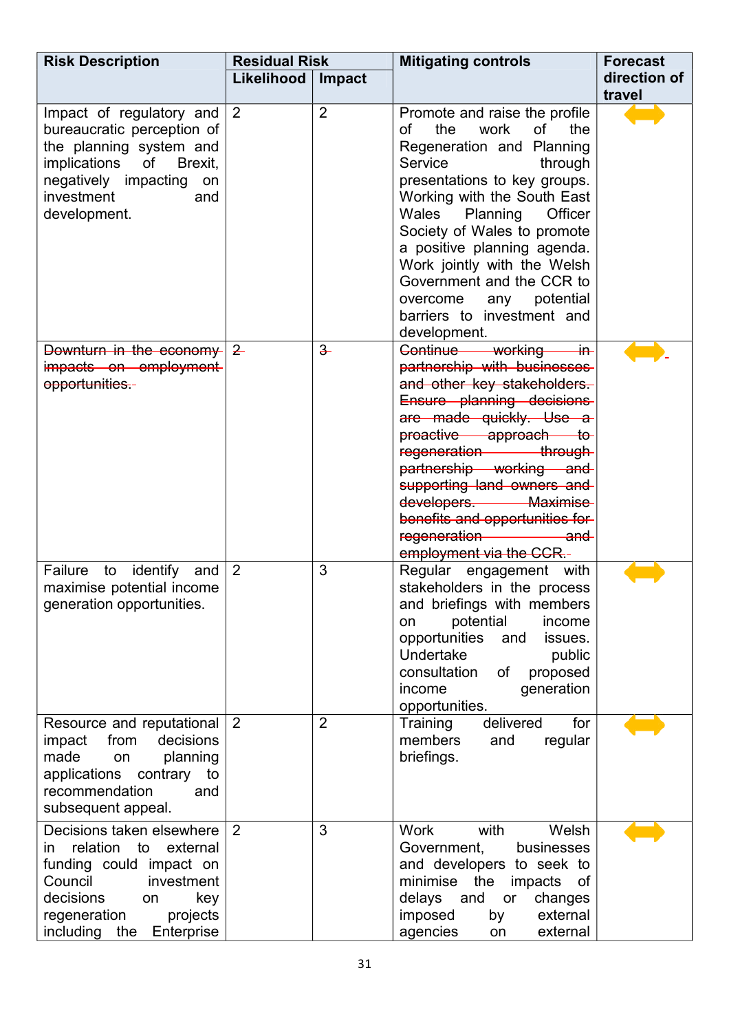| Risk Description | Residual Risk | | Mitigating controls | Forecast direction of travel |
|---|---|---|---|---|
| | Likelihood | Impact | | |
| Impact of regulatory and bureaucratic perception of the planning system and implications of Brexit, negatively impacting on investment and development. | 2 | 2 | Promote and raise the profile of the work of the Regeneration and Planning Service through presentations to key groups. Working with the South East Wales Planning Officer Society of Wales to promote a positive planning agenda. Work jointly with the Welsh Government and the CCR to overcome any potential barriers to investment and development. | ⟷ |
| ~~Downturn in the economy impacts on employment opportunities.~~ | ~~2~~ | ~~3~~ | ~~Continue working in partnership with businesses and other key stakeholders. Ensure planning decisions are made quickly. Use a proactive approach to regeneration through partnership working and supporting land owners and developers. Maximise benefits and opportunities for regeneration and employment via the CCR.~~ | ⟷ |
| Failure to identify and maximise potential income generation opportunities. | 2 | 3 | Regular engagement with stakeholders in the process and briefings with members on potential income opportunities and issues. Undertake public consultation of proposed income generation opportunities. | ⟷ |
| Resource and reputational impact from decisions made on planning applications contrary to recommendation and subsequent appeal. | 2 | 2 | Training delivered for members and regular briefings. | ⟷ |
| Decisions taken elsewhere in relation to external funding could impact on Council investment decisions on key regeneration projects including the Enterprise | 2 | 3 | Work with Welsh Government, businesses and developers to seek to minimise the impacts of delays and or changes imposed by external agencies on external | ⟷ |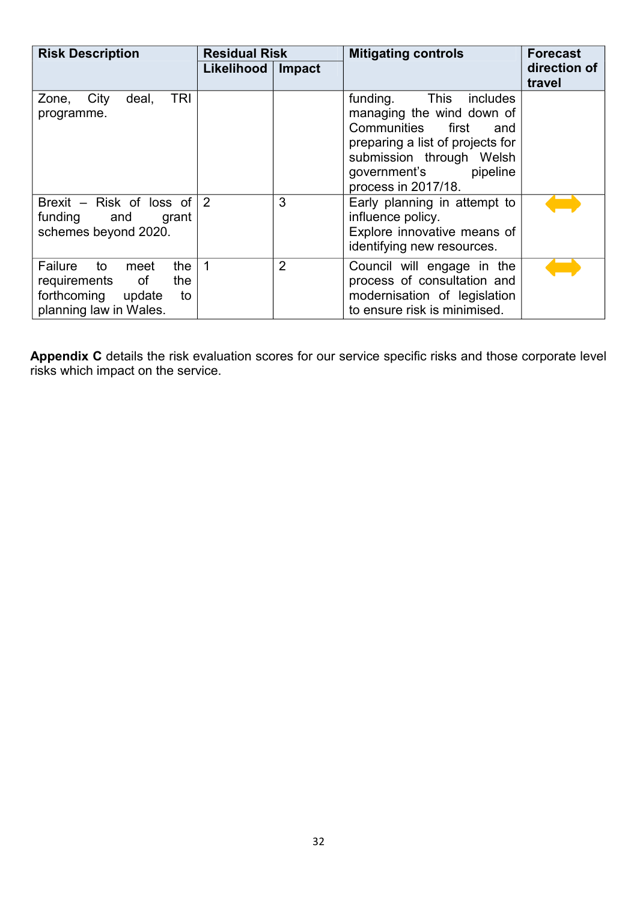| Risk Description | Residual Risk | | Mitigating controls | Forecast direction of travel |
|---|---|---|---|---|
| | Likelihood | Impact | | |
| Zone, City deal, TRI programme. | | | funding. This includes managing the wind down of Communities first and preparing a list of projects for submission through Welsh government's pipeline process in 2017/18. | |
| Brexit – Risk of loss of funding and grant schemes beyond 2020. | 2 | 3 | Early planning in attempt to influence policy.<br>Explore innovative means of identifying new resources. | ⟷ |
| Failure to meet the requirements of the forthcoming update to planning law in Wales. | 1 | 2 | Council will engage in the process of consultation and modernisation of legislation to ensure risk is minimised. | ⟷ |

**Appendix C** details the risk evaluation scores for our service specific risks and those corporate level risks which impact on the service.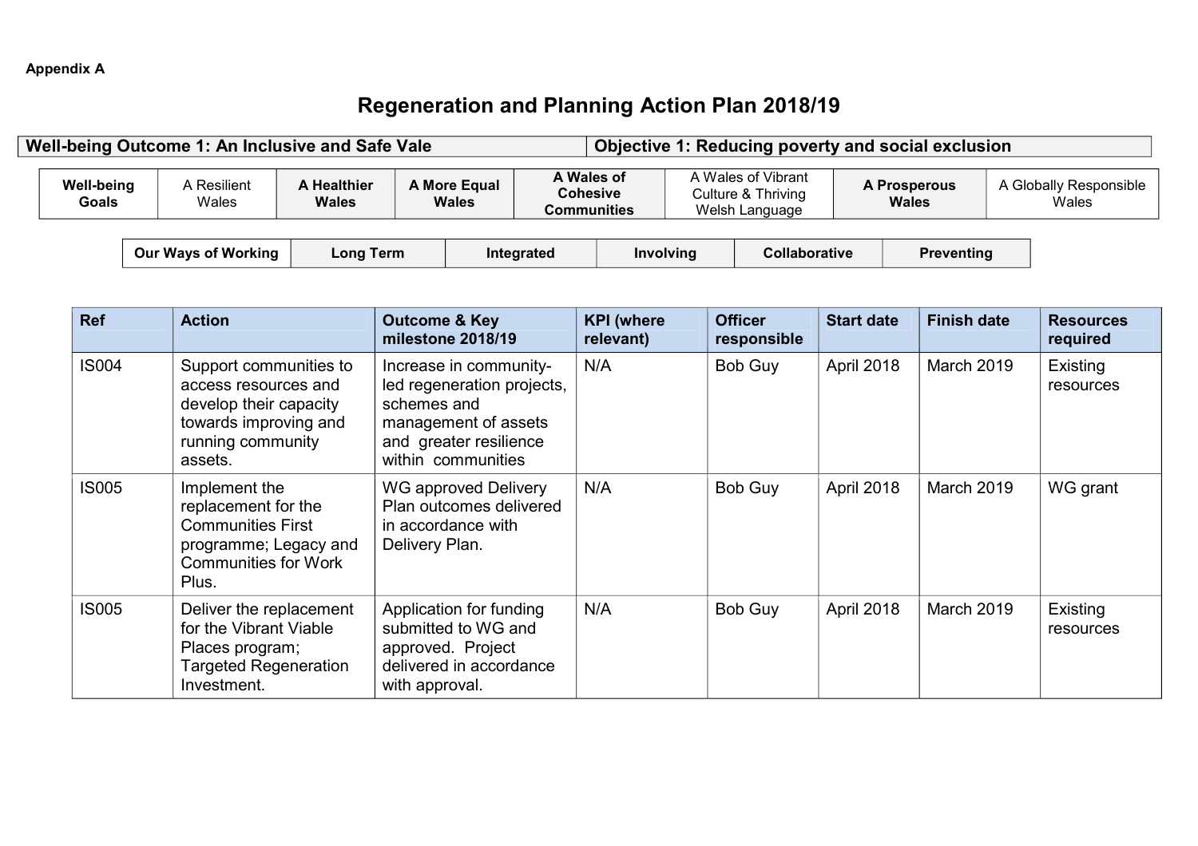**Appendix A**

# Regeneration and Planning Action Plan 2018/19

| Well-being Outcome 1: An Inclusive and Safe Vale | Objective 1: Reducing poverty and social exclusion |
|---|---|

| **Well-being Goals** | A Resilient Wales | **A Healthier Wales** | **A More Equal Wales** | **A Wales of Cohesive Communities** | A Wales of Vibrant Culture & Thriving Welsh Language | **A Prosperous Wales** | A Globally Responsible Wales |
|---|---|---|---|---|---|---|---|

| **Our Ways of Working** | **Long Term** | **Integrated** | **Involving** | **Collaborative** | **Preventing** |
|---|---|---|---|---|---|

| Ref | Action | Outcome & Key milestone 2018/19 | KPI (where relevant) | Officer responsible | Start date | Finish date | Resources required |
|---|---|---|---|---|---|---|---|
| IS004 | Support communities to access resources and develop their capacity towards improving and running community assets. | Increase in community-led regeneration projects, schemes and management of assets and greater resilience within communities | N/A | Bob Guy | April 2018 | March 2019 | Existing resources |
| IS005 | Implement the replacement for the Communities First programme; Legacy and Communities for Work Plus. | WG approved Delivery Plan outcomes delivered in accordance with Delivery Plan. | N/A | Bob Guy | April 2018 | March 2019 | WG grant |
| IS005 | Deliver the replacement for the Vibrant Viable Places program; Targeted Regeneration Investment. | Application for funding submitted to WG and approved. Project delivered in accordance with approval. | N/A | Bob Guy | April 2018 | March 2019 | Existing resources |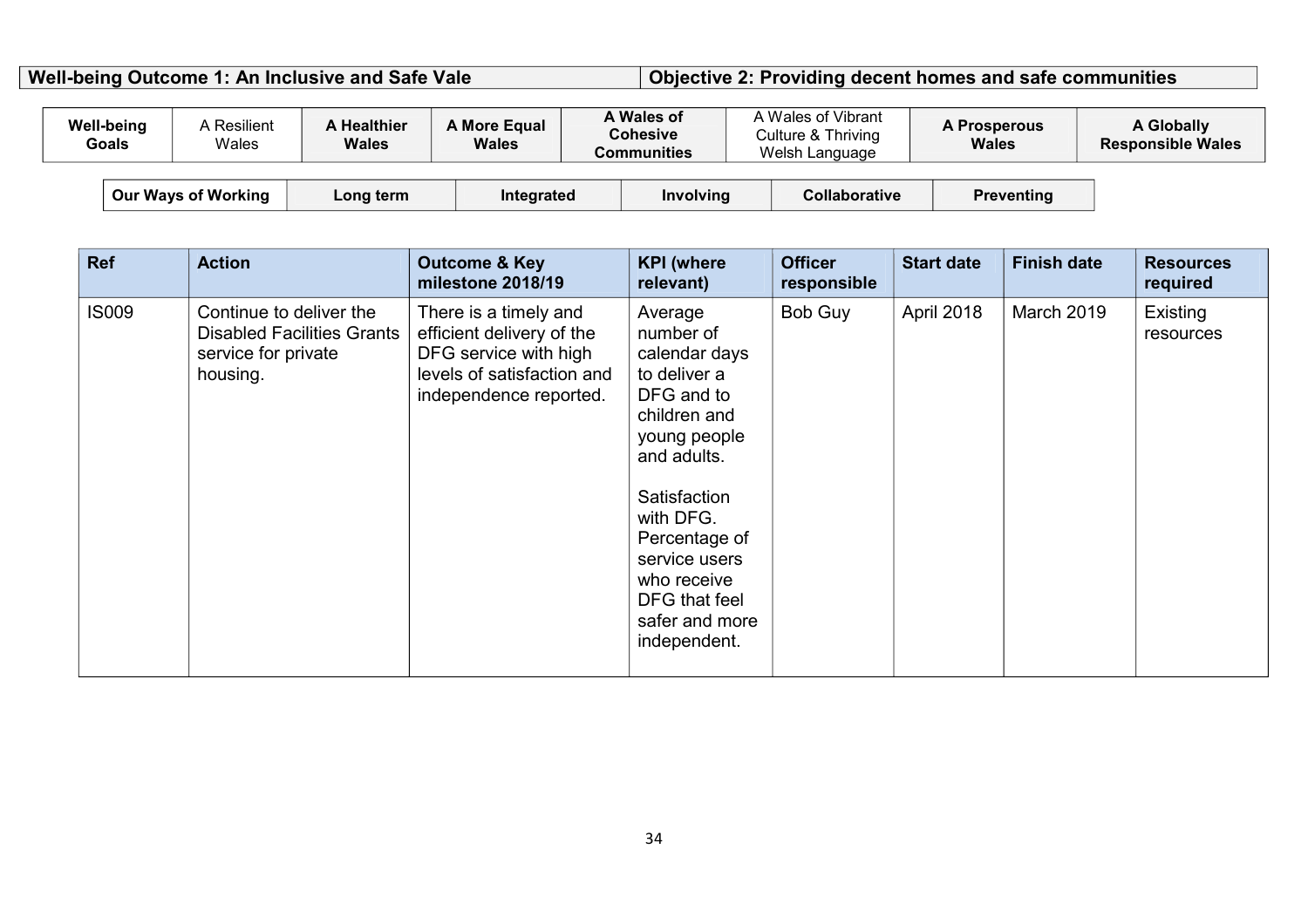| Well-being Outcome 1: An Inclusive and Safe Vale | Objective 2: Providing decent homes and safe communities |
|---|---|

| Well-being Goals | A Resilient Wales | A Healthier Wales | A More Equal Wales | A Wales of Cohesive Communities | A Wales of Vibrant Culture & Thriving Welsh Language | A Prosperous Wales | A Globally Responsible Wales |
|---|---|---|---|---|---|---|---|

| Our Ways of Working | Long term | Integrated | Involving | Collaborative | Preventing |
|---|---|---|---|---|---|

| Ref | Action | Outcome & Key milestone 2018/19 | KPI (where relevant) | Officer responsible | Start date | Finish date | Resources required |
|---|---|---|---|---|---|---|---|
| IS009 | Continue to deliver the Disabled Facilities Grants service for private housing. | There is a timely and efficient delivery of the DFG service with high levels of satisfaction and independence reported. | Average number of calendar days to deliver a DFG and to children and young people and adults.<br><br>Satisfaction with DFG. Percentage of service users who receive DFG that feel safer and more independent. | Bob Guy | April 2018 | March 2019 | Existing resources |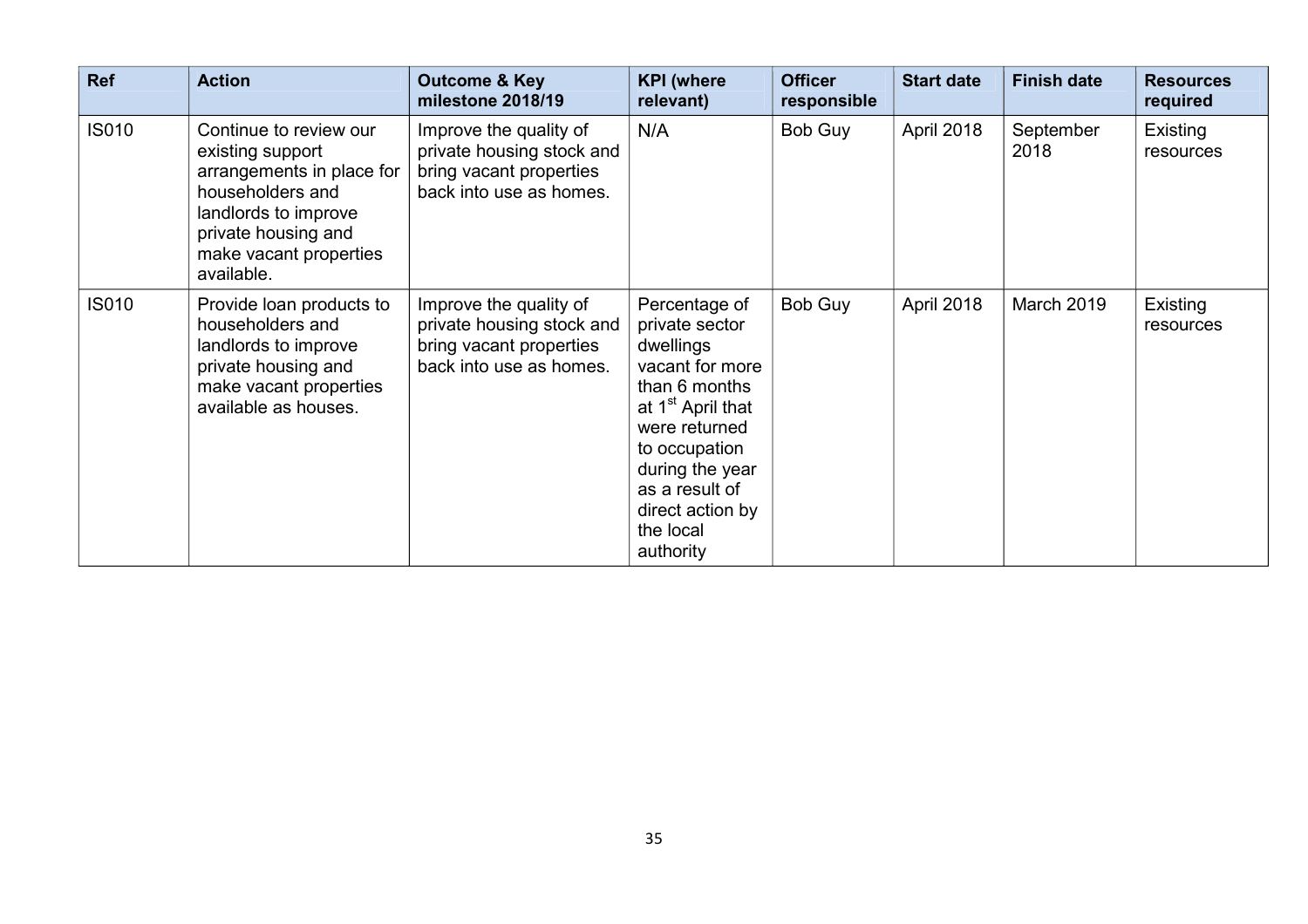| Ref | Action | Outcome & Key milestone 2018/19 | KPI (where relevant) | Officer responsible | Start date | Finish date | Resources required |
|---|---|---|---|---|---|---|---|
| IS010 | Continue to review our existing support arrangements in place for householders and landlords to improve private housing and make vacant properties available. | Improve the quality of private housing stock and bring vacant properties back into use as homes. | N/A | Bob Guy | April 2018 | September 2018 | Existing resources |
| IS010 | Provide loan products to householders and landlords to improve private housing and make vacant properties available as houses. | Improve the quality of private housing stock and bring vacant properties back into use as homes. | Percentage of private sector dwellings vacant for more than 6 months at 1st April that were returned to occupation during the year as a result of direct action by the local authority | Bob Guy | April 2018 | March 2019 | Existing resources |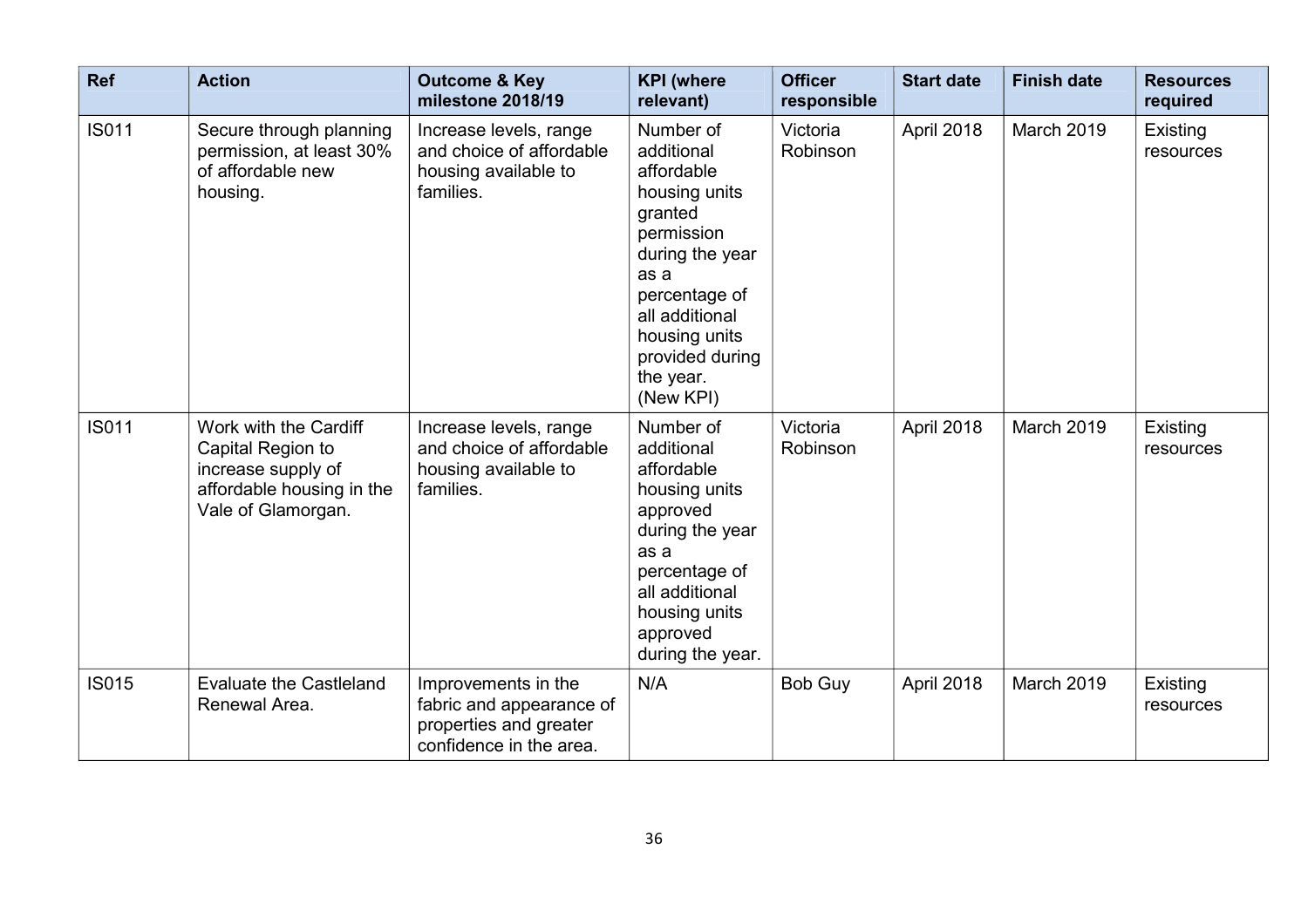| Ref | Action | Outcome & Key milestone 2018/19 | KPI (where relevant) | Officer responsible | Start date | Finish date | Resources required |
|---|---|---|---|---|---|---|---|
| IS011 | Secure through planning permission, at least 30% of affordable new housing. | Increase levels, range and choice of affordable housing available to families. | Number of additional affordable housing units granted permission during the year as a percentage of all additional housing units provided during the year. (New KPI) | Victoria Robinson | April 2018 | March 2019 | Existing resources |
| IS011 | Work with the Cardiff Capital Region to increase supply of affordable housing in the Vale of Glamorgan. | Increase levels, range and choice of affordable housing available to families. | Number of additional affordable housing units approved during the year as a percentage of all additional housing units approved during the year. | Victoria Robinson | April 2018 | March 2019 | Existing resources |
| IS015 | Evaluate the Castleland Renewal Area. | Improvements in the fabric and appearance of properties and greater confidence in the area. | N/A | Bob Guy | April 2018 | March 2019 | Existing resources |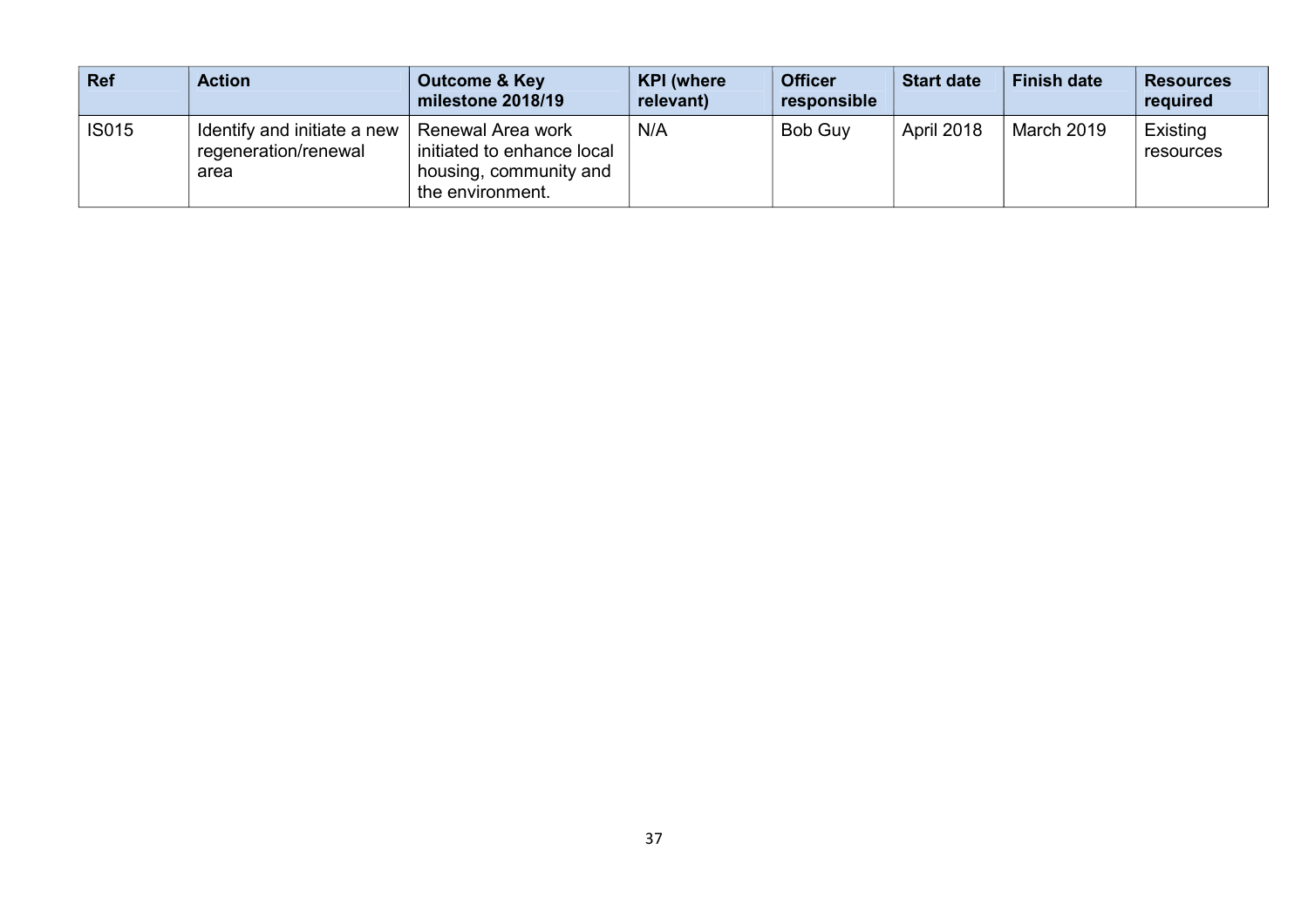| Ref | Action | Outcome & Key milestone 2018/19 | KPI (where relevant) | Officer responsible | Start date | Finish date | Resources required |
|---|---|---|---|---|---|---|---|
| IS015 | Identify and initiate a new regeneration/renewal area | Renewal Area work initiated to enhance local housing, community and the environment. | N/A | Bob Guy | April 2018 | March 2019 | Existing resources |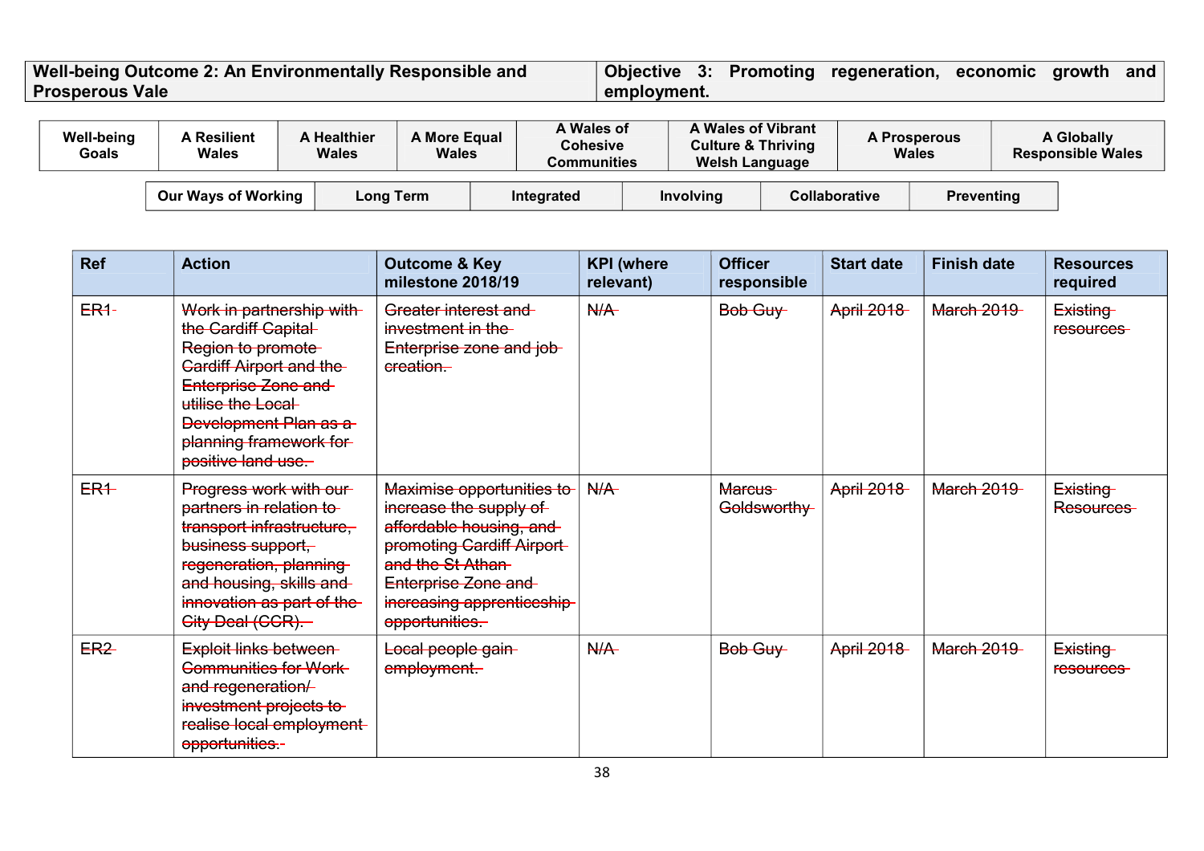| Well-being Outcome 2: An Environmentally Responsible and Prosperous Vale | Objective 3: Promoting regeneration, economic growth and employment. |
|---|---|

| Well-being Goals | A Resilient Wales | A Healthier Wales | A More Equal Wales | A Wales of Cohesive Communities | A Wales of Vibrant Culture & Thriving Welsh Language | A Prosperous Wales | A Globally Responsible Wales |
|---|---|---|---|---|---|---|---|

| Our Ways of Working | Long Term | Integrated | Involving | Collaborative | Preventing |
|---|---|---|---|---|---|

| Ref | Action | Outcome & Key milestone 2018/19 | KPI (where relevant) | Officer responsible | Start date | Finish date | Resources required |
|---|---|---|---|---|---|---|---|
| ~~ER1~~ | ~~Work in partnership with the Cardiff Capital Region to promote Cardiff Airport and the Enterprise Zone and utilise the Local Development Plan as a planning framework for positive land use.~~ | ~~Greater interest and investment in the Enterprise zone and job creation.~~ | ~~N/A~~ | ~~Bob Guy~~ | ~~April 2018~~ | ~~March 2019~~ | ~~Existing resources~~ |
| ~~ER1~~ | ~~Progress work with our partners in relation to transport infrastructure, business support, regeneration, planning and housing, skills and innovation as part of the City Deal (CCR).~~ | ~~Maximise opportunities to increase the supply of affordable housing, and promoting Cardiff Airport and the St Athan Enterprise Zone and increasing apprenticeship opportunities.~~ | ~~N/A~~ | ~~Marcus Goldsworthy~~ | ~~April 2018~~ | ~~March 2019~~ | ~~Existing Resources~~ |
| ~~ER2~~ | ~~Exploit links between Communities for Work and regeneration/ investment projects to realise local employment opportunities.~~ | ~~Local people gain employment.~~ | ~~N/A~~ | ~~Bob Guy~~ | ~~April 2018~~ | ~~March 2019~~ | ~~Existing resources~~ |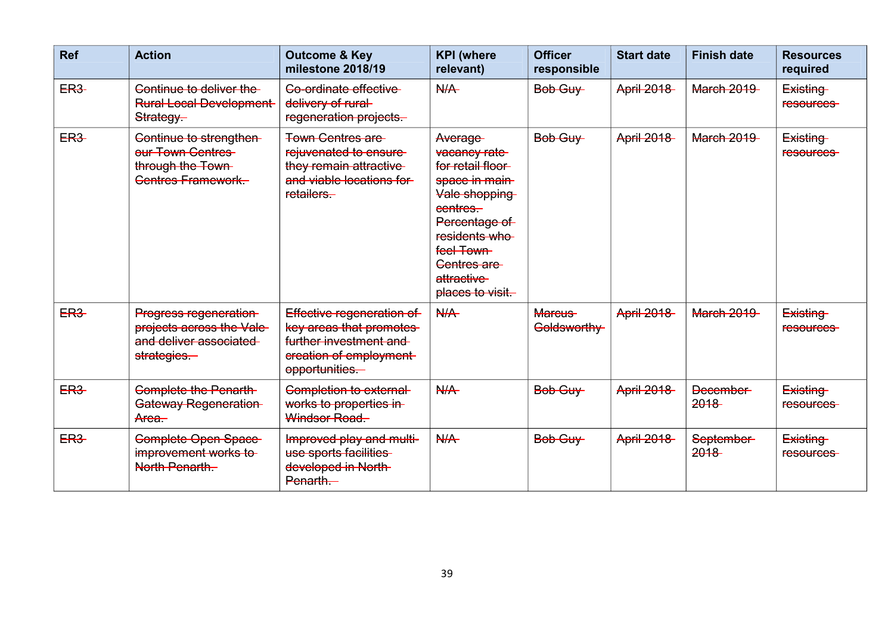| Ref | Action | Outcome & Key milestone 2018/19 | KPI (where relevant) | Officer responsible | Start date | Finish date | Resources required |
|---|---|---|---|---|---|---|---|
| ~~ER3~~ | ~~Continue to deliver the Rural Local Development Strategy.~~ | ~~Co-ordinate effective delivery of rural regeneration projects.~~ | ~~N/A~~ | ~~Bob Guy~~ | ~~April 2018~~ | ~~March 2019~~ | ~~Existing resources~~ |
| ~~ER3~~ | ~~Continue to strengthen our Town Centres through the Town Centres Framework.~~ | ~~Town Centres are rejuvenated to ensure they remain attractive and viable locations for retailers.~~ | ~~Average vacancy rate for retail floor space in main Vale shopping centres. Percentage of residents who feel Town Centres are attractive places to visit.~~ | ~~Bob Guy~~ | ~~April 2018~~ | ~~March 2019~~ | ~~Existing resources~~ |
| ~~ER3~~ | ~~Progress regeneration projects across the Vale and deliver associated strategies.~~ | ~~Effective regeneration of key areas that promotes further investment and creation of employment opportunities.~~ | ~~N/A~~ | ~~Marcus Goldsworthy~~ | ~~April 2018~~ | ~~March 2019~~ | ~~Existing resources~~ |
| ~~ER3~~ | ~~Complete the Penarth Gateway Regeneration Area.~~ | ~~Completion to external works to properties in Windsor Road.~~ | ~~N/A~~ | ~~Bob Guy~~ | ~~April 2018~~ | ~~December 2018~~ | ~~Existing resources~~ |
| ~~ER3~~ | ~~Complete Open Space improvement works to North Penarth.~~ | ~~Improved play and multi-use sports facilities developed in North Penarth.~~ | ~~N/A~~ | ~~Bob Guy~~ | ~~April 2018~~ | ~~September 2018~~ | ~~Existing resources~~ |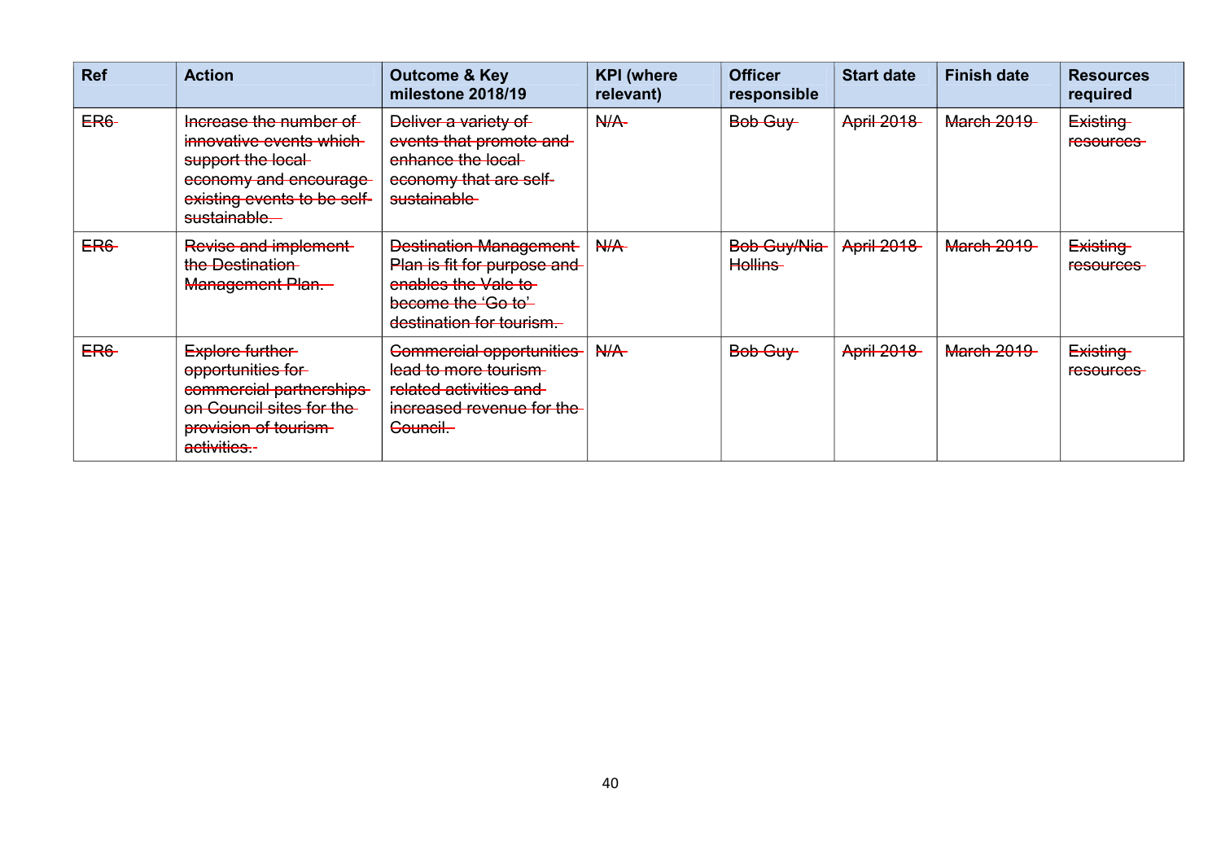| Ref | Action | Outcome & Key milestone 2018/19 | KPI (where relevant) | Officer responsible | Start date | Finish date | Resources required |
|---|---|---|---|---|---|---|---|
| ~~ER6~~ | ~~Increase the number of innovative events which support the local economy and encourage existing events to be self-sustainable.~~ | ~~Deliver a variety of events that promote and enhance the local economy that are self-sustainable~~ | ~~N/A~~ | ~~Bob Guy~~ | ~~April 2018~~ | ~~March 2019~~ | ~~Existing resources~~ |
| ~~ER6~~ | ~~Revise and implement the Destination Management Plan.~~ | ~~Destination Management Plan is fit for purpose and enables the Vale to become the 'Go to' destination for tourism.~~ | ~~N/A~~ | ~~Bob Guy/Nia Hollins~~ | ~~April 2018~~ | ~~March 2019~~ | ~~Existing resources~~ |
| ~~ER6~~ | ~~Explore further opportunities for commercial partnerships on Council sites for the provision of tourism activities.~~ | ~~Commercial opportunities lead to more tourism related activities and increased revenue for the Council.~~ | ~~N/A~~ | ~~Bob Guy~~ | ~~April 2018~~ | ~~March 2019~~ | ~~Existing resources~~ |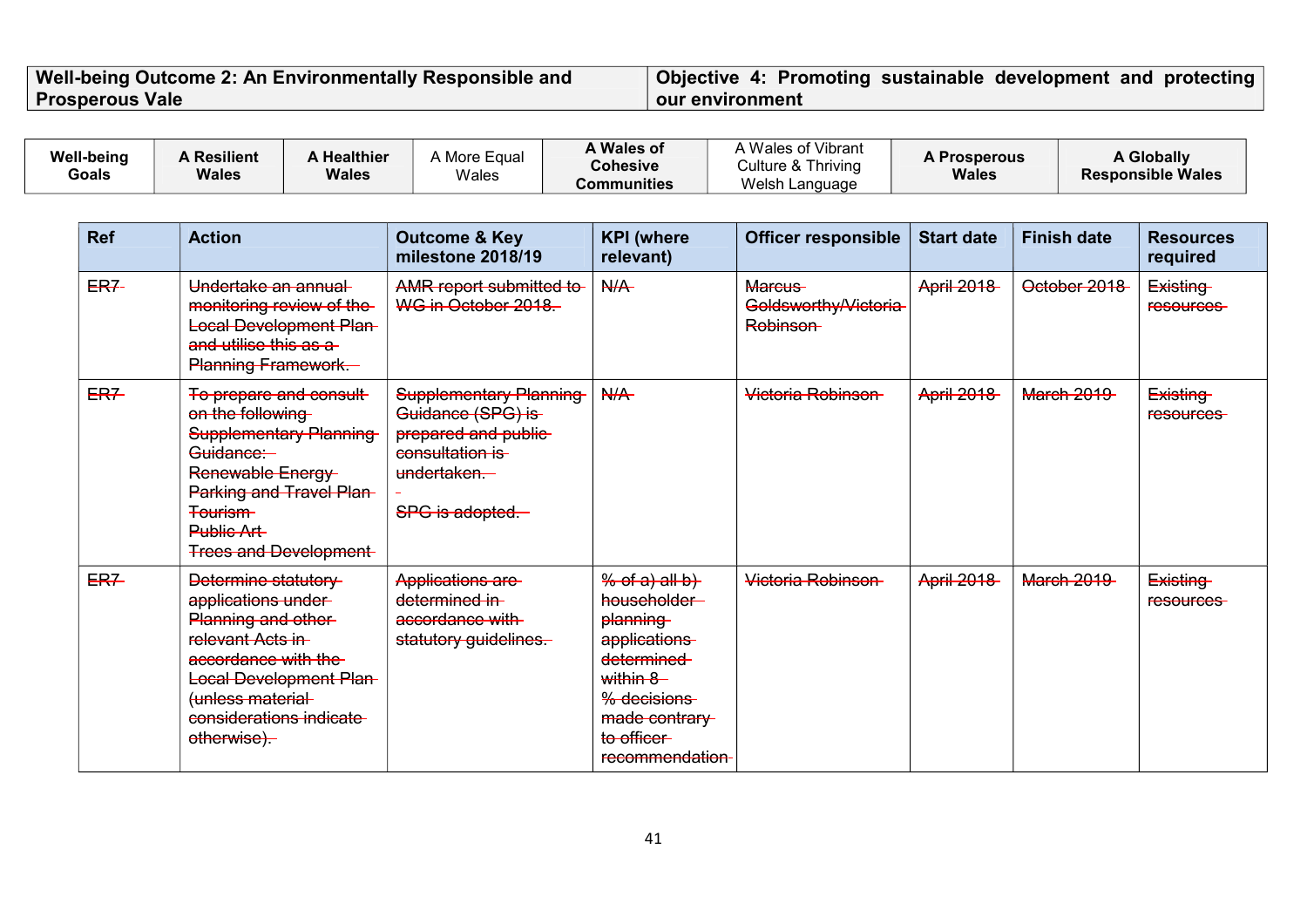| Well-being Outcome 2: An Environmentally Responsible and Prosperous Vale | Objective 4: Promoting sustainable development and protecting our environment |
|---|---|

| Well-being Goals | A Resilient Wales | A Healthier Wales | A More Equal Wales | A Wales of Cohesive Communities | A Wales of Vibrant Culture & Thriving Welsh Language | A Prosperous Wales | A Globally Responsible Wales |
|---|---|---|---|---|---|---|---|

| Ref | Action | Outcome & Key milestone 2018/19 | KPI (where relevant) | Officer responsible | Start date | Finish date | Resources required |
|---|---|---|---|---|---|---|---|
| ~~ER7~~ | ~~Undertake an annual monitoring review of the Local Development Plan and utilise this as a Planning Framework.~~ | ~~AMR report submitted to WG in October 2018.~~ | ~~N/A~~ | ~~Marcus Goldsworthy/Victoria Robinson~~ | ~~April 2018~~ | ~~October 2018~~ | ~~Existing resources~~ |
| ~~ER7~~ | ~~To prepare and consult on the following Supplementary Planning Guidance:~~<br>~~Renewable Energy~~<br>~~Parking and Travel Plan~~<br>~~Tourism~~<br>~~Public Art~~<br>~~Trees and Development~~ | ~~Supplementary Planning Guidance (SPG) is prepared and public consultation is undertaken.~~<br>-<br>~~SPG is adopted.~~ | ~~N/A~~ | ~~Victoria Robinson~~ | ~~April 2018~~ | ~~March 2019~~ | ~~Existing resources~~ |
| ~~ER7~~ | ~~Determine statutory applications under Planning and other relevant Acts in accordance with the Local Development Plan (unless material considerations indicate otherwise).~~ | ~~Applications are determined in accordance with statutory guidelines.~~ | ~~% of a) all b) householder planning applications determined within 8~~<br>~~% decisions made contrary to officer recommendation~~ | ~~Victoria Robinson~~ | ~~April 2018~~ | ~~March 2019~~ | ~~Existing resources~~ |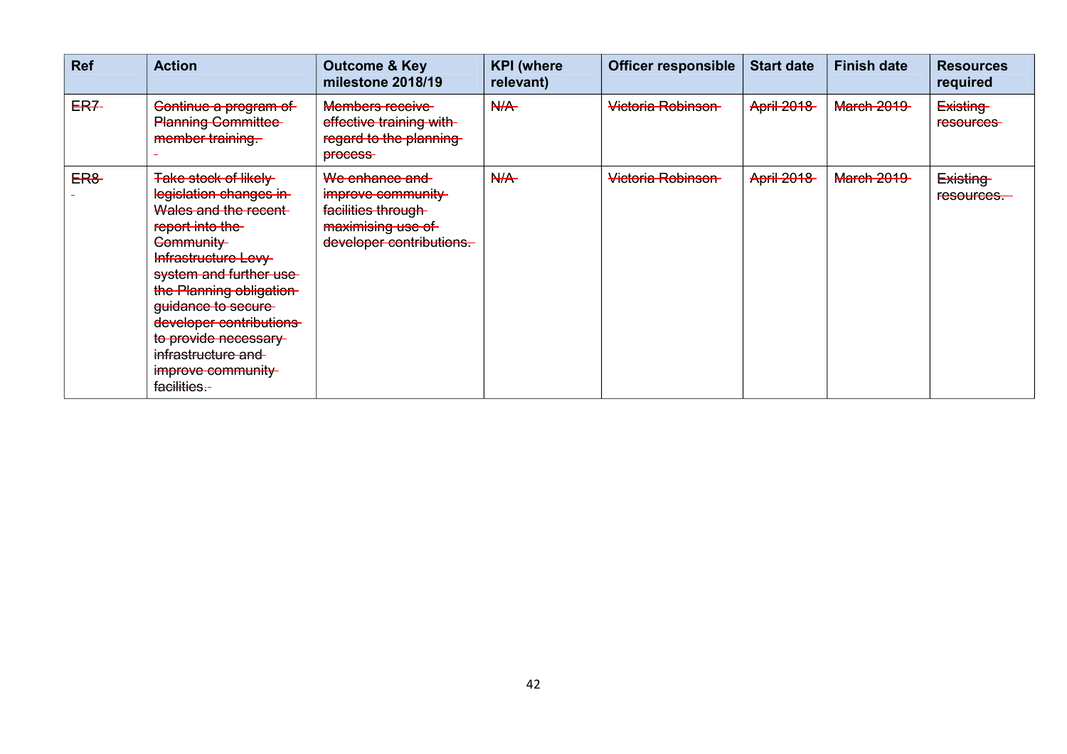| Ref | Action | Outcome & Key milestone 2018/19 | KPI (where relevant) | Officer responsible | Start date | Finish date | Resources required |
|---|---|---|---|---|---|---|---|
| ~~ER7~~ | ~~Continue a program of Planning Committee member training.~~ | ~~Members receive effective training with regard to the planning process~~ | ~~N/A~~ | ~~Victoria Robinson~~ | ~~April 2018~~ | ~~March 2019~~ | ~~Existing resources~~ |
| ~~ER8~~ | ~~Take stock of likely legislation changes in Wales and the recent report into the Community Infrastructure Levy system and further use the Planning obligation guidance to secure developer contributions to provide necessary infrastructure and improve community facilities.~~ | ~~We enhance and improve community facilities through maximising use of developer contributions.~~ | ~~N/A~~ | ~~Victoria Robinson~~ | ~~April 2018~~ | ~~March 2019~~ | ~~Existing resources.~~ |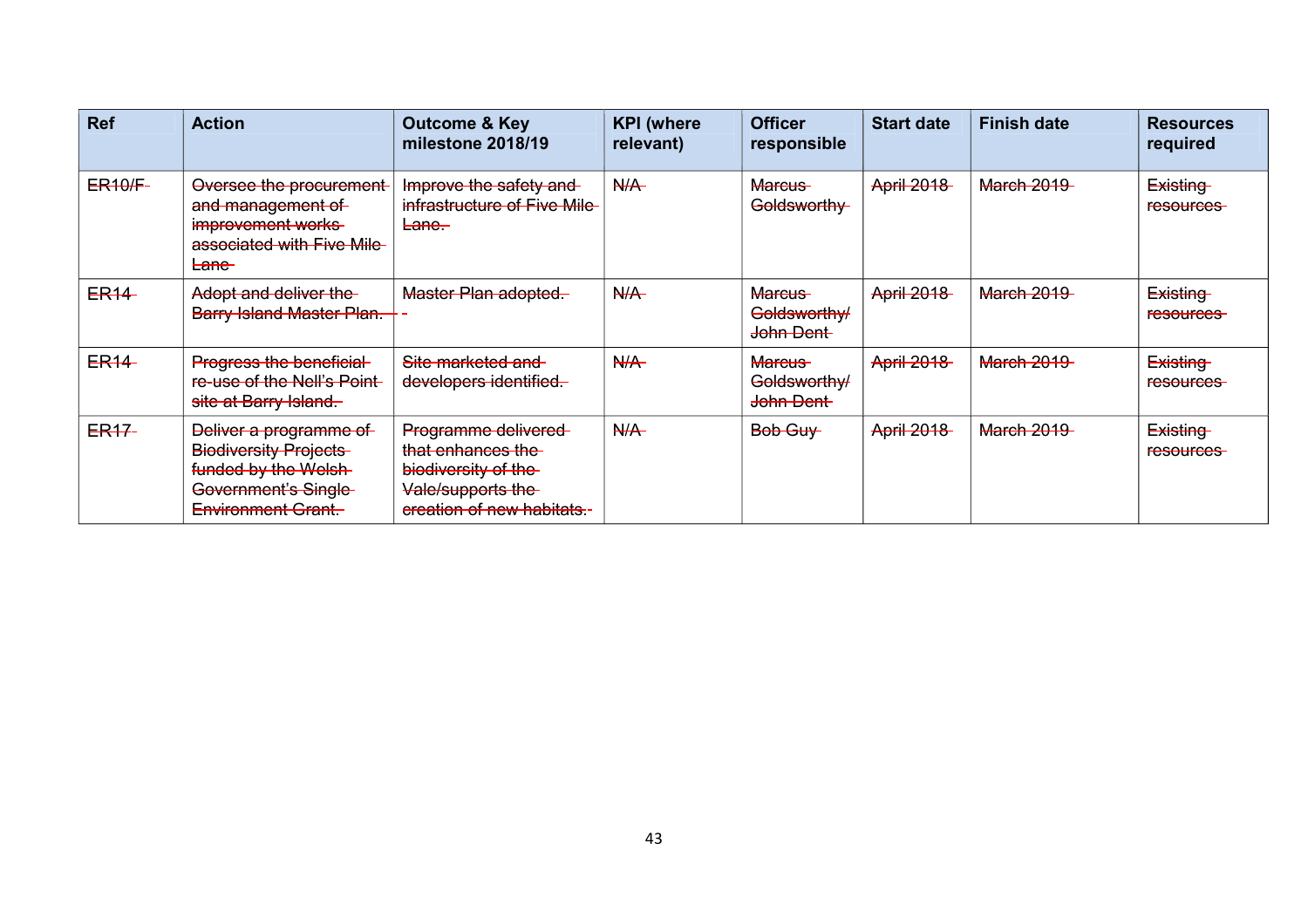| Ref | Action | Outcome & Key milestone 2018/19 | KPI (where relevant) | Officer responsible | Start date | Finish date | Resources required |
|---|---|---|---|---|---|---|---|
| ~~ER10/F~~ | ~~Oversee the procurement and management of improvement works associated with Five Mile Lane~~ | ~~Improve the safety and infrastructure of Five Mile Lane.~~ | ~~N/A~~ | ~~Marcus Goldsworthy~~ | ~~April 2018~~ | ~~March 2019~~ | ~~Existing resources~~ |
| ~~ER14~~ | ~~Adopt and deliver the Barry Island Master Plan.~~ | ~~Master Plan adopted.~~ | ~~N/A~~ | ~~Marcus Goldsworthy/ John Dent~~ | ~~April 2018~~ | ~~March 2019~~ | ~~Existing resources~~ |
| ~~ER14~~ | ~~Progress the beneficial re-use of the Nell's Point site at Barry Island.~~ | ~~Site marketed and developers identified.~~ | ~~N/A~~ | ~~Marcus Goldsworthy/ John Dent~~ | ~~April 2018~~ | ~~March 2019~~ | ~~Existing resources~~ |
| ~~ER17~~ | ~~Deliver a programme of Biodiversity Projects funded by the Welsh Government's Single Environment Grant.~~ | ~~Programme delivered that enhances the biodiversity of the Vale/supports the creation of new habitats.~~ | ~~N/A~~ | ~~Bob Guy~~ | ~~April 2018~~ | ~~March 2019~~ | ~~Existing resources~~ |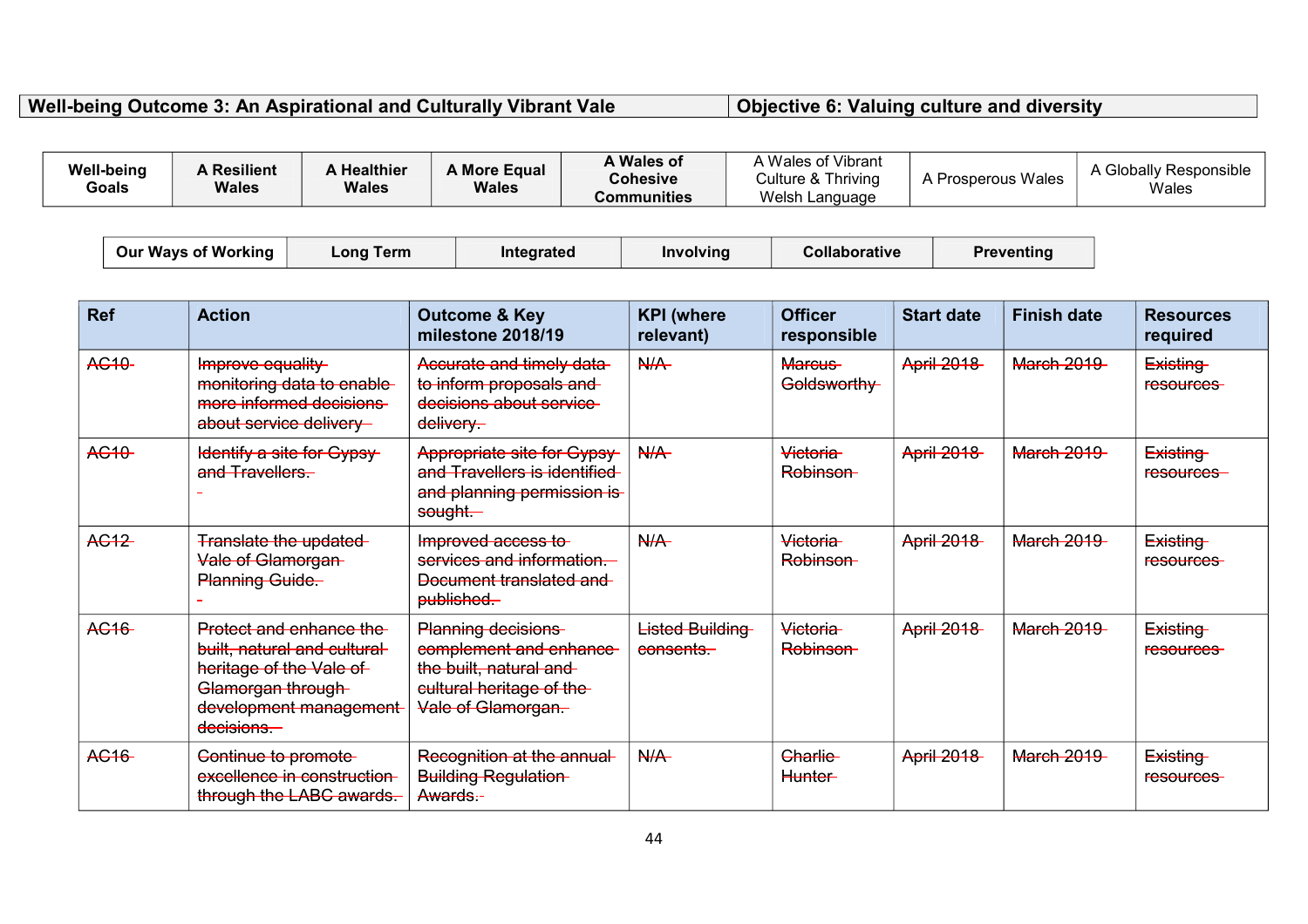| Well-being Outcome 3: An Aspirational and Culturally Vibrant Vale | Objective 6: Valuing culture and diversity |
|---|---|

| Well-being Goals | A Resilient Wales | A Healthier Wales | A More Equal Wales | A Wales of Cohesive Communities | A Wales of Vibrant Culture & Thriving Welsh Language | A Prosperous Wales | A Globally Responsible Wales |
|---|---|---|---|---|---|---|---|

| Our Ways of Working | Long Term | Integrated | Involving | Collaborative | Preventing |
|---|---|---|---|---|---|

| Ref | Action | Outcome & Key milestone 2018/19 | KPI (where relevant) | Officer responsible | Start date | Finish date | Resources required |
|---|---|---|---|---|---|---|---|
| ~~AC10~~ | ~~Improve equality monitoring data to enable more informed decisions about service delivery~~ | ~~Accurate and timely data to inform proposals and decisions about service delivery.~~ | ~~N/A~~ | ~~Marcus Goldsworthy~~ | ~~April 2018~~ | ~~March 2019~~ | ~~Existing resources~~ |
| ~~AC10~~ | ~~Identify a site for Gypsy and Travellers.~~ | ~~Appropriate site for Gypsy and Travellers is identified and planning permission is sought.~~ | ~~N/A~~ | ~~Victoria Robinson~~ | ~~April 2018~~ | ~~March 2019~~ | ~~Existing resources~~ |
| ~~AC12~~ | ~~Translate the updated Vale of Glamorgan Planning Guide.~~ | ~~Improved access to services and information. Document translated and published.~~ | ~~N/A~~ | ~~Victoria Robinson~~ | ~~April 2018~~ | ~~March 2019~~ | ~~Existing resources~~ |
| ~~AC16~~ | ~~Protect and enhance the built, natural and cultural heritage of the Vale of Glamorgan through development management decisions.~~ | ~~Planning decisions complement and enhance the built, natural and cultural heritage of the Vale of Glamorgan.~~ | ~~Listed Building consents.~~ | ~~Victoria Robinson~~ | ~~April 2018~~ | ~~March 2019~~ | ~~Existing resources~~ |
| ~~AC16~~ | ~~Continue to promote excellence in construction through the LABC awards.~~ | ~~Recognition at the annual Building Regulation Awards.~~ | ~~N/A~~ | ~~Charlie Hunter~~ | ~~April 2018~~ | ~~March 2019~~ | ~~Existing resources~~ |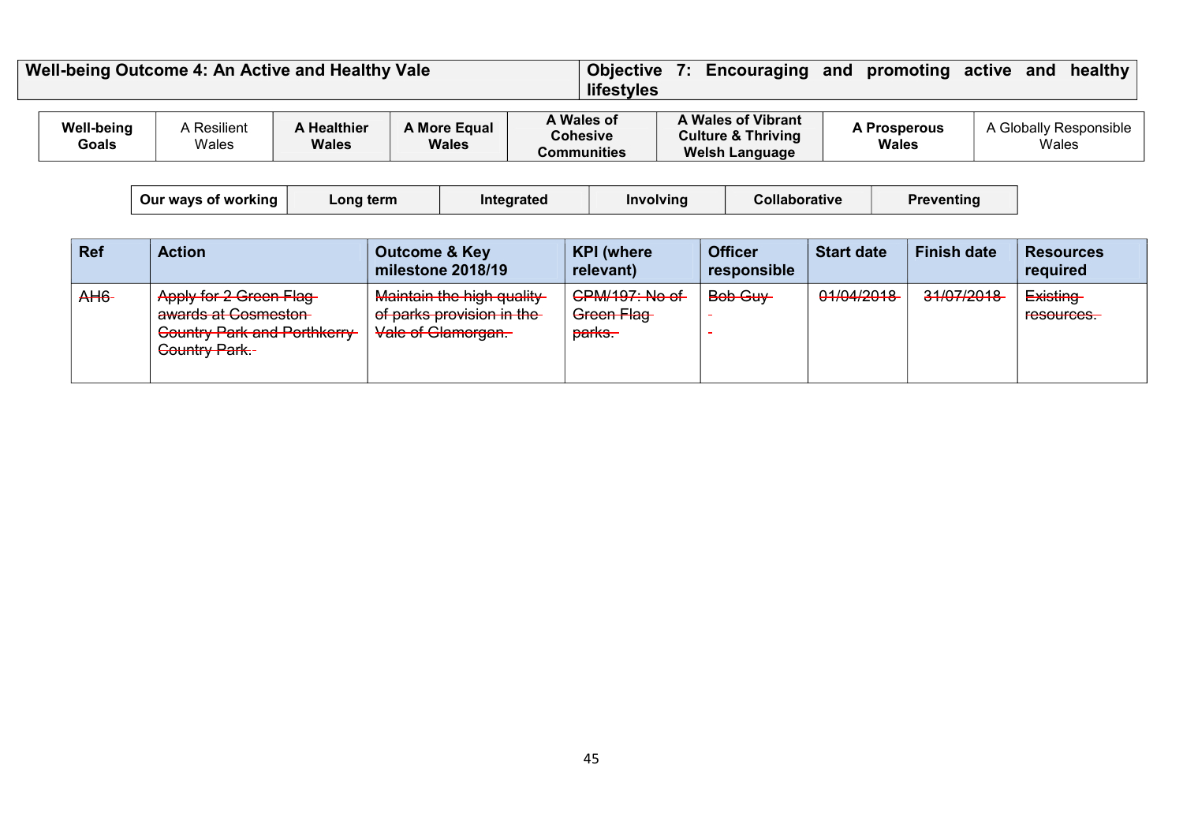| Well-being Outcome 4: An Active and Healthy Vale | Objective 7: Encouraging and promoting active and healthy lifestyles |
|---|---|

| Well-being Goals | A Resilient Wales | A Healthier Wales | A More Equal Wales | A Wales of Cohesive Communities | A Wales of Vibrant Culture & Thriving Welsh Language | A Prosperous Wales | A Globally Responsible Wales |
|---|---|---|---|---|---|---|---|

| Our ways of working | Long term | Integrated | Involving | Collaborative | Preventing |
|---|---|---|---|---|---|

| Ref | Action | Outcome & Key milestone 2018/19 | KPI (where relevant) | Officer responsible | Start date | Finish date | Resources required |
|---|---|---|---|---|---|---|---|
| ~~AH6~~ | ~~Apply for 2 Green Flag awards at Cosmeston Country Park and Porthkerry Country Park.~~ | ~~Maintain the high quality of parks provision in the Vale of Glamorgan.~~ | ~~CPM/197: No of Green Flag parks.~~ | ~~Bob Guy~~ | ~~01/04/2018~~ | ~~31/07/2018~~ | ~~Existing resources.~~ |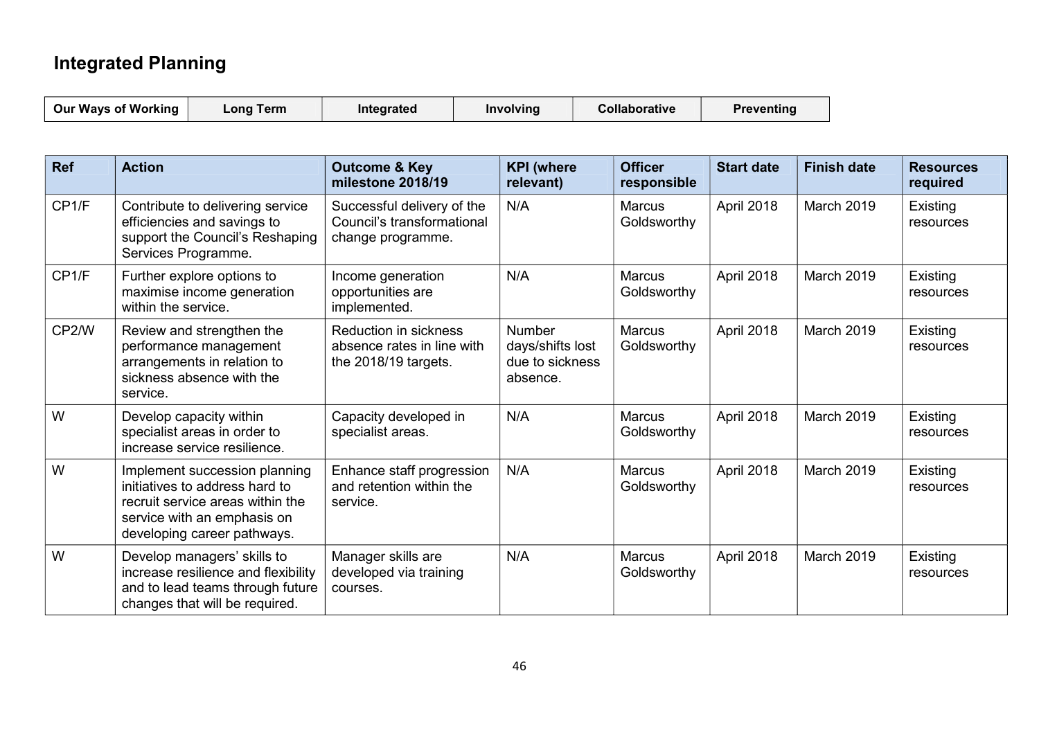## Integrated Planning

| Our Ways of Working | Long Term | Integrated | Involving | Collaborative | Preventing |
|---|---|---|---|---|---|

| Ref | Action | Outcome & Key milestone 2018/19 | KPI (where relevant) | Officer responsible | Start date | Finish date | Resources required |
|---|---|---|---|---|---|---|---|
| CP1/F | Contribute to delivering service efficiencies and savings to support the Council's Reshaping Services Programme. | Successful delivery of the Council's transformational change programme. | N/A | Marcus Goldsworthy | April 2018 | March 2019 | Existing resources |
| CP1/F | Further explore options to maximise income generation within the service. | Income generation opportunities are implemented. | N/A | Marcus Goldsworthy | April 2018 | March 2019 | Existing resources |
| CP2/W | Review and strengthen the performance management arrangements in relation to sickness absence with the service. | Reduction in sickness absence rates in line with the 2018/19 targets. | Number days/shifts lost due to sickness absence. | Marcus Goldsworthy | April 2018 | March 2019 | Existing resources |
| W | Develop capacity within specialist areas in order to increase service resilience. | Capacity developed in specialist areas. | N/A | Marcus Goldsworthy | April 2018 | March 2019 | Existing resources |
| W | Implement succession planning initiatives to address hard to recruit service areas within the service with an emphasis on developing career pathways. | Enhance staff progression and retention within the service. | N/A | Marcus Goldsworthy | April 2018 | March 2019 | Existing resources |
| W | Develop managers' skills to increase resilience and flexibility and to lead teams through future changes that will be required. | Manager skills are developed via training courses. | N/A | Marcus Goldsworthy | April 2018 | March 2019 | Existing resources |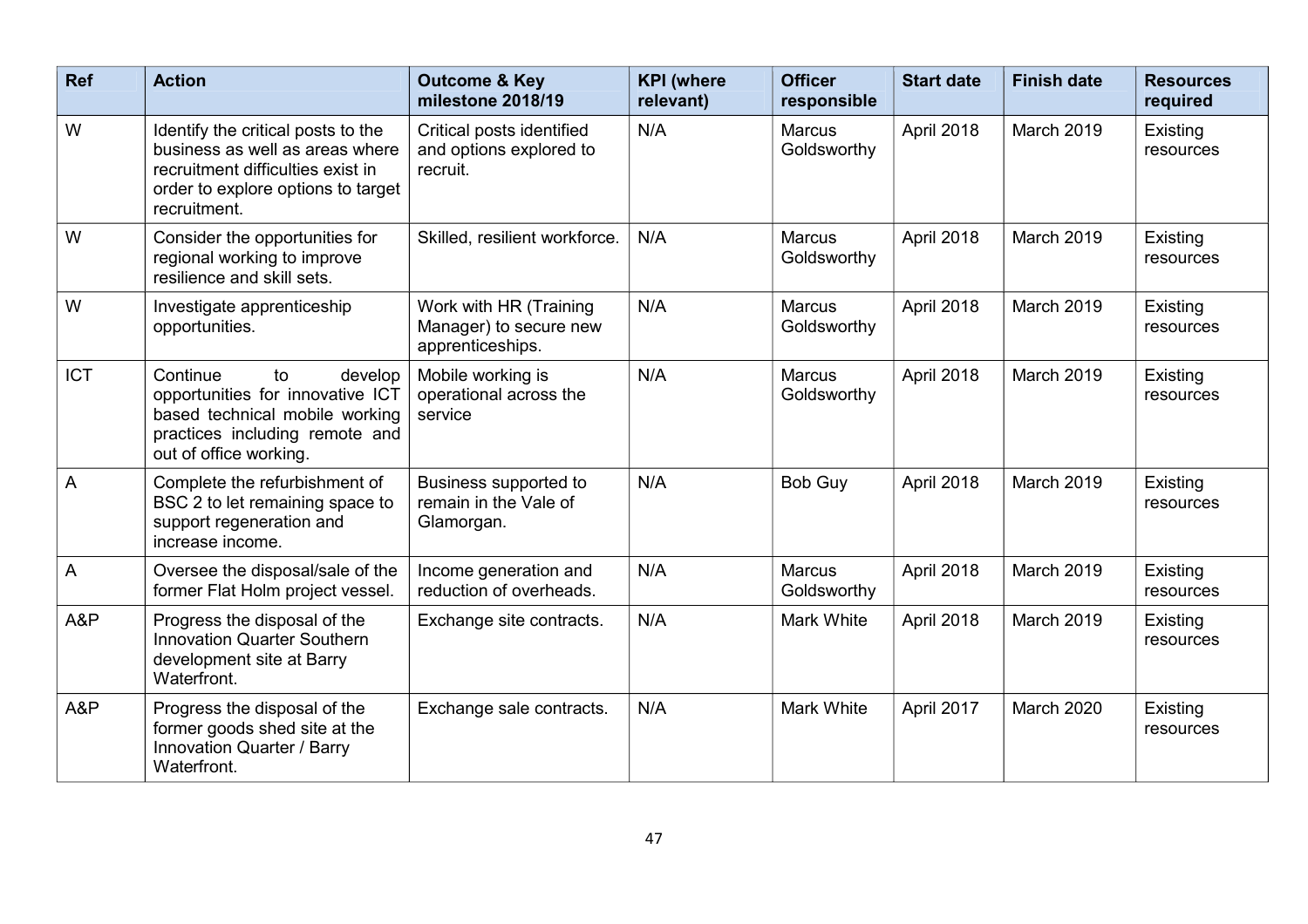| Ref | Action | Outcome & Key milestone 2018/19 | KPI (where relevant) | Officer responsible | Start date | Finish date | Resources required |
|---|---|---|---|---|---|---|---|
| W | Identify the critical posts to the business as well as areas where recruitment difficulties exist in order to explore options to target recruitment. | Critical posts identified and options explored to recruit. | N/A | Marcus Goldsworthy | April 2018 | March 2019 | Existing resources |
| W | Consider the opportunities for regional working to improve resilience and skill sets. | Skilled, resilient workforce. | N/A | Marcus Goldsworthy | April 2018 | March 2019 | Existing resources |
| W | Investigate apprenticeship opportunities. | Work with HR (Training Manager) to secure new apprenticeships. | N/A | Marcus Goldsworthy | April 2018 | March 2019 | Existing resources |
| ICT | Continue to develop opportunities for innovative ICT based technical mobile working practices including remote and out of office working. | Mobile working is operational across the service | N/A | Marcus Goldsworthy | April 2018 | March 2019 | Existing resources |
| A | Complete the refurbishment of BSC 2 to let remaining space to support regeneration and increase income. | Business supported to remain in the Vale of Glamorgan. | N/A | Bob Guy | April 2018 | March 2019 | Existing resources |
| A | Oversee the disposal/sale of the former Flat Holm project vessel. | Income generation and reduction of overheads. | N/A | Marcus Goldsworthy | April 2018 | March 2019 | Existing resources |
| A&P | Progress the disposal of the Innovation Quarter Southern development site at Barry Waterfront. | Exchange site contracts. | N/A | Mark White | April 2018 | March 2019 | Existing resources |
| A&P | Progress the disposal of the former goods shed site at the Innovation Quarter / Barry Waterfront. | Exchange sale contracts. | N/A | Mark White | April 2017 | March 2020 | Existing resources |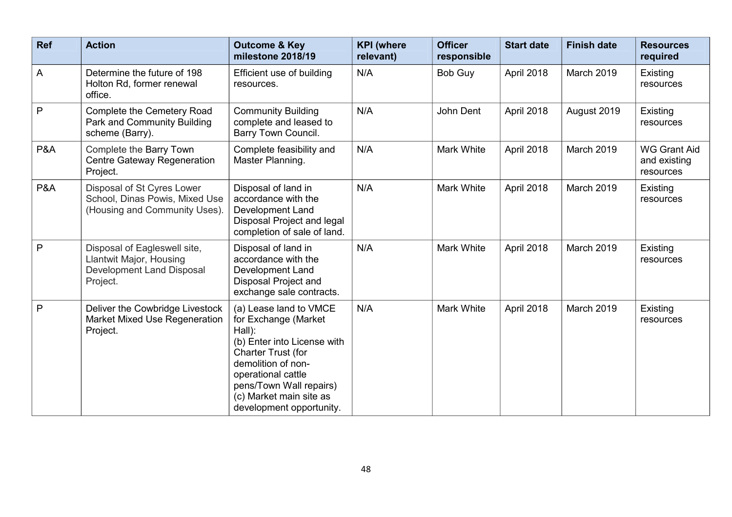| Ref | Action | Outcome & Key milestone 2018/19 | KPI (where relevant) | Officer responsible | Start date | Finish date | Resources required |
|---|---|---|---|---|---|---|---|
| A | Determine the future of 198 Holton Rd, former renewal office. | Efficient use of building resources. | N/A | Bob Guy | April 2018 | March 2019 | Existing resources |
| P | Complete the Cemetery Road Park and Community Building scheme (Barry). | Community Building complete and leased to Barry Town Council. | N/A | John Dent | April 2018 | August 2019 | Existing resources |
| P&A | Complete the Barry Town Centre Gateway Regeneration Project. | Complete feasibility and Master Planning. | N/A | Mark White | April 2018 | March 2019 | WG Grant Aid and existing resources |
| P&A | Disposal of St Cyres Lower School, Dinas Powis, Mixed Use (Housing and Community Uses). | Disposal of land in accordance with the Development Land Disposal Project and legal completion of sale of land. | N/A | Mark White | April 2018 | March 2019 | Existing resources |
| P | Disposal of Eagleswell site, Llantwit Major, Housing Development Land Disposal Project. | Disposal of land in accordance with the Development Land Disposal Project and exchange sale contracts. | N/A | Mark White | April 2018 | March 2019 | Existing resources |
| P | Deliver the Cowbridge Livestock Market Mixed Use Regeneration Project. | (a) Lease land to VMCE for Exchange (Market Hall):<br>(b) Enter into License with Charter Trust (for demolition of non-operational cattle pens/Town Wall repairs)<br>(c) Market main site as development opportunity. | N/A | Mark White | April 2018 | March 2019 | Existing resources |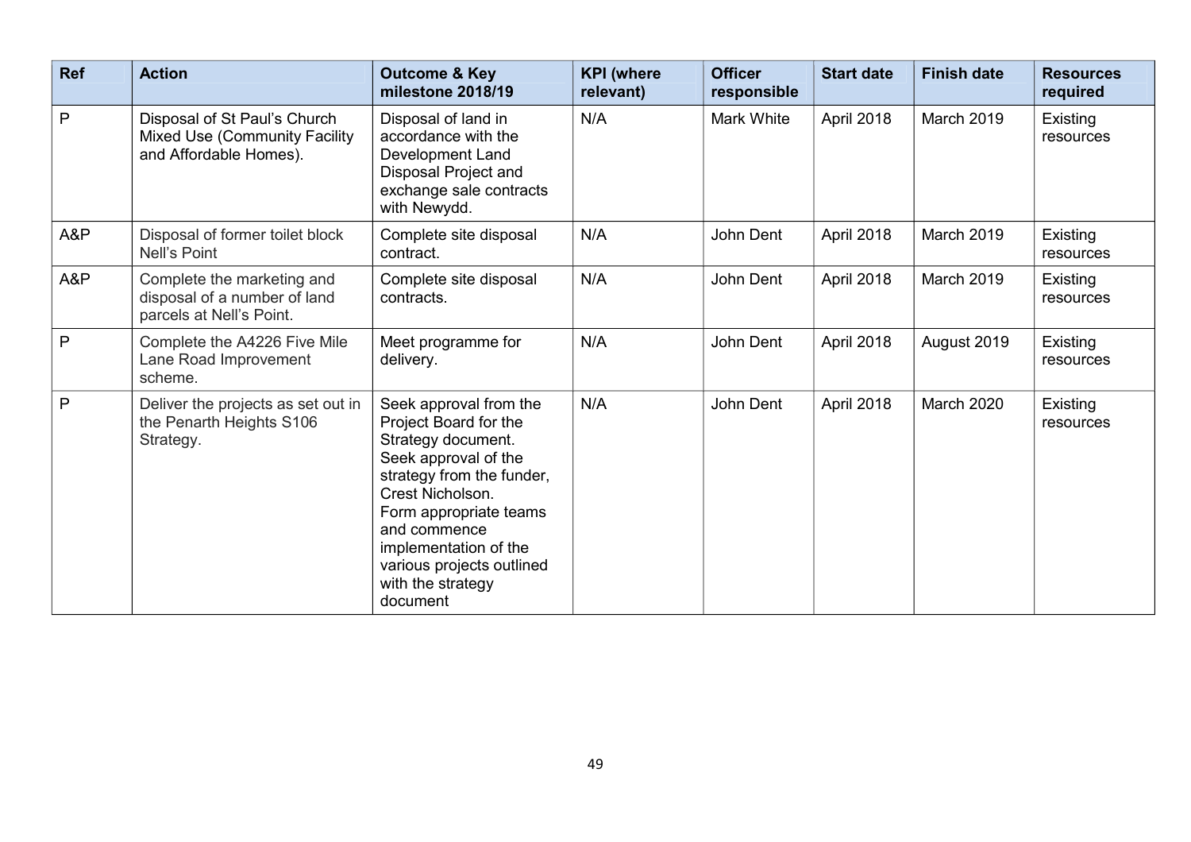| Ref | Action | Outcome & Key milestone 2018/19 | KPI (where relevant) | Officer responsible | Start date | Finish date | Resources required |
|---|---|---|---|---|---|---|---|
| P | Disposal of St Paul's Church Mixed Use (Community Facility and Affordable Homes). | Disposal of land in accordance with the Development Land Disposal Project and exchange sale contracts with Newydd. | N/A | Mark White | April 2018 | March 2019 | Existing resources |
| A&P | Disposal of former toilet block Nell's Point | Complete site disposal contract. | N/A | John Dent | April 2018 | March 2019 | Existing resources |
| A&P | Complete the marketing and disposal of a number of land parcels at Nell's Point. | Complete site disposal contracts. | N/A | John Dent | April 2018 | March 2019 | Existing resources |
| P | Complete the A4226 Five Mile Lane Road Improvement scheme. | Meet programme for delivery. | N/A | John Dent | April 2018 | August 2019 | Existing resources |
| P | Deliver the projects as set out in the Penarth Heights S106 Strategy. | Seek approval from the Project Board for the Strategy document. Seek approval of the strategy from the funder, Crest Nicholson. Form appropriate teams and commence implementation of the various projects outlined with the strategy document | N/A | John Dent | April 2018 | March 2020 | Existing resources |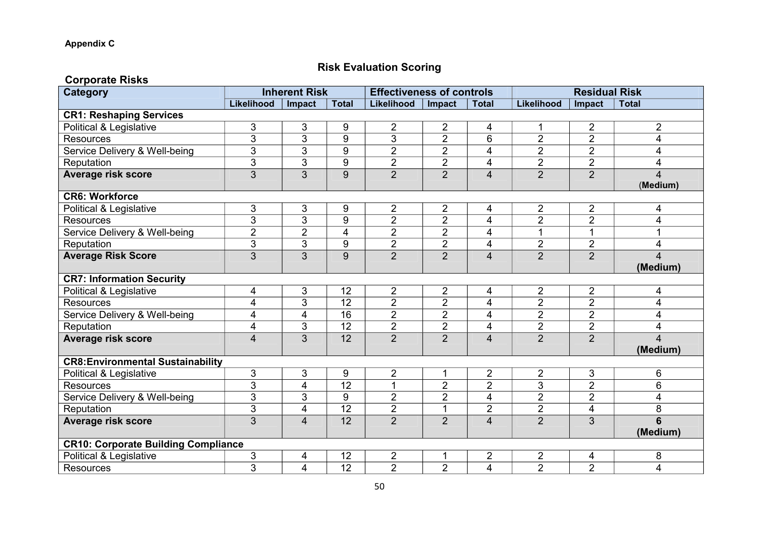**Appendix C**

## Risk Evaluation Scoring

### Corporate Risks

| Category | Inherent Risk | | | Effectiveness of controls | | | Residual Risk | | |
|---|---|---|---|---|---|---|---|---|---|
| | Likelihood | Impact | Total | Likelihood | Impact | Total | Likelihood | Impact | Total |
| **CR1: Reshaping Services** | | | | | | | | | |
| Political & Legislative | 3 | 3 | 9 | 2 | 2 | 4 | 1 | 2 | 2 |
| Resources | 3 | 3 | 9 | 3 | 2 | 6 | 2 | 2 | 4 |
| Service Delivery & Well-being | 3 | 3 | 9 | 2 | 2 | 4 | 2 | 2 | 4 |
| Reputation | 3 | 3 | 9 | 2 | 2 | 4 | 2 | 2 | 4 |
| **Average risk score** | 3 | 3 | 9 | 2 | 2 | 4 | 2 | 2 | 4 (**Medium**) |
| **CR6: Workforce** | | | | | | | | | |
| Political & Legislative | 3 | 3 | 9 | 2 | 2 | 4 | 2 | 2 | 4 |
| Resources | 3 | 3 | 9 | 2 | 2 | 4 | 2 | 2 | 4 |
| Service Delivery & Well-being | 2 | 2 | 4 | 2 | 2 | 4 | 1 | 1 | 1 |
| Reputation | 3 | 3 | 9 | 2 | 2 | 4 | 2 | 2 | 4 |
| **Average Risk Score** | 3 | 3 | 9 | 2 | 2 | 4 | 2 | 2 | 4 **(Medium)** |
| **CR7: Information Security** | | | | | | | | | |
| Political & Legislative | 4 | 3 | 12 | 2 | 2 | 4 | 2 | 2 | 4 |
| Resources | 4 | 3 | 12 | 2 | 2 | 4 | 2 | 2 | 4 |
| Service Delivery & Well-being | 4 | 4 | 16 | 2 | 2 | 4 | 2 | 2 | 4 |
| Reputation | 4 | 3 | 12 | 2 | 2 | 4 | 2 | 2 | 4 |
| **Average risk score** | 4 | 3 | 12 | 2 | 2 | 4 | 2 | 2 | 4 **(Medium)** |
| **CR8:Environmental Sustainability** | | | | | | | | | |
| Political & Legislative | 3 | 3 | 9 | 2 | 1 | 2 | 2 | 3 | 6 |
| Resources | 3 | 4 | 12 | 1 | 2 | 2 | 3 | 2 | 6 |
| Service Delivery & Well-being | 3 | 3 | 9 | 2 | 2 | 4 | 2 | 2 | 4 |
| Reputation | 3 | 4 | 12 | 2 | 1 | 2 | 2 | 4 | 8 |
| **Average risk score** | 3 | 4 | 12 | 2 | 2 | 4 | 2 | 3 | **6 (Medium)** |
| **CR10: Corporate Building Compliance** | | | | | | | | | |
| Political & Legislative | 3 | 4 | 12 | 2 | 1 | 2 | 2 | 4 | 8 |
| Resources | 3 | 4 | 12 | 2 | 2 | 4 | 2 | 2 | 4 |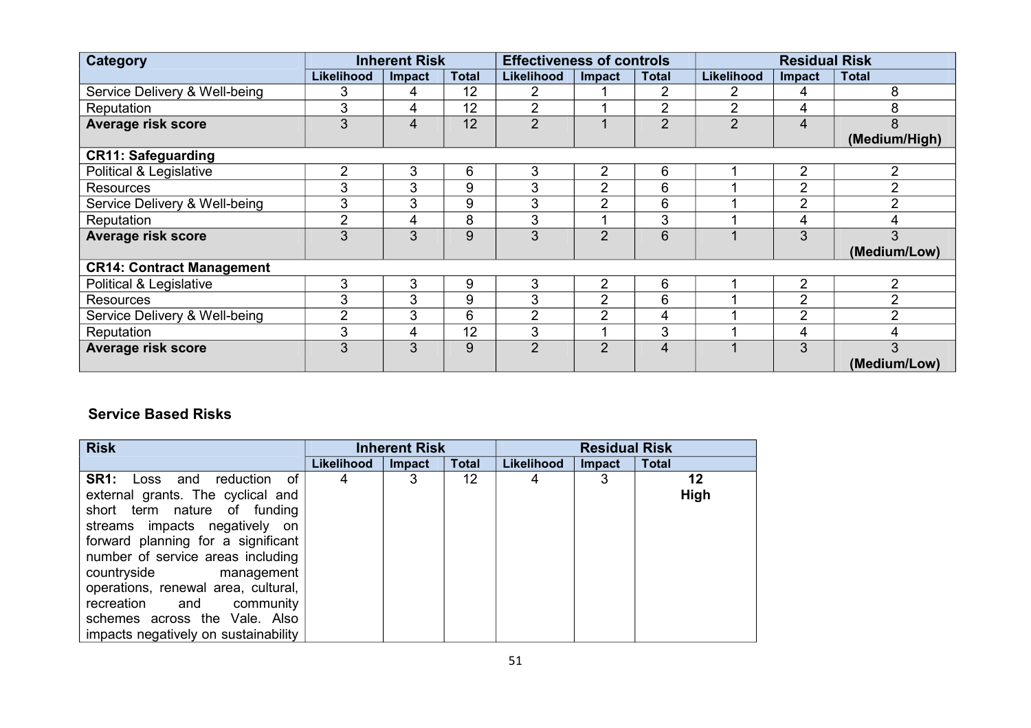| Category | Inherent Risk | | | Effectiveness of controls | | | Residual Risk | | |
|---|---|---|---|---|---|---|---|---|---|
| | Likelihood | Impact | Total | Likelihood | Impact | Total | Likelihood | Impact | Total |
| Service Delivery & Well-being | 3 | 4 | 12 | 2 | 1 | 2 | 2 | 4 | 8 |
| Reputation | 3 | 4 | 12 | 2 | 1 | 2 | 2 | 4 | 8 |
| **Average risk score** | 3 | 4 | 12 | 2 | 1 | 2 | 2 | 4 | 8 **(Medium/High)** |
| **CR11: Safeguarding** | | | | | | | | | |
| Political & Legislative | 2 | 3 | 6 | 3 | 2 | 6 | 1 | 2 | 2 |
| Resources | 3 | 3 | 9 | 3 | 2 | 6 | 1 | 2 | 2 |
| Service Delivery & Well-being | 3 | 3 | 9 | 3 | 2 | 6 | 1 | 2 | 2 |
| Reputation | 2 | 4 | 8 | 3 | 1 | 3 | 1 | 4 | 4 |
| **Average risk score** | 3 | 3 | 9 | 3 | 2 | 6 | 1 | 3 | 3 **(Medium/Low)** |
| **CR14: Contract Management** | | | | | | | | | |
| Political & Legislative | 3 | 3 | 9 | 3 | 2 | 6 | 1 | 2 | 2 |
| Resources | 3 | 3 | 9 | 3 | 2 | 6 | 1 | 2 | 2 |
| Service Delivery & Well-being | 2 | 3 | 6 | 2 | 2 | 4 | 1 | 2 | 2 |
| Reputation | 3 | 4 | 12 | 3 | 1 | 3 | 1 | 4 | 4 |
| **Average risk score** | 3 | 3 | 9 | 2 | 2 | 4 | 1 | 3 | 3 **(Medium/Low)** |

### Service Based Risks

| Risk | Inherent Risk | | | Residual Risk | | |
|---|---|---|---|---|---|---|
| | Likelihood | Impact | Total | Likelihood | Impact | Total |
| **SR1:** Loss and reduction of external grants. The cyclical and short term nature of funding streams impacts negatively on forward planning for a significant number of service areas including countryside management operations, renewal area, cultural, recreation and community schemes across the Vale. Also impacts negatively on sustainability | 4 | 3 | 12 | 4 | 3 | **12 High** |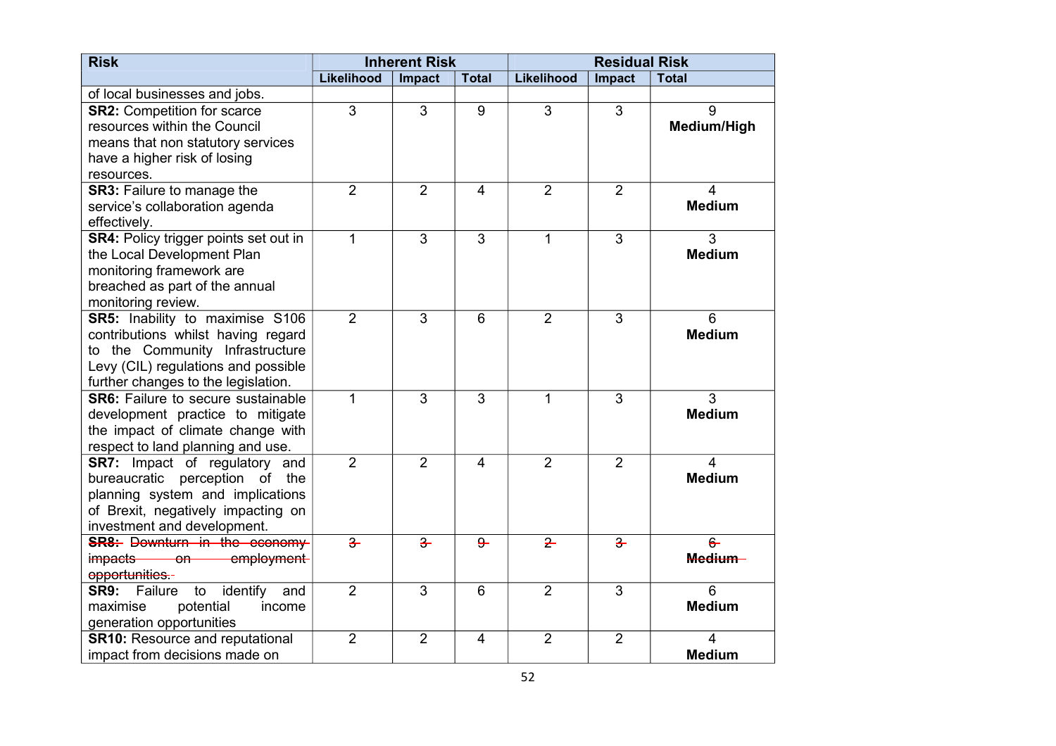| Risk | Inherent Risk | | | Residual Risk | | |
|---|---|---|---|---|---|---|
| | Likelihood | Impact | Total | Likelihood | Impact | Total |
| of local businesses and jobs. | | | | | | |
| **SR2:** Competition for scarce resources within the Council means that non statutory services have a higher risk of losing resources. | 3 | 3 | 9 | 3 | 3 | 9 **Medium/High** |
| **SR3:** Failure to manage the service's collaboration agenda effectively. | 2 | 2 | 4 | 2 | 2 | 4 **Medium** |
| **SR4:** Policy trigger points set out in the Local Development Plan monitoring framework are breached as part of the annual monitoring review. | 1 | 3 | 3 | 1 | 3 | 3 **Medium** |
| **SR5:** Inability to maximise S106 contributions whilst having regard to the Community Infrastructure Levy (CIL) regulations and possible further changes to the legislation. | 2 | 3 | 6 | 2 | 3 | 6 **Medium** |
| **SR6:** Failure to secure sustainable development practice to mitigate the impact of climate change with respect to land planning and use. | 1 | 3 | 3 | 1 | 3 | 3 **Medium** |
| **SR7:** Impact of regulatory and bureaucratic perception of the planning system and implications of Brexit, negatively impacting on investment and development. | 2 | 2 | 4 | 2 | 2 | 4 **Medium** |
| ~~**SR8:** Downturn in the economy impacts on employment opportunities.~~ | ~~3~~ | ~~3~~ | ~~9~~ | ~~2~~ | ~~3~~ | ~~6~~ ~~**Medium**~~ |
| **SR9:** Failure to identify and maximise potential income generation opportunities | 2 | 3 | 6 | 2 | 3 | 6 **Medium** |
| **SR10:** Resource and reputational impact from decisions made on | 2 | 2 | 4 | 2 | 2 | 4 **Medium** |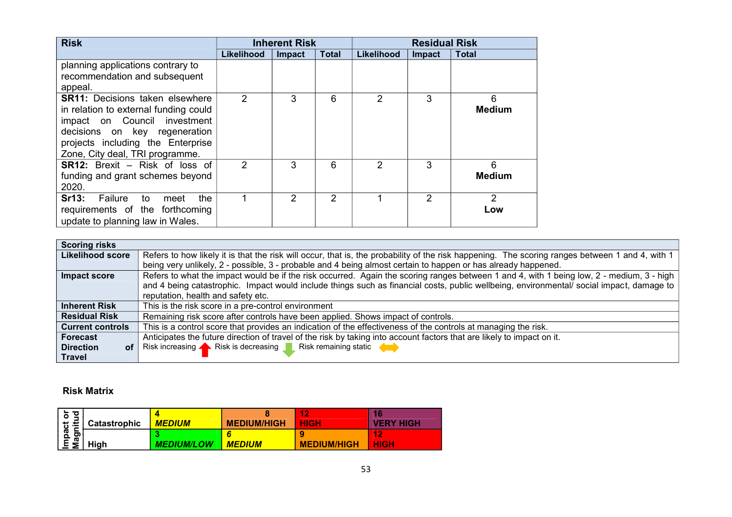| Risk | Inherent Risk | | | Residual Risk | | |
|---|---|---|---|---|---|---|
| | Likelihood | Impact | Total | Likelihood | Impact | Total |
| planning applications contrary to recommendation and subsequent appeal. | | | | | | |
| **SR11:** Decisions taken elsewhere in relation to external funding could impact on Council investment decisions on key regeneration projects including the Enterprise Zone, City deal, TRI programme. | 2 | 3 | 6 | 2 | 3 | 6 **Medium** |
| **SR12:** Brexit – Risk of loss of funding and grant schemes beyond 2020. | 2 | 3 | 6 | 2 | 3 | 6 **Medium** |
| **Sr13:** Failure to meet the requirements of the forthcoming update to planning law in Wales. | 1 | 2 | 2 | 1 | 2 | 2 **Low** |

| Scoring risks | |
|---|---|
| **Likelihood score** | Refers to how likely it is that the risk will occur, that is, the probability of the risk happening. The scoring ranges between 1 and 4, with 1 being very unlikely, 2 - possible, 3 - probable and 4 being almost certain to happen or has already happened. |
| **Impact score** | Refers to what the impact would be if the risk occurred. Again the scoring ranges between 1 and 4, with 1 being low, 2 - medium, 3 - high and 4 being catastrophic. Impact would include things such as financial costs, public wellbeing, environmental/ social impact, damage to reputation, health and safety etc. |
| **Inherent Risk** | This is the risk score in a pre-control environment |
| **Residual Risk** | Remaining risk score after controls have been applied. Shows impact of controls. |
| **Current controls** | This is a control score that provides an indication of the effectiveness of the controls at managing the risk. |
| **Forecast Direction of Travel** | Anticipates the future direction of travel of the risk by taking into account factors that are likely to impact on it. Risk increasing ↑ Risk is decreasing ↓ Risk remaining static ↔ |

**Risk Matrix**

| Impact or Magnitude | | | | | |
|---|---|---|---|---|---|
| | Catastrophic | 4 *MEDIUM* | 8 MEDIUM/HIGH | 12 HIGH | 16 VERY HIGH |
| | High | 3 *MEDIUM/LOW* | 6 *MEDIUM* | 9 MEDIUM/HIGH | 12 HIGH |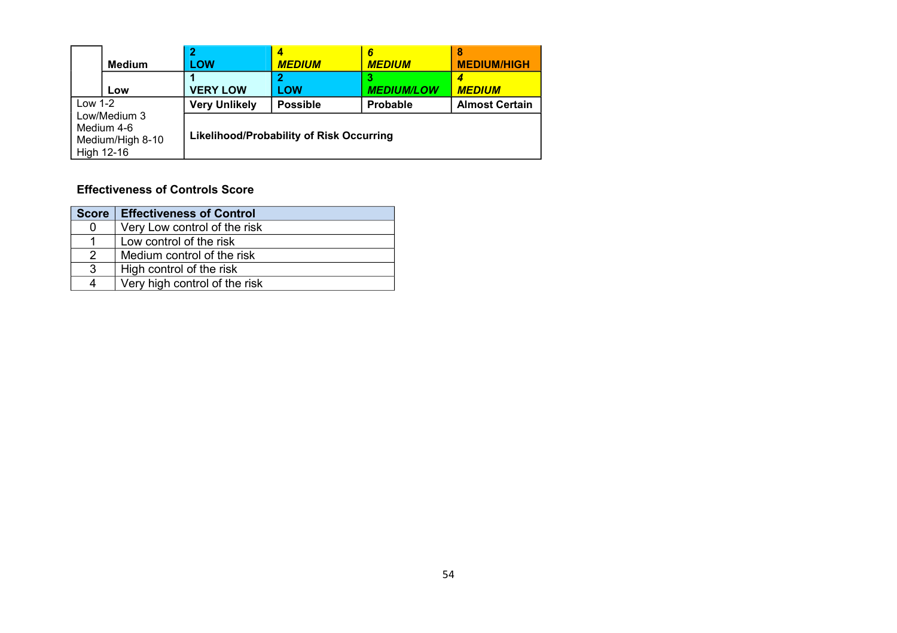| | | | | | |
|---|---|---|---|---|---|
| | Medium | 2<br>**LOW** | 4<br>***MEDIUM*** | *6*<br>***MEDIUM*** | 8<br>**MEDIUM/HIGH** |
| | Low | 1<br>**VERY LOW** | 2<br>**LOW** | 3<br>***MEDIUM/LOW*** | *4*<br>***MEDIUM*** |
| Low 1-2<br>Low/Medium 3<br>Medium 4-6<br>Medium/High 8-10<br>High 12-16 | | **Very Unlikely** | **Possible** | **Probable** | **Almost Certain** |
| | | **Likelihood/Probability of Risk Occurring** | | | |

### Effectiveness of Controls Score

| Score | Effectiveness of Control |
|---|---|
| 0 | Very Low control of the risk |
| 1 | Low control of the risk |
| 2 | Medium control of the risk |
| 3 | High control of the risk |
| 4 | Very high control of the risk |